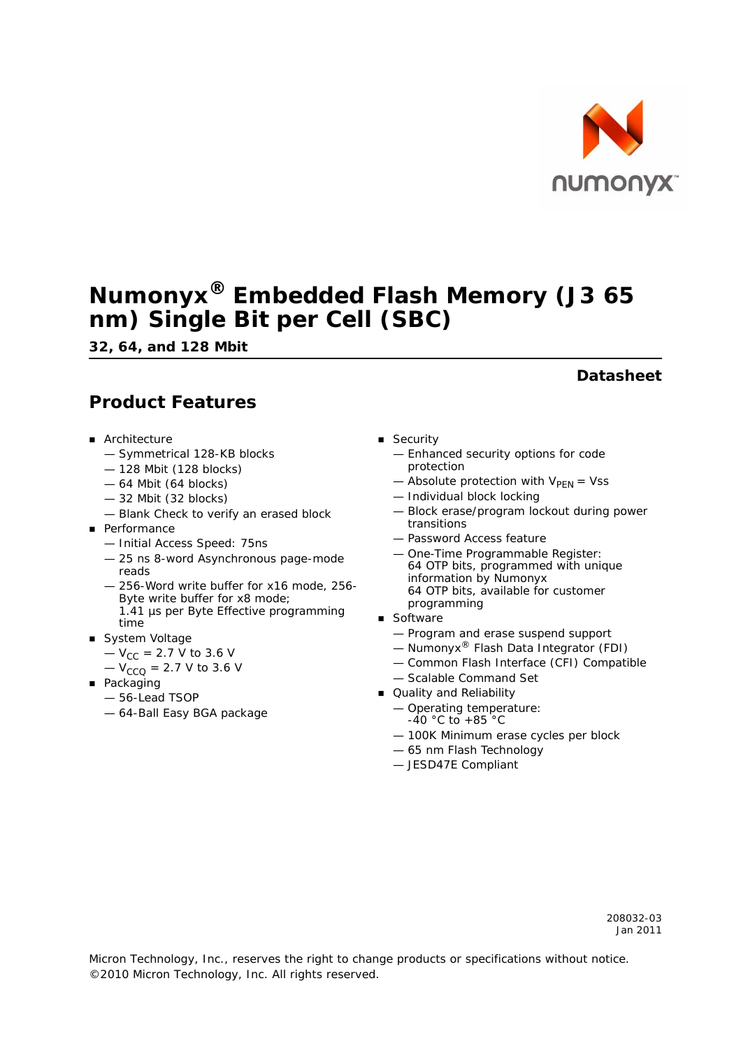# Numonyx® Embedded Flash Memory (J3 65 nm) Single Bit per Cell (SBC)

**32, 64, and 128 Mbit**

**Datasheet**

## Product Features

- Architecture
  - — Symmetrical 128-KB blocks
  - — 128 Mbit (128 blocks)
  - — 64 Mbit (64 blocks)
  - — 32 Mbit (32 blocks)
  - — Blank Check to verify an erased block
- Performance
  - — Initial Access Speed: 75ns
  - — 25 ns 8-word Asynchronous page-mode reads
  - — 256-Word write buffer for x16 mode, 256-Byte write buffer for x8 mode; 1.41 µs per Byte Effective programming time
- System Voltage
  - — $V_{CC}$ = 2.7 V to 3.6 V
  - — $V_{CCQ}$ = 2.7 V to 3.6 V
- Packaging
  - — 56-Lead TSOP
  - — 64-Ball Easy BGA package
- Security
  - — Enhanced security options for code protection
  - — Absolute protection with $V_{PEN}$ = Vss
  - — Individual block locking
  - — Block erase/program lockout during power transitions
  - — Password Access feature
  - — One-Time Programmable Register: 64 OTP bits, programmed with unique information by Numonyx 64 OTP bits, available for customer programming
- Software
  - — Program and erase suspend support
  - — Numonyx® Flash Data Integrator (FDI)
  - — Common Flash Interface (CFI) Compatible
  - — Scalable Command Set
- Quality and Reliability
  - — Operating temperature: -40 °C to +85 °C
  - — 100K Minimum erase cycles per block
  - — 65 nm Flash Technology
  - — JESD47E Compliant

208032-03
Jan 2011

Micron Technology, Inc., reserves the right to change products or specifications without notice.
©2010 Micron Technology, Inc. All rights reserved.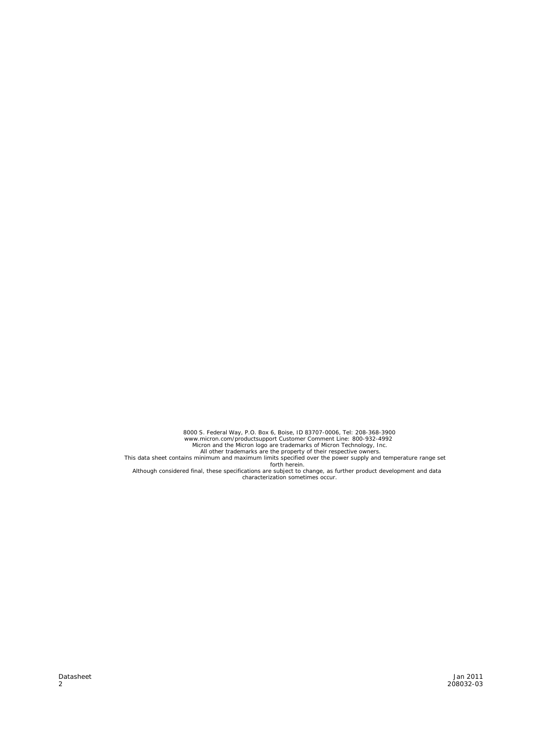8000 S. Federal Way, P.O. Box 6, Boise, ID 83707-0006, Tel: 208-368-3900
www.micron.com/productsupport Customer Comment Line: 800-932-4992
Micron and the Micron logo are trademarks of Micron Technology, Inc.
All other trademarks are the property of their respective owners.
This data sheet contains minimum and maximum limits specified over the power supply and temperature range set forth herein.
Although considered final, these specifications are subject to change, as further product development and data characterization sometimes occur.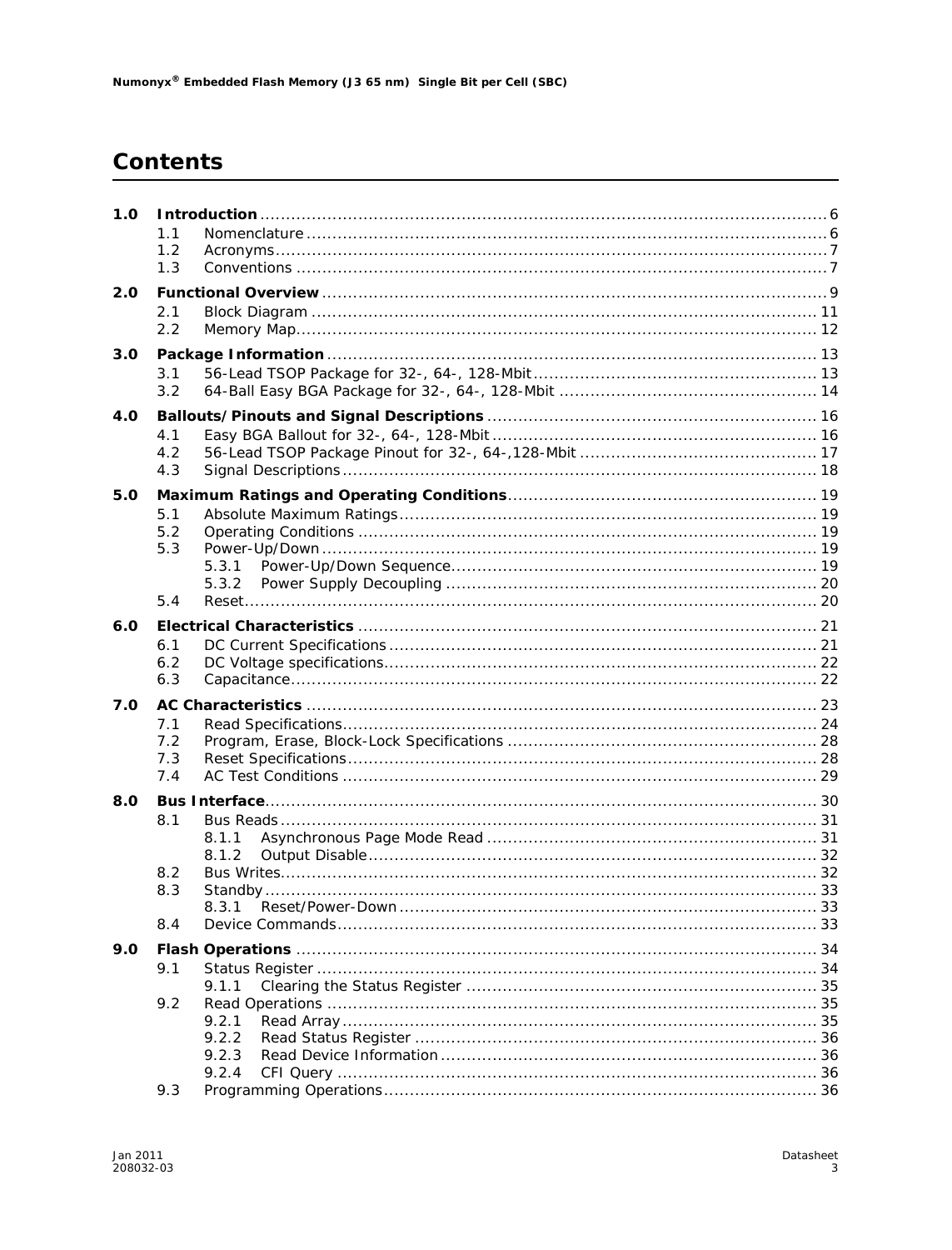# Contents

**1.0 Introduction** .......... 6
- 1.1 Nomenclature .......... 6
- 1.2 Acronyms .......... 7
- 1.3 Conventions .......... 7

**2.0 Functional Overview** .......... 9
- 2.1 Block Diagram .......... 11
- 2.2 Memory Map .......... 12

**3.0 Package Information** .......... 13
- 3.1 56-Lead TSOP Package for 32-, 64-, 128-Mbit .......... 13
- 3.2 64-Ball Easy BGA Package for 32-, 64-, 128-Mbit .......... 14

**4.0 Ballouts/Pinouts and Signal Descriptions** .......... 16
- 4.1 Easy BGA Ballout for 32-, 64-, 128-Mbit .......... 16
- 4.2 56-Lead TSOP Package Pinout for 32-, 64-,128-Mbit .......... 17
- 4.3 Signal Descriptions .......... 18

**5.0 Maximum Ratings and Operating Conditions** .......... 19
- 5.1 Absolute Maximum Ratings .......... 19
- 5.2 Operating Conditions .......... 19
- 5.3 Power-Up/Down .......... 19
  - 5.3.1 Power-Up/Down Sequence .......... 19
  - 5.3.2 Power Supply Decoupling .......... 20
- 5.4 Reset .......... 20

**6.0 Electrical Characteristics** .......... 21
- 6.1 DC Current Specifications .......... 21
- 6.2 DC Voltage specifications .......... 22
- 6.3 Capacitance .......... 22

**7.0 AC Characteristics** .......... 23
- 7.1 Read Specifications .......... 24
- 7.2 Program, Erase, Block-Lock Specifications .......... 28
- 7.3 Reset Specifications .......... 28
- 7.4 AC Test Conditions .......... 29

**8.0 Bus Interface** .......... 30
- 8.1 Bus Reads .......... 31
  - 8.1.1 Asynchronous Page Mode Read .......... 31
  - 8.1.2 Output Disable .......... 32
- 8.2 Bus Writes .......... 32
- 8.3 Standby .......... 33
  - 8.3.1 Reset/Power-Down .......... 33
- 8.4 Device Commands .......... 33

**9.0 Flash Operations** .......... 34
- 9.1 Status Register .......... 34
  - 9.1.1 Clearing the Status Register .......... 35
- 9.2 Read Operations .......... 35
  - 9.2.1 Read Array .......... 35
  - 9.2.2 Read Status Register .......... 36
  - 9.2.3 Read Device Information .......... 36
  - 9.2.4 CFI Query .......... 36
- 9.3 Programming Operations .......... 36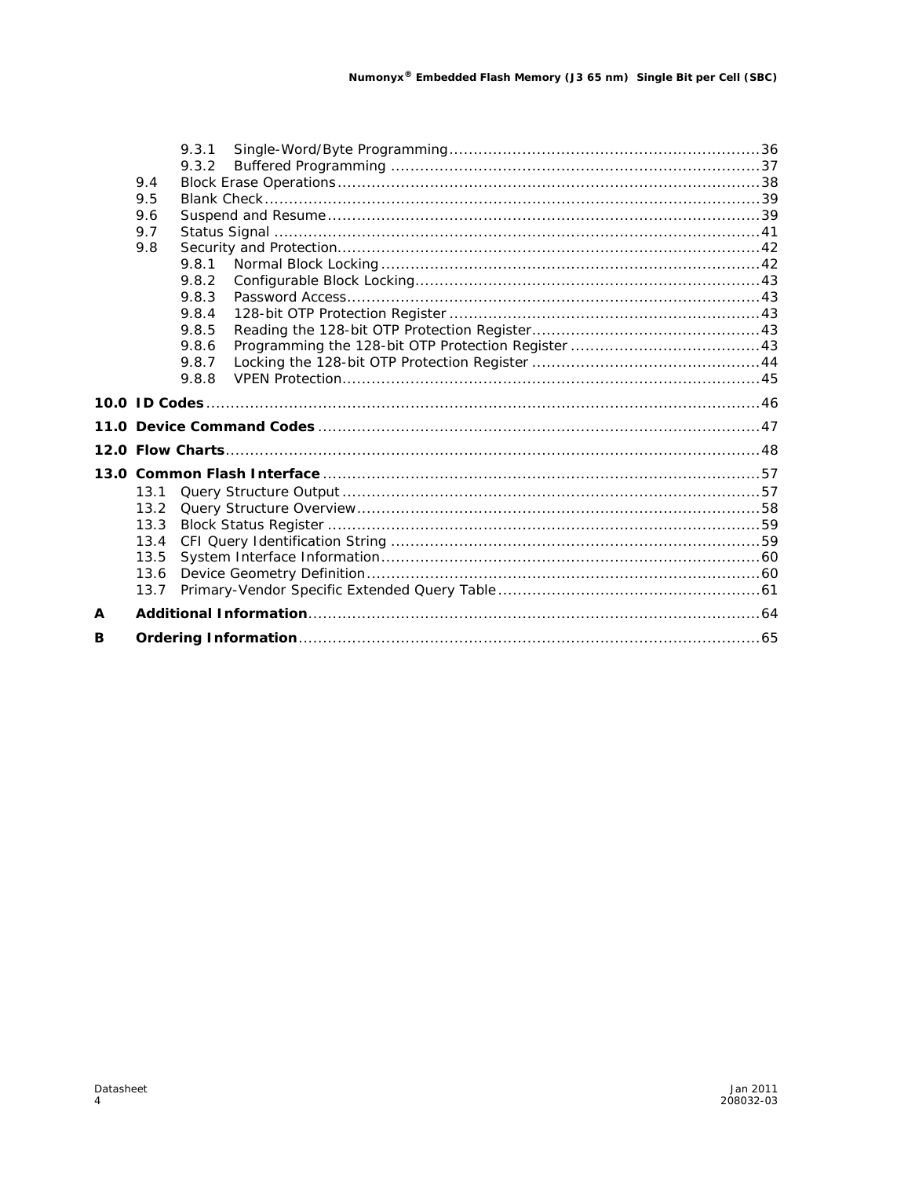9.3.1 Single-Word/Byte Programming ............ 36
9.3.2 Buffered Programming ............ 37
9.4 Block Erase Operations ............ 38
9.5 Blank Check ............ 39
9.6 Suspend and Resume ............ 39
9.7 Status Signal ............ 41
9.8 Security and Protection ............ 42
9.8.1 Normal Block Locking ............ 42
9.8.2 Configurable Block Locking ............ 43
9.8.3 Password Access ............ 43
9.8.4 128-bit OTP Protection Register ............ 43
9.8.5 Reading the 128-bit OTP Protection Register ............ 43
9.8.6 Programming the 128-bit OTP Protection Register ............ 43
9.8.7 Locking the 128-bit OTP Protection Register ............ 44
9.8.8 VPEN Protection ............ 45

**10.0 ID Codes** ............ 46

**11.0 Device Command Codes** ............ 47

**12.0 Flow Charts** ............ 48

**13.0 Common Flash Interface** ............ 57

13.1 Query Structure Output ............ 57
13.2 Query Structure Overview ............ 58
13.3 Block Status Register ............ 59
13.4 CFI Query Identification String ............ 59
13.5 System Interface Information ............ 60
13.6 Device Geometry Definition ............ 60
13.7 Primary-Vendor Specific Extended Query Table ............ 61

**A Additional Information** ............ 64

**B Ordering Information** ............ 65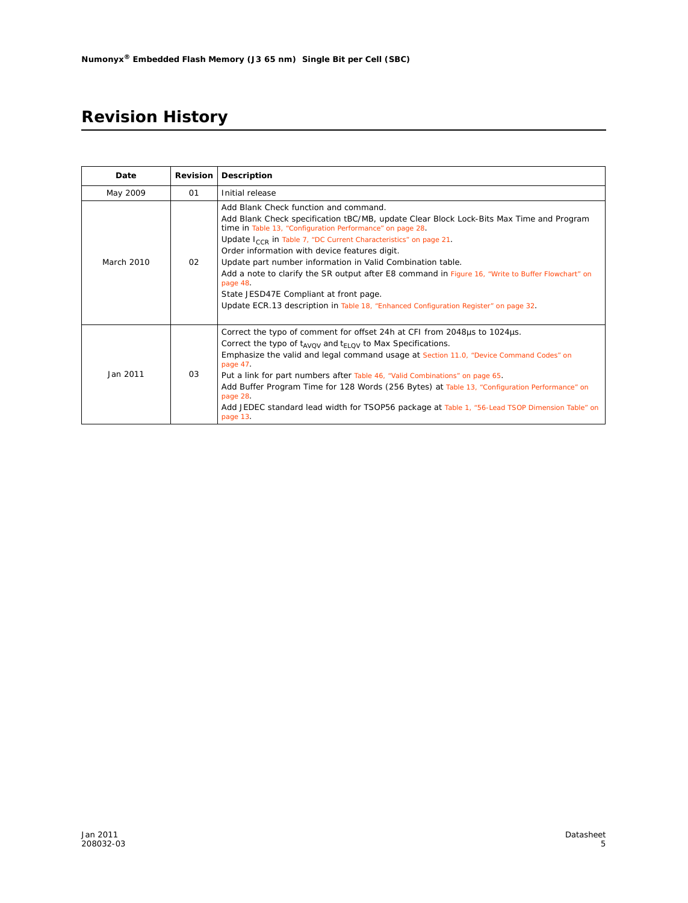# Revision History

| Date | Revision | Description |
|---|---|---|
| May 2009 | 01 | Initial release |
| March 2010 | 02 | Add Blank Check function and command.<br>Add Blank Check specification tBC/MB, update Clear Block Lock-Bits Max Time and Program time in Table 13, "Configuration Performance" on page 28.<br>Update $I_{CCR}$ in Table 7, "DC Current Characteristics" on page 21.<br>Order information with device features digit.<br>Update part number information in Valid Combination table.<br>Add a note to clarify the SR output after E8 command in Figure 16, "Write to Buffer Flowchart" on page 48.<br>State JESD47E Compliant at front page.<br>Update ECR.13 description in Table 18, "Enhanced Configuration Register" on page 32. |
| Jan 2011 | 03 | Correct the typo of comment for offset 24h at CFI from 2048µs to 1024µs.<br>Correct the typo of $t_{AVQV}$ and $t_{ELQV}$ to Max Specifications.<br>Emphasize the valid and legal command usage at Section 11.0, "Device Command Codes" on page 47.<br>Put a link for part numbers after Table 46, "Valid Combinations" on page 65.<br>Add Buffer Program Time for 128 Words (256 Bytes) at Table 13, "Configuration Performance" on page 28.<br>Add JEDEC standard lead width for TSOP56 package at Table 1, "56-Lead TSOP Dimension Table" on page 13. |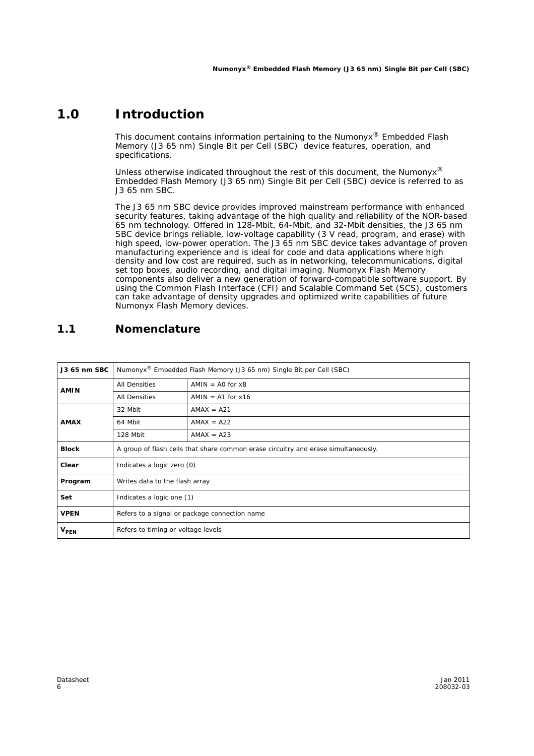# 1.0 Introduction

This document contains information pertaining to the Numonyx® Embedded Flash Memory (J3 65 nm) Single Bit per Cell (SBC) device features, operation, and specifications.

Unless otherwise indicated throughout the rest of this document, the Numonyx® Embedded Flash Memory (J3 65 nm) Single Bit per Cell (SBC) device is referred to as J3 65 nm SBC.

The J3 65 nm SBC device provides improved mainstream performance with enhanced security features, taking advantage of the high quality and reliability of the NOR-based 65 nm technology. Offered in 128-Mbit, 64-Mbit, and 32-Mbit densities, the J3 65 nm SBC device brings reliable, low-voltage capability (3 V read, program, and erase) with high speed, low-power operation. The J3 65 nm SBC device takes advantage of proven manufacturing experience and is ideal for code and data applications where high density and low cost are required, such as in networking, telecommunications, digital set top boxes, audio recording, and digital imaging. Numonyx Flash Memory components also deliver a new generation of forward-compatible software support. By using the Common Flash Interface (CFI) and Scalable Command Set (SCS), customers can take advantage of density upgrades and optimized write capabilities of future Numonyx Flash Memory devices.

## 1.1 Nomenclature

| | | |
|---|---|---|
| **J3 65 nm SBC** | Numonyx® Embedded Flash Memory (J3 65 nm) Single Bit per Cell (SBC) | |
| **AMIN** | All Densities | AMIN = A0 for x8 |
| | All Densities | AMIN = A1 for x16 |
| **AMAX** | 32 Mbit | AMAX = A21 |
| | 64 Mbit | AMAX = A22 |
| | 128 Mbit | AMAX = A23 |
| **Block** | A group of flash cells that share common erase circuitry and erase simultaneously. | |
| **Clear** | Indicates a logic zero (0) | |
| **Program** | Writes data to the flash array | |
| **Set** | Indicates a logic one (1) | |
| **VPEN** | Refers to a signal or package connection name | |
| **$V_{PEN}$** | Refers to timing or voltage levels | |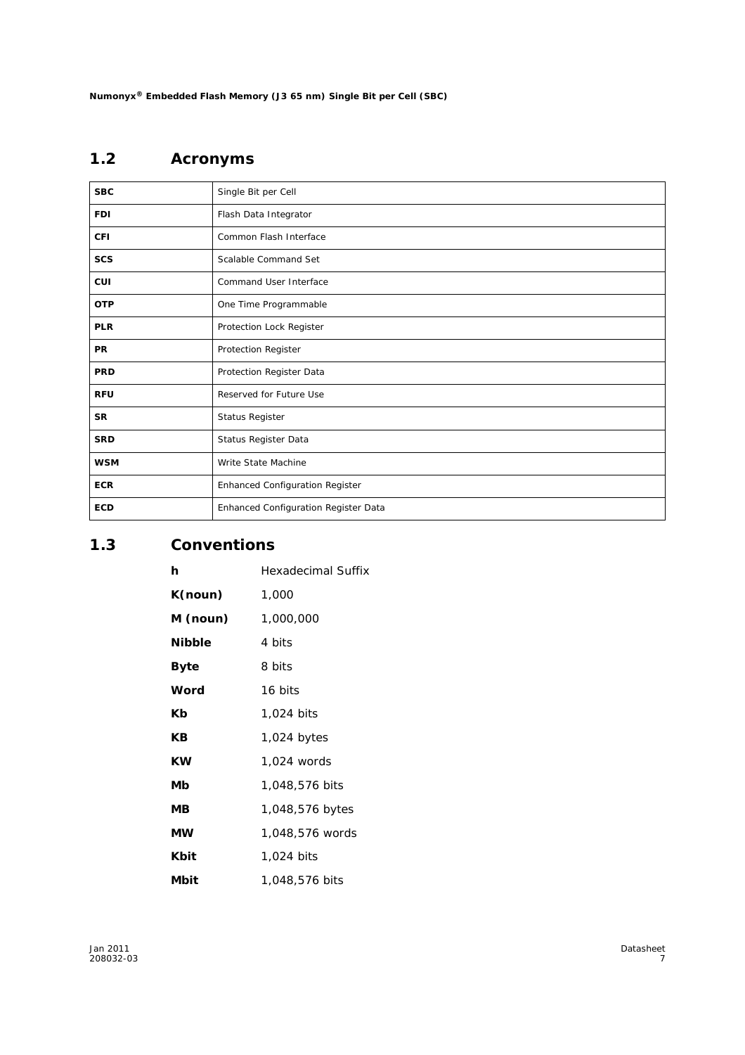## 1.2 Acronyms

| | |
|---|---|
| **SBC** | Single Bit per Cell |
| **FDI** | Flash Data Integrator |
| **CFI** | Common Flash Interface |
| **SCS** | Scalable Command Set |
| **CUI** | Command User Interface |
| **OTP** | One Time Programmable |
| **PLR** | Protection Lock Register |
| **PR** | Protection Register |
| **PRD** | Protection Register Data |
| **RFU** | Reserved for Future Use |
| **SR** | Status Register |
| **SRD** | Status Register Data |
| **WSM** | Write State Machine |
| **ECR** | Enhanced Configuration Register |
| **ECD** | Enhanced Configuration Register Data |

## 1.3 Conventions

| | |
|---|---|
| **h** | Hexadecimal Suffix |
| **K(noun)** | 1,000 |
| **M (noun)** | 1,000,000 |
| **Nibble** | 4 bits |
| **Byte** | 8 bits |
| **Word** | 16 bits |
| **Kb** | 1,024 bits |
| **KB** | 1,024 bytes |
| **KW** | 1,024 words |
| **Mb** | 1,048,576 bits |
| **MB** | 1,048,576 bytes |
| **MW** | 1,048,576 words |
| **Kbit** | 1,024 bits |
| **Mbit** | 1,048,576 bits |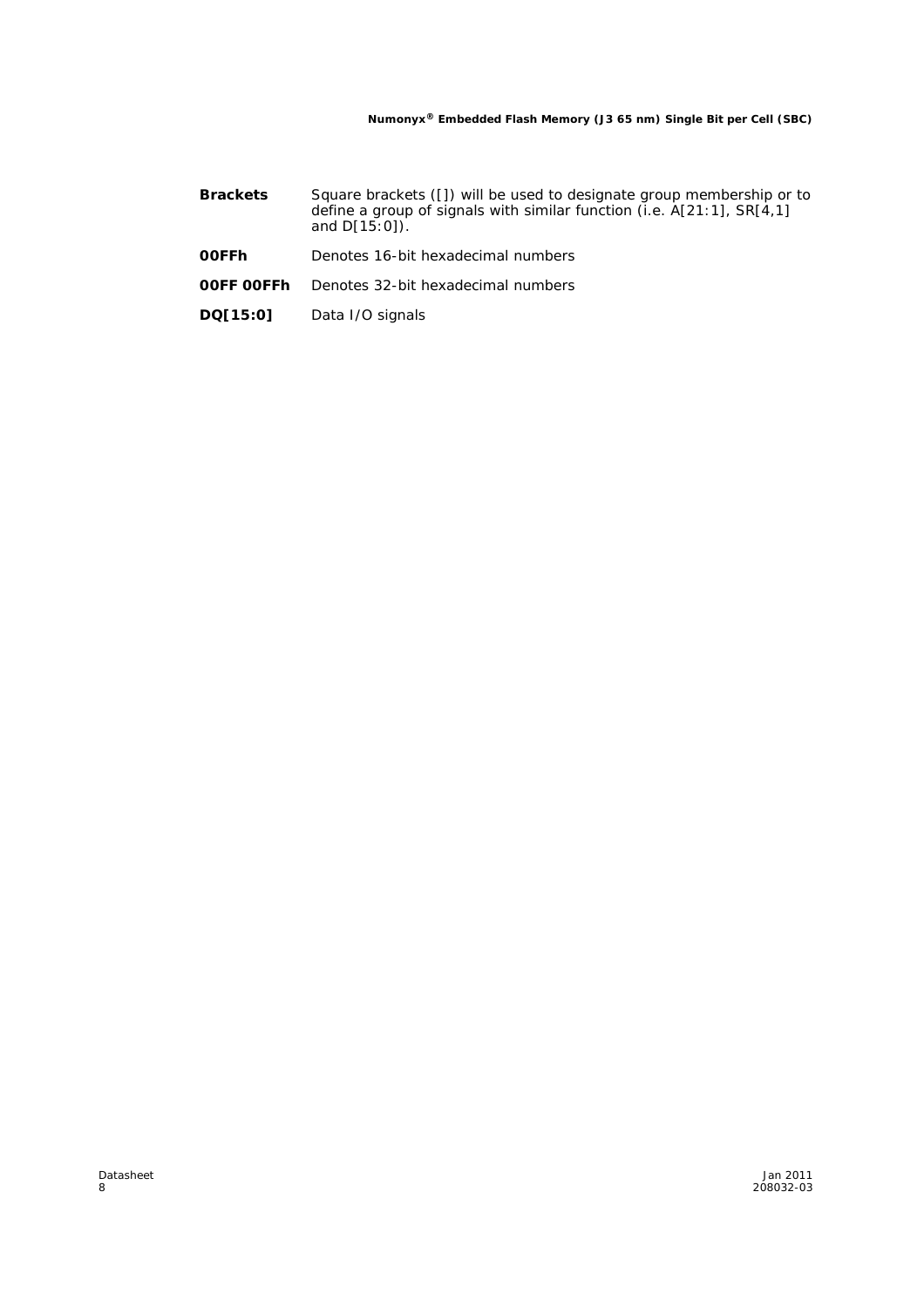**Brackets** Square brackets ([]) will be used to designate group membership or to define a group of signals with similar function (i.e. A[21:1], SR[4,1] and D[15:0]).

**00FFh** Denotes 16-bit hexadecimal numbers

**00FF 00FFh** Denotes 32-bit hexadecimal numbers

**DQ[15:0]** Data I/O signals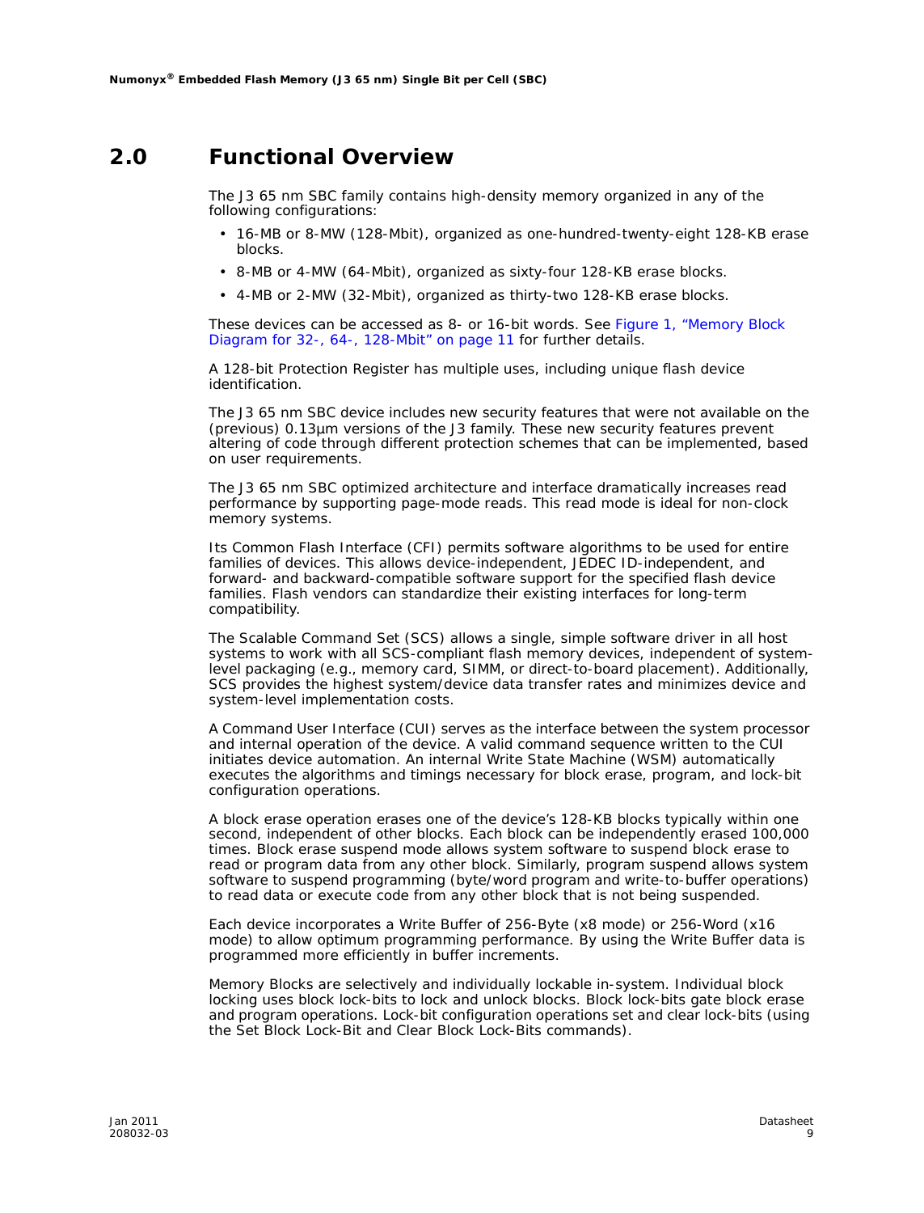# 2.0 Functional Overview

The J3 65 nm SBC family contains high-density memory organized in any of the following configurations:

- 16-MB or 8-MW (128-Mbit), organized as one-hundred-twenty-eight 128-KB erase blocks.
- 8-MB or 4-MW (64-Mbit), organized as sixty-four 128-KB erase blocks.
- 4-MB or 2-MW (32-Mbit), organized as thirty-two 128-KB erase blocks.

These devices can be accessed as 8- or 16-bit words. See Figure 1, "Memory Block Diagram for 32-, 64-, 128-Mbit" on page 11 for further details.

A 128-bit Protection Register has multiple uses, including unique flash device identification.

The J3 65 nm SBC device includes new security features that were not available on the (previous) 0.13µm versions of the J3 family. These new security features prevent altering of code through different protection schemes that can be implemented, based on user requirements.

The J3 65 nm SBC optimized architecture and interface dramatically increases read performance by supporting page-mode reads. This read mode is ideal for non-clock memory systems.

Its Common Flash Interface (CFI) permits software algorithms to be used for entire families of devices. This allows device-independent, JEDEC ID-independent, and forward- and backward-compatible software support for the specified flash device families. Flash vendors can standardize their existing interfaces for long-term compatibility.

The Scalable Command Set (SCS) allows a single, simple software driver in all host systems to work with all SCS-compliant flash memory devices, independent of system-level packaging (e.g., memory card, SIMM, or direct-to-board placement). Additionally, SCS provides the highest system/device data transfer rates and minimizes device and system-level implementation costs.

A Command User Interface (CUI) serves as the interface between the system processor and internal operation of the device. A valid command sequence written to the CUI initiates device automation. An internal Write State Machine (WSM) automatically executes the algorithms and timings necessary for block erase, program, and lock-bit configuration operations.

A block erase operation erases one of the device's 128-KB blocks typically within one second, independent of other blocks. Each block can be independently erased 100,000 times. Block erase suspend mode allows system software to suspend block erase to read or program data from any other block. Similarly, program suspend allows system software to suspend programming (byte/word program and write-to-buffer operations) to read data or execute code from any other block that is not being suspended.

Each device incorporates a Write Buffer of 256-Byte (x8 mode) or 256-Word (x16 mode) to allow optimum programming performance. By using the Write Buffer data is programmed more efficiently in buffer increments.

Memory Blocks are selectively and individually lockable in-system. Individual block locking uses block lock-bits to lock and unlock blocks. Block lock-bits gate block erase and program operations. Lock-bit configuration operations set and clear lock-bits (using the Set Block Lock-Bit and Clear Block Lock-Bits commands).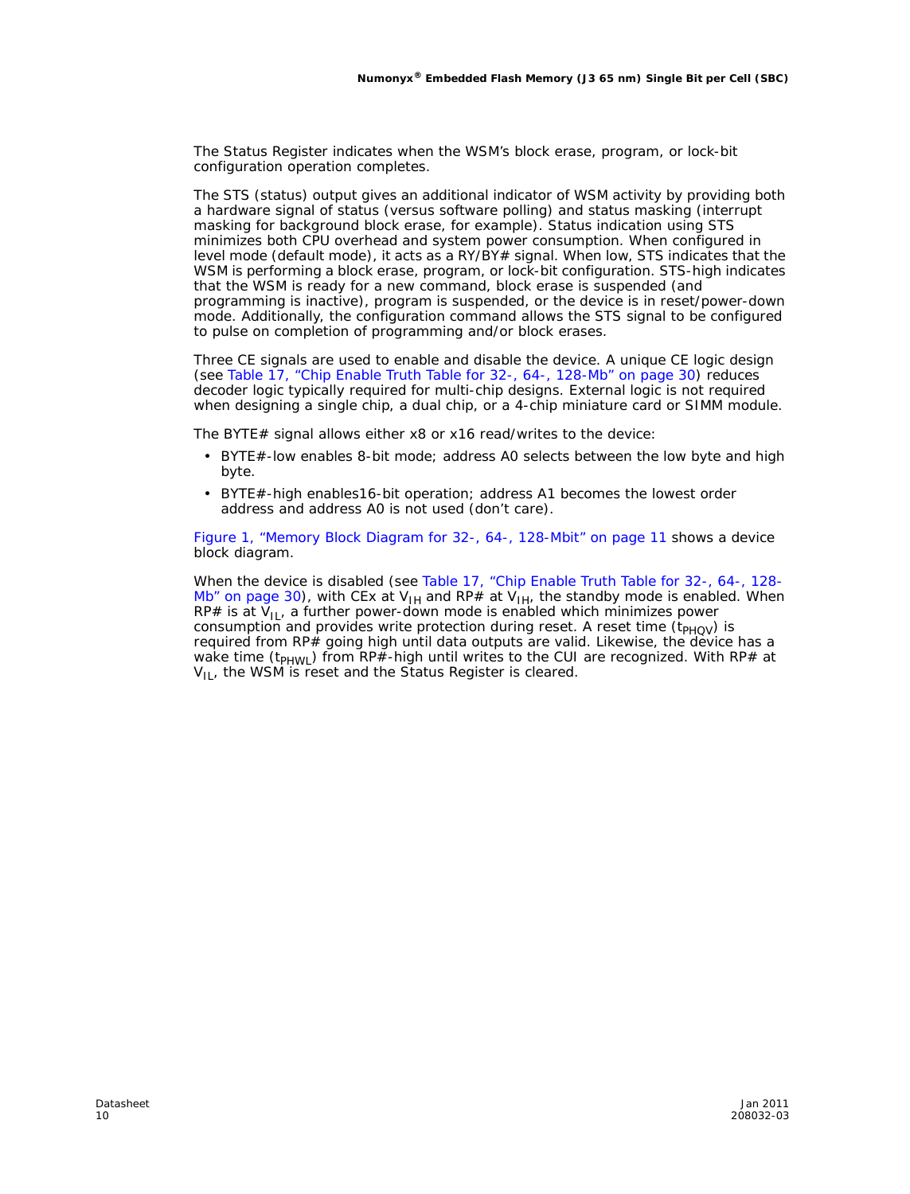The Status Register indicates when the WSM's block erase, program, or lock-bit configuration operation completes.

The STS (status) output gives an additional indicator of WSM activity by providing both a hardware signal of status (versus software polling) and status masking (interrupt masking for background block erase, for example). Status indication using STS minimizes both CPU overhead and system power consumption. When configured in level mode (default mode), it acts as a RY/BY# signal. When low, STS indicates that the WSM is performing a block erase, program, or lock-bit configuration. STS-high indicates that the WSM is ready for a new command, block erase is suspended (and programming is inactive), program is suspended, or the device is in reset/power-down mode. Additionally, the configuration command allows the STS signal to be configured to pulse on completion of programming and/or block erases.

Three CE signals are used to enable and disable the device. A unique CE logic design (see Table 17, "Chip Enable Truth Table for 32-, 64-, 128-Mb" on page 30) reduces decoder logic typically required for multi-chip designs. External logic is not required when designing a single chip, a dual chip, or a 4-chip miniature card or SIMM module.

The BYTE# signal allows either x8 or x16 read/writes to the device:

- BYTE#-low enables 8-bit mode; address A0 selects between the low byte and high byte.
- BYTE#-high enables16-bit operation; address A1 becomes the lowest order address and address A0 is not used (don't care).

Figure 1, "Memory Block Diagram for 32-, 64-, 128-Mbit" on page 11 shows a device block diagram.

When the device is disabled (see Table 17, "Chip Enable Truth Table for 32-, 64-, 128-Mb" on page 30), with CEx at $V_{IH}$ and RP# at $V_{IH}$, the standby mode is enabled. When RP# is at $V_{IL}$, a further power-down mode is enabled which minimizes power consumption and provides write protection during reset. A reset time ($t_{PHQV}$) is required from RP# going high until data outputs are valid. Likewise, the device has a wake time ($t_{PHWL}$) from RP#-high until writes to the CUI are recognized. With RP# at $V_{IL}$, the WSM is reset and the Status Register is cleared.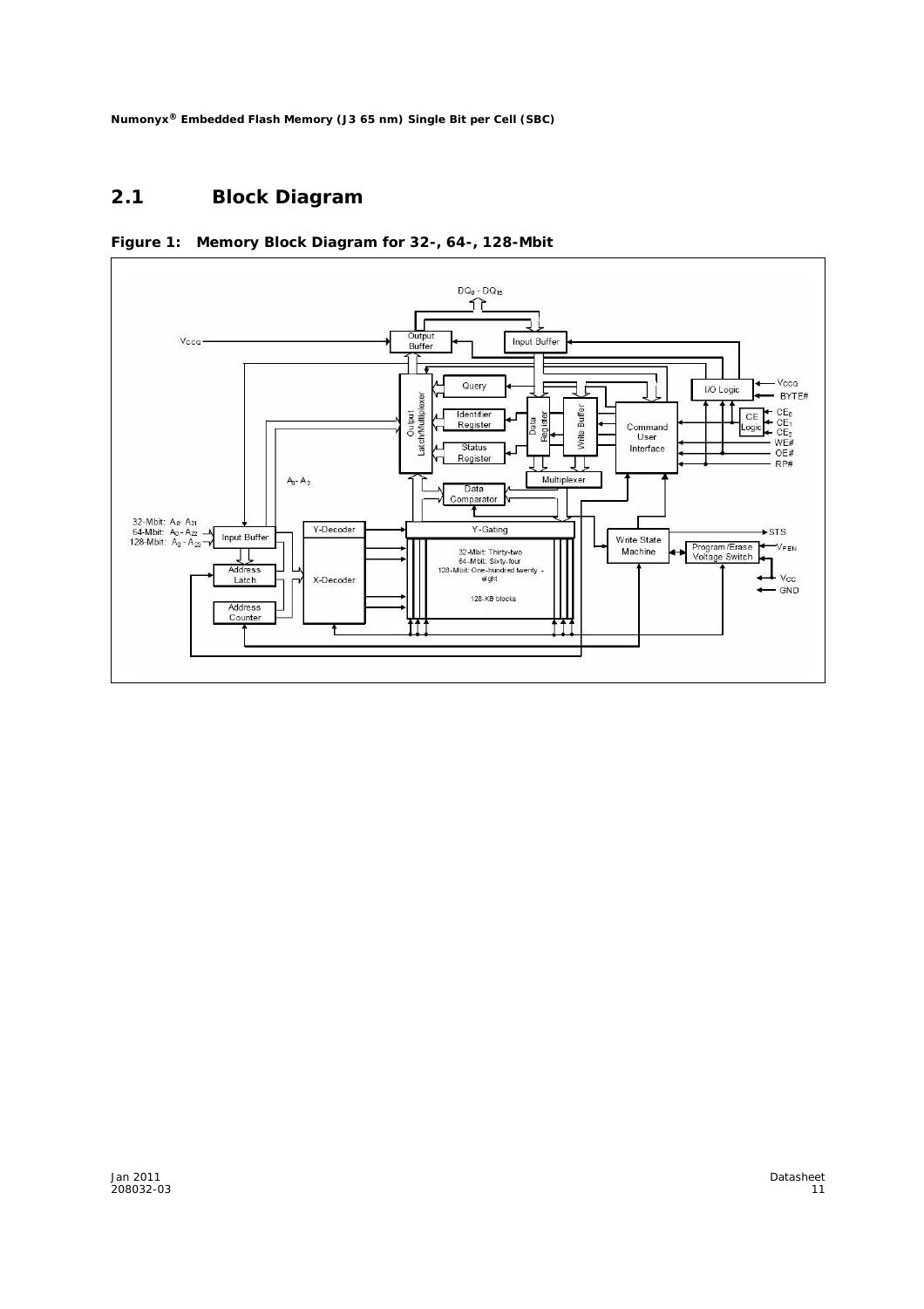## 2.1 Block Diagram

**Figure 1: Memory Block Diagram for 32-, 64-, 128-Mbit**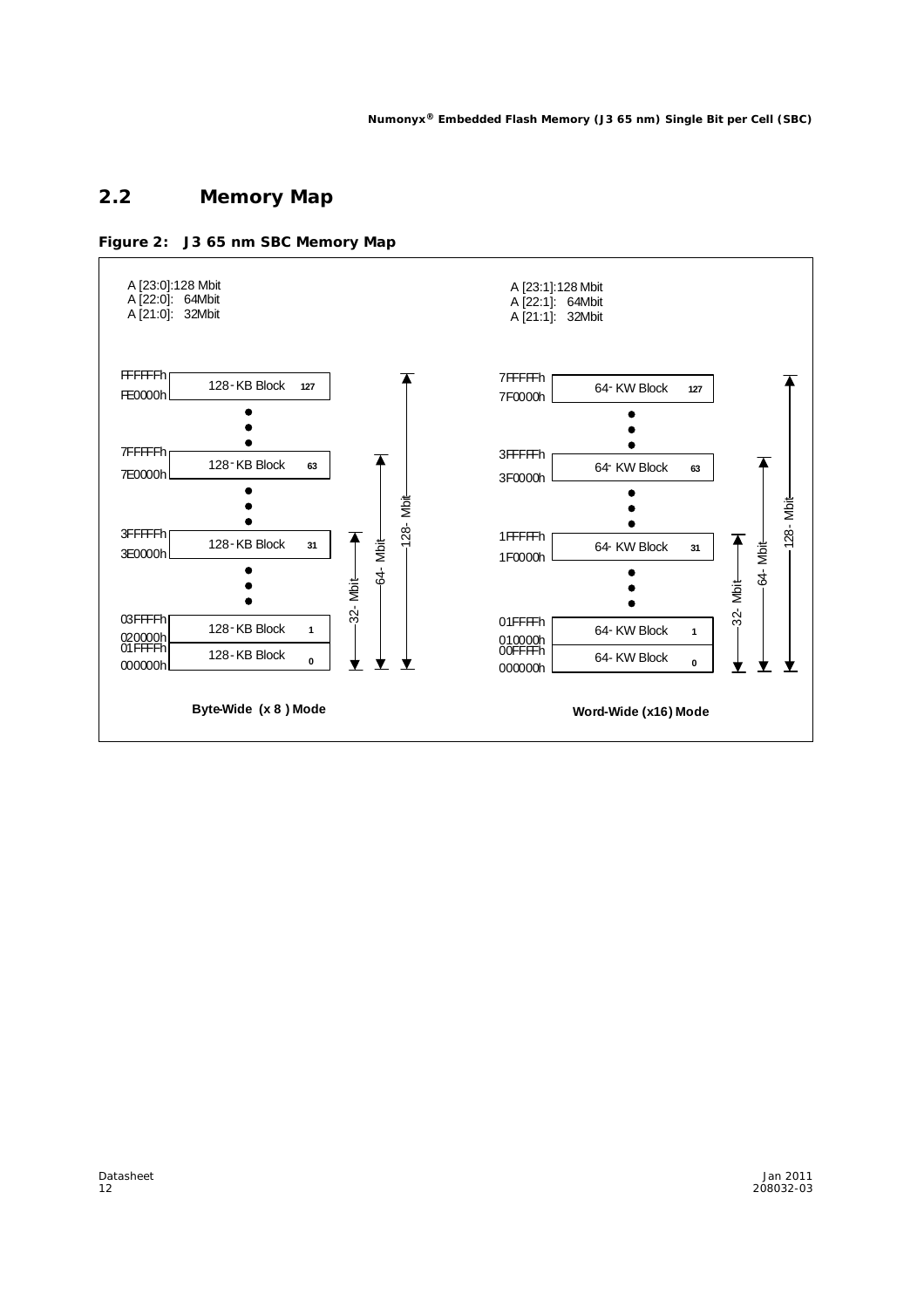## 2.2 Memory Map

**Figure 2: J3 65 nm SBC Memory Map**

**Byte-Wide (x 8) Mode**

A [23:0]:128 Mbit
A [22:0]: 64Mbit
A [21:0]: 32Mbit

| Address Range | Block |
|---|---|
| FFFFFFh – FE0000h | 128-KB Block 127 |
| • • • | |
| 7FFFFFh – 7E0000h | 128-KB Block 63 |
| • • • | |
| 3FFFFFh – 3E0000h | 128-KB Block 31 |
| • • • | |
| 03FFFFh – 020000h | 128-KB Block 1 |
| 01FFFFh – 000000h | 128-KB Block 0 |

32-Mbit: Blocks 0–31; 64-Mbit: Blocks 0–63; 128-Mbit: Blocks 0–127

**Word-Wide (x16) Mode**

A [23:1]:128 Mbit
A [22:1]: 64Mbit
A [21:1]: 32Mbit

| Address Range | Block |
|---|---|
| 7FFFFFh – 7F0000h | 64-KW Block 127 |
| • • • | |
| 3FFFFFh – 3F0000h | 64-KW Block 63 |
| • • • | |
| 1FFFFFh – 1F0000h | 64-KW Block 31 |
| • • • | |
| 01FFFFh – 010000h | 64-KW Block 1 |
| 00FFFFh – 000000h | 64-KW Block 0 |

32-Mbit: Blocks 0–31; 64-Mbit: Blocks 0–63; 128-Mbit: Blocks 0–127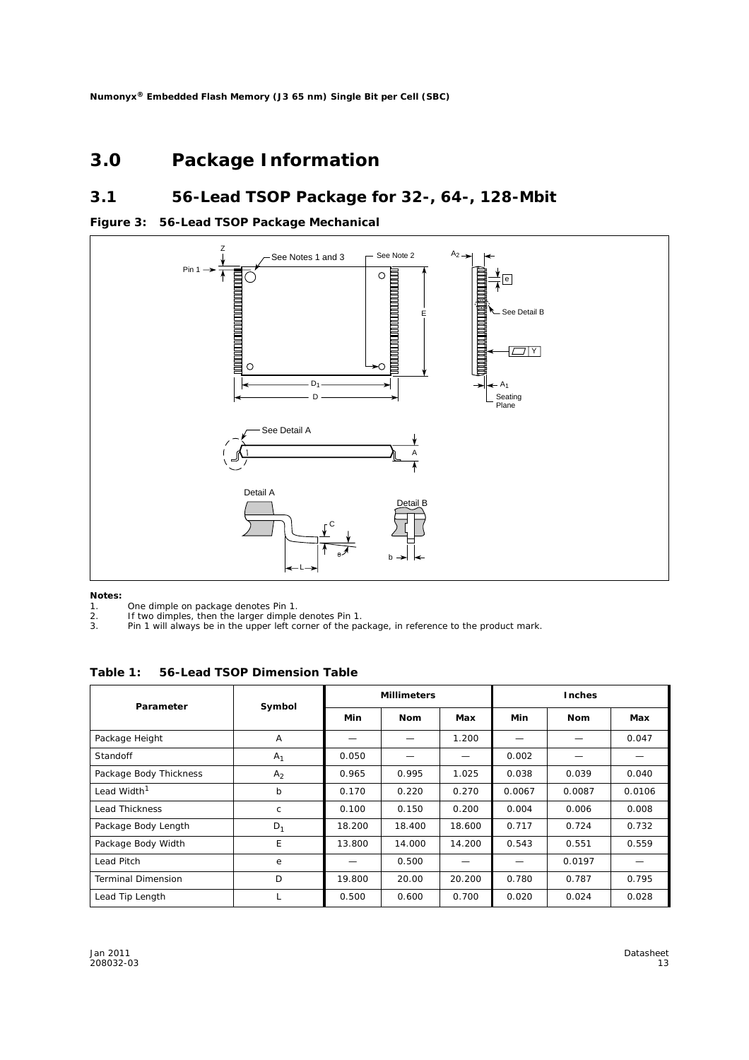# 3.0 Package Information

## 3.1 56-Lead TSOP Package for 32-, 64-, 128-Mbit

**Figure 3: 56-Lead TSOP Package Mechanical**

**Notes:**

1. One dimple on package denotes Pin 1.
2. If two dimples, then the larger dimple denotes Pin 1.
3. Pin 1 will always be in the upper left corner of the package, in reference to the product mark.

**Table 1: 56-Lead TSOP Dimension Table**

| Parameter | Symbol | Millimeters | | | Inches | | |
|---|---|---|---|---|---|---|---|
| | | **Min** | **Nom** | **Max** | **Min** | **Nom** | **Max** |
| Package Height | A | — | — | 1.200 | — | — | 0.047 |
| Standoff | $A_1$ | 0.050 | — | — | 0.002 | — | — |
| Package Body Thickness | $A_2$ | 0.965 | 0.995 | 1.025 | 0.038 | 0.039 | 0.040 |
| Lead Width[1] | b | 0.170 | 0.220 | 0.270 | 0.0067 | 0.0087 | 0.0106 |
| Lead Thickness | c | 0.100 | 0.150 | 0.200 | 0.004 | 0.006 | 0.008 |
| Package Body Length | $D_1$ | 18.200 | 18.400 | 18.600 | 0.717 | 0.724 | 0.732 |
| Package Body Width | E | 13.800 | 14.000 | 14.200 | 0.543 | 0.551 | 0.559 |
| Lead Pitch | e | — | 0.500 | — | — | 0.0197 | — |
| Terminal Dimension | D | 19.800 | 20.00 | 20.200 | 0.780 | 0.787 | 0.795 |
| Lead Tip Length | L | 0.500 | 0.600 | 0.700 | 0.020 | 0.024 | 0.028 |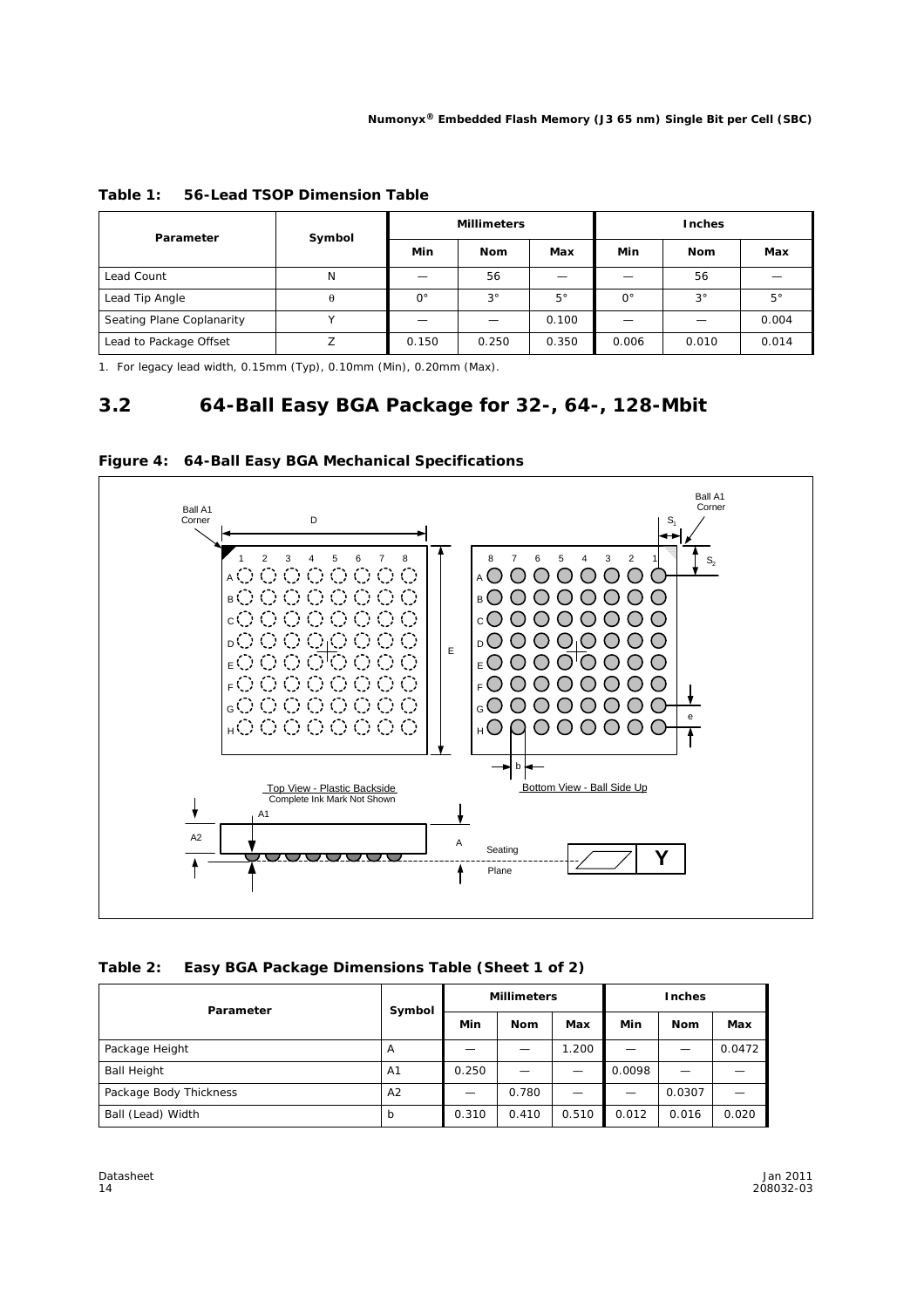**Table 1: 56-Lead TSOP Dimension Table**

| Parameter | Symbol | Millimeters | | | Inches | | |
|---|---|---|---|---|---|---|---|
| | | Min | Nom | Max | Min | Nom | Max |
| Lead Count | N | — | 56 | — | — | 56 | — |
| Lead Tip Angle | θ | 0° | 3° | 5° | 0° | 3° | 5° |
| Seating Plane Coplanarity | Y | — | — | 0.100 | — | — | 0.004 |
| Lead to Package Offset | Z | 0.150 | 0.250 | 0.350 | 0.006 | 0.010 | 0.014 |

1. For legacy lead width, 0.15mm (Typ), 0.10mm (Min), 0.20mm (Max).

## 3.2 64-Ball Easy BGA Package for 32-, 64-, 128-Mbit

**Figure 4: 64-Ball Easy BGA Mechanical Specifications**

**Table 2: Easy BGA Package Dimensions Table (Sheet 1 of 2)**

| Parameter | Symbol | Millimeters | | | Inches | | |
|---|---|---|---|---|---|---|---|
| | | Min | Nom | Max | Min | Nom | Max |
| Package Height | A | — | — | 1.200 | — | — | 0.0472 |
| Ball Height | A1 | 0.250 | — | — | 0.0098 | — | — |
| Package Body Thickness | A2 | — | 0.780 | — | — | 0.0307 | — |
| Ball (Lead) Width | b | 0.310 | 0.410 | 0.510 | 0.012 | 0.016 | 0.020 |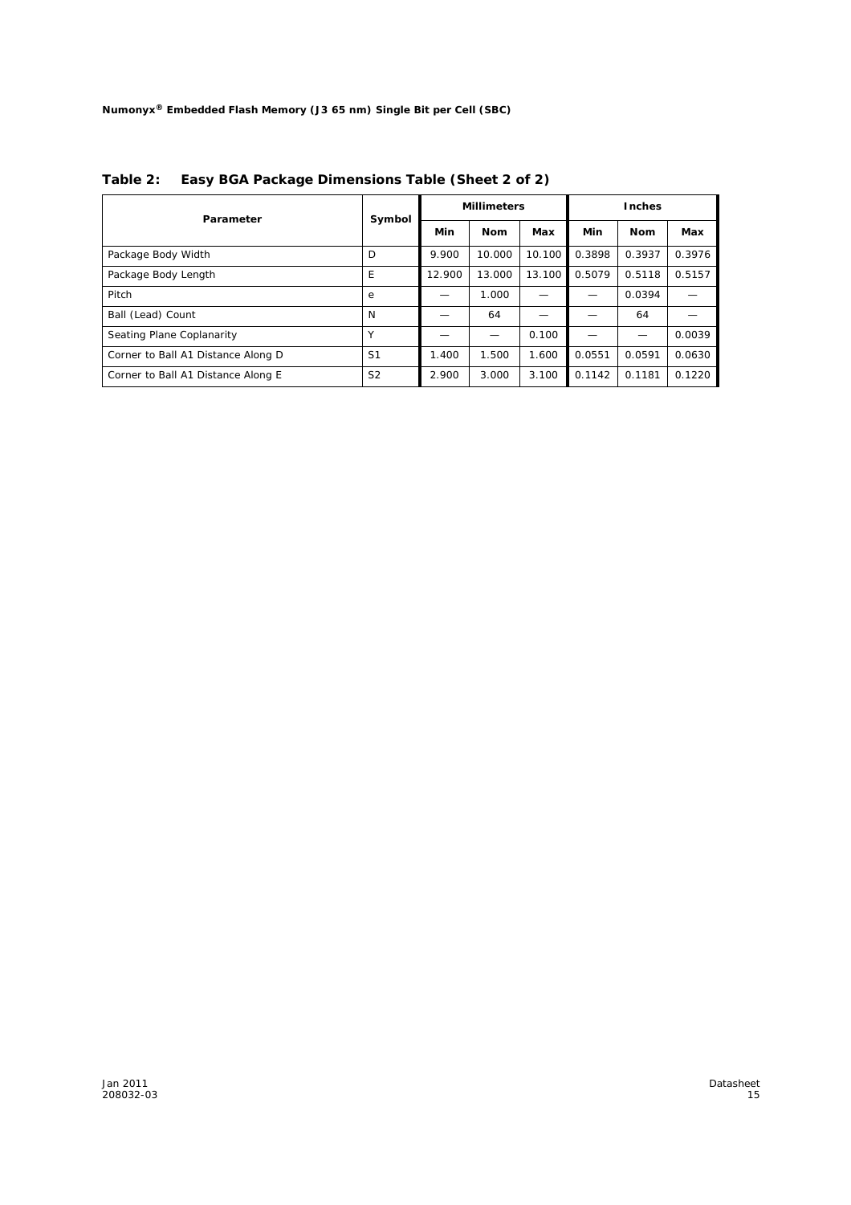**Table 2: Easy BGA Package Dimensions Table (Sheet 2 of 2)**

| Parameter | Symbol | Millimeters | | | Inches | | |
|---|---|---|---|---|---|---|---|
| | | Min | Nom | Max | Min | Nom | Max |
| Package Body Width | D | 9.900 | 10.000 | 10.100 | 0.3898 | 0.3937 | 0.3976 |
| Package Body Length | E | 12.900 | 13.000 | 13.100 | 0.5079 | 0.5118 | 0.5157 |
| Pitch | e | — | 1.000 | — | — | 0.0394 | — |
| Ball (Lead) Count | N | — | 64 | — | — | 64 | — |
| Seating Plane Coplanarity | Y | — | — | 0.100 | — | — | 0.0039 |
| Corner to Ball A1 Distance Along D | S1 | 1.400 | 1.500 | 1.600 | 0.0551 | 0.0591 | 0.0630 |
| Corner to Ball A1 Distance Along E | S2 | 2.900 | 3.000 | 3.100 | 0.1142 | 0.1181 | 0.1220 |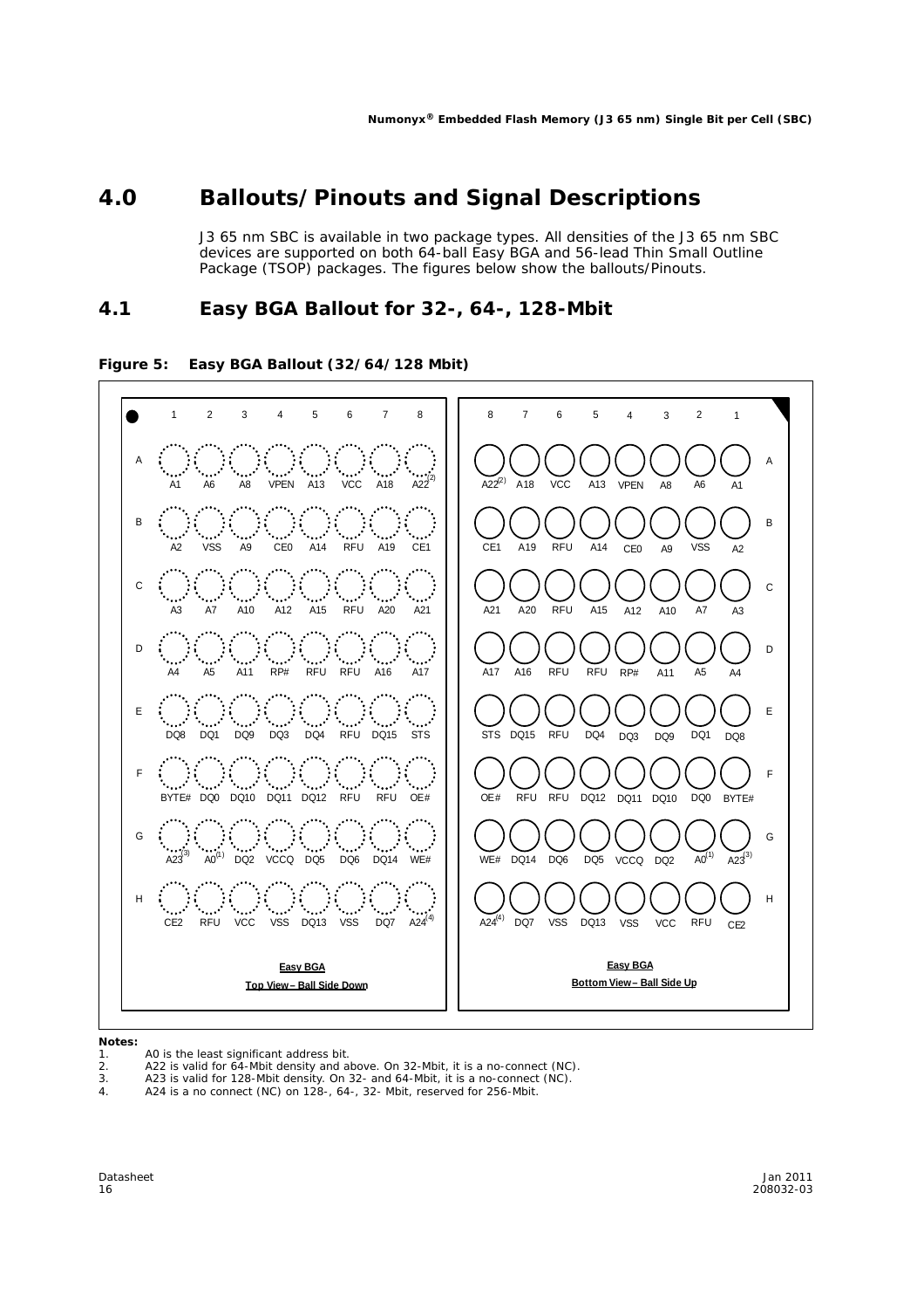# 4.0 Ballouts/Pinouts and Signal Descriptions

J3 65 nm SBC is available in two package types. All densities of the J3 65 nm SBC devices are supported on both 64-ball Easy BGA and 56-lead Thin Small Outline Package (TSOP) packages. The figures below show the ballouts/Pinouts.

## 4.1 Easy BGA Ballout for 32-, 64-, 128-Mbit

**Figure 5: Easy BGA Ballout (32/64/128 Mbit)**

**Easy BGA — Top View – Ball Side Down**

| | 1 | 2 | 3 | 4 | 5 | 6 | 7 | 8 |
|---|---|---|---|---|---|---|---|---|
| A | A1 | A6 | A8 | VPEN | A13 | VCC | A18 | A22(2) |
| B | A2 | VSS | A9 | CE0 | A14 | RFU | A19 | CE1 |
| C | A3 | A7 | A10 | A12 | A15 | RFU | A20 | A21 |
| D | A4 | A5 | A11 | RP# | RFU | RFU | A16 | A17 |
| E | DQ8 | DQ1 | DQ9 | DQ3 | DQ4 | RFU | DQ15 | STS |
| F | BYTE# | DQ0 | DQ10 | DQ11 | DQ12 | RFU | RFU | OE# |
| G | A23(3) | A0(1) | DQ2 | VCCQ | DQ5 | DQ6 | DQ14 | WE# |
| H | CE2 | RFU | VCC | VSS | DQ13 | VSS | DQ7 | A24(4) |

**Easy BGA — Bottom View – Ball Side Up**

| | 8 | 7 | 6 | 5 | 4 | 3 | 2 | 1 |
|---|---|---|---|---|---|---|---|---|
| A | A22(2) | A18 | VCC | A13 | VPEN | A8 | A6 | A1 |
| B | CE1 | A19 | RFU | A14 | CE0 | A9 | VSS | A2 |
| C | A21 | A20 | RFU | A15 | A12 | A10 | A7 | A3 |
| D | A17 | A16 | RFU | RFU | RP# | A11 | A5 | A4 |
| E | STS | DQ15 | RFU | DQ4 | DQ3 | DQ9 | DQ1 | DQ8 |
| F | OE# | RFU | RFU | DQ12 | DQ11 | DQ10 | DQ0 | BYTE# |
| G | WE# | DQ14 | DQ6 | DQ5 | VCCQ | DQ2 | A0(1) | A23(3) |
| H | A24(4) | DQ7 | VSS | DQ13 | VSS | VCC | RFU | CE2 |

**Notes:**

1. A0 is the least significant address bit.
2. A22 is valid for 64-Mbit density and above. On 32-Mbit, it is a no-connect (NC).
3. A23 is valid for 128-Mbit density. On 32- and 64-Mbit, it is a no-connect (NC).
4. A24 is a no connect (NC) on 128-, 64-, 32- Mbit, reserved for 256-Mbit.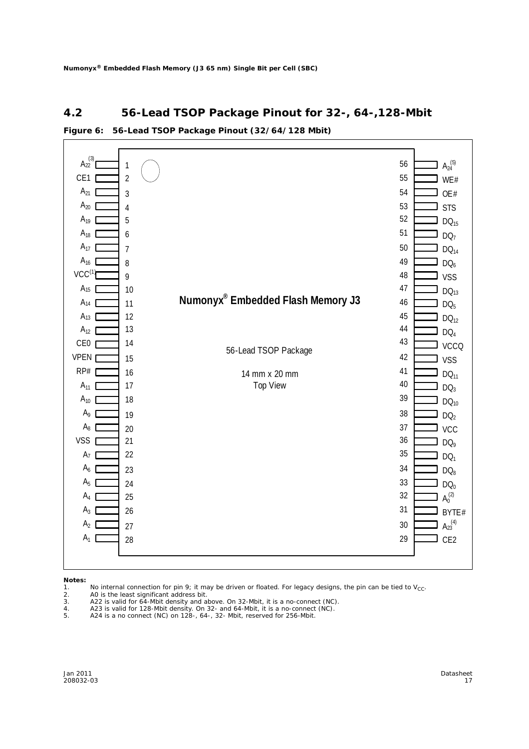## 4.2 56-Lead TSOP Package Pinout for 32-, 64-,128-Mbit

**Figure 6: 56-Lead TSOP Package Pinout (32/64/128 Mbit)**

Numonyx® Embedded Flash Memory J3

56-Lead TSOP Package

14 mm x 20 mm

Top View

| Signal | Pin | Pin | Signal |
|---|---|---|---|
| $A_{22}$ (3) | 1 | 56 | $A_{24}$ (5) |
| CE1 | 2 | 55 | WE# |
| $A_{21}$ | 3 | 54 | OE# |
| $A_{20}$ | 4 | 53 | STS |
| $A_{19}$ | 5 | 52 | $DQ_{15}$ |
| $A_{18}$ | 6 | 51 | $DQ_7$ |
| $A_{17}$ | 7 | 50 | $DQ_{14}$ |
| $A_{16}$ | 8 | 49 | $DQ_6$ |
| VCC(1) | 9 | 48 | VSS |
| $A_{15}$ | 10 | 47 | $DQ_{13}$ |
| $A_{14}$ | 11 | 46 | $DQ_5$ |
| $A_{13}$ | 12 | 45 | $DQ_{12}$ |
| $A_{12}$ | 13 | 44 | $DQ_4$ |
| CE0 | 14 | 43 | VCCQ |
| VPEN | 15 | 42 | VSS |
| RP# | 16 | 41 | $DQ_{11}$ |
| $A_{11}$ | 17 | 40 | $DQ_3$ |
| $A_{10}$ | 18 | 39 | $DQ_{10}$ |
| $A_9$ | 19 | 38 | $DQ_2$ |
| $A_8$ | 20 | 37 | VCC |
| VSS | 21 | 36 | $DQ_9$ |
| $A_7$ | 22 | 35 | $DQ_1$ |
| $A_6$ | 23 | 34 | $DQ_8$ |
| $A_5$ | 24 | 33 | $DQ_0$ |
| $A_4$ | 25 | 32 | $A_0$ (2) |
| $A_3$ | 26 | 31 | BYTE# |
| $A_2$ | 27 | 30 | $A_{23}$ (4) |
| $A_1$ | 28 | 29 | CE2 |

**Notes:**

1. No internal connection for pin 9; it may be driven or floated. For legacy designs, the pin can be tied to $V_{CC}$.
2. A0 is the least significant address bit.
3. A22 is valid for 64-Mbit density and above. On 32-Mbit, it is a no-connect (NC).
4. A23 is valid for 128-Mbit density. On 32- and 64-Mbit, it is a no-connect (NC).
5. A24 is a no connect (NC) on 128-, 64-, 32- Mbit, reserved for 256-Mbit.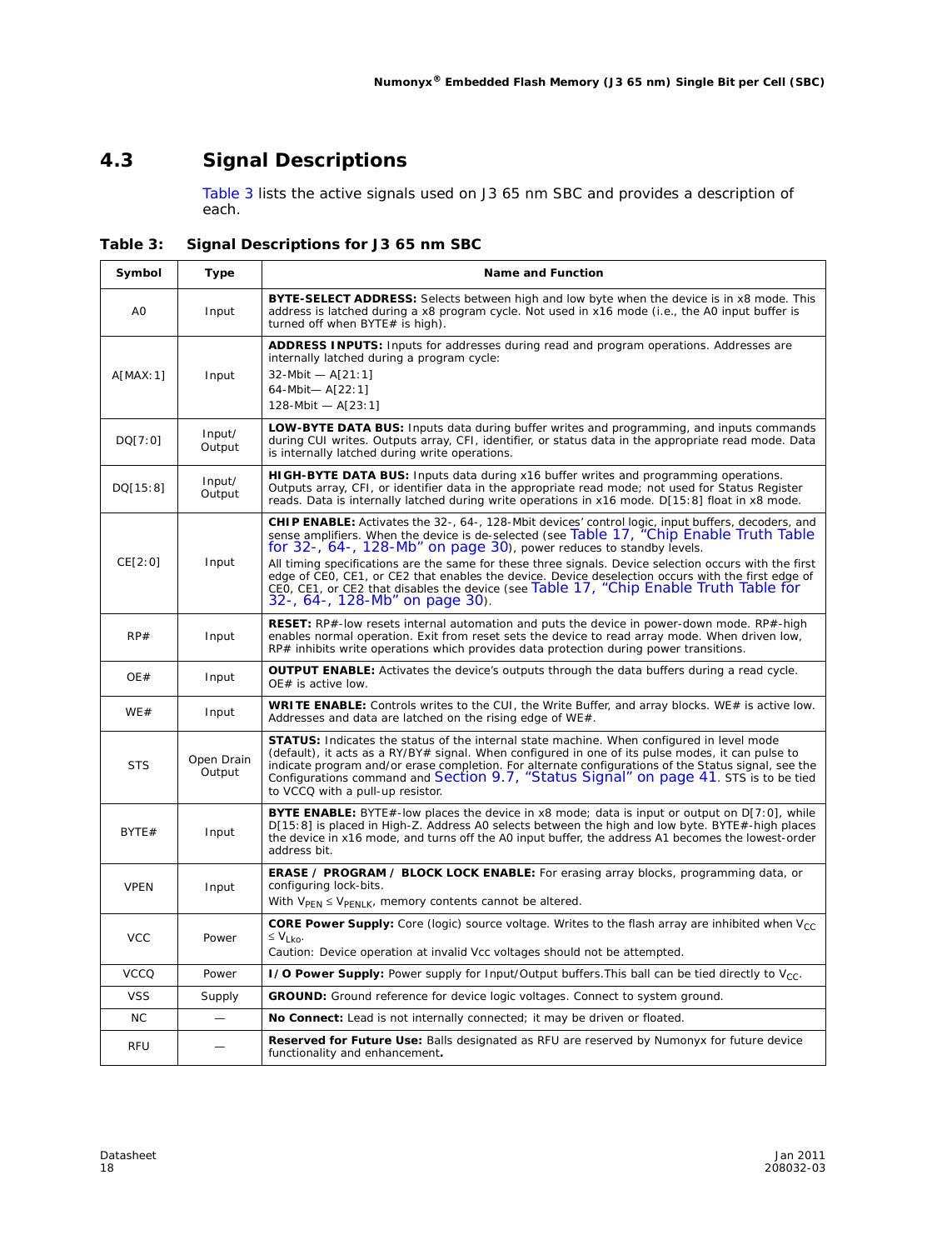## 4.3 Signal Descriptions

Table 3 lists the active signals used on J3 65 nm SBC and provides a description of each.

**Table 3: Signal Descriptions for J3 65 nm SBC**

| Symbol | Type | Name and Function |
|---|---|---|
| A0 | Input | **BYTE-SELECT ADDRESS:** Selects between high and low byte when the device is in x8 mode. This address is latched during a x8 program cycle. Not used in x16 mode (i.e., the A0 input buffer is turned off when BYTE# is high). |
| A[MAX:1] | Input | **ADDRESS INPUTS:** Inputs for addresses during read and program operations. Addresses are internally latched during a program cycle:<br>32-Mbit — A[21:1]<br>64-Mbit— A[22:1]<br>128-Mbit — A[23:1] |
| DQ[7:0] | Input/ Output | **LOW-BYTE DATA BUS:** Inputs data during buffer writes and programming, and inputs commands during CUI writes. Outputs array, CFI, identifier, or status data in the appropriate read mode. Data is internally latched during write operations. |
| DQ[15:8] | Input/ Output | **HIGH-BYTE DATA BUS:** Inputs data during x16 buffer writes and programming operations. Outputs array, CFI, or identifier data in the appropriate read mode; not used for Status Register reads. Data is internally latched during write operations in x16 mode. D[15:8] float in x8 mode. |
| CE[2:0] | Input | **CHIP ENABLE:** Activates the 32-, 64-, 128-Mbit devices' control logic, input buffers, decoders, and sense amplifiers. When the device is de-selected (see Table 17, "Chip Enable Truth Table for 32-, 64-, 128-Mb" on page 30), power reduces to standby levels.<br>All timing specifications are the same for these three signals. Device selection occurs with the first edge of CE0, CE1, or CE2 that enables the device. Device deselection occurs with the first edge of CE0, CE1, or CE2 that disables the device (see Table 17, "Chip Enable Truth Table for 32-, 64-, 128-Mb" on page 30). |
| RP# | Input | **RESET:** RP#-low resets internal automation and puts the device in power-down mode. RP#-high enables normal operation. Exit from reset sets the device to read array mode. When driven low, RP# inhibits write operations which provides data protection during power transitions. |
| OE# | Input | **OUTPUT ENABLE:** Activates the device's outputs through the data buffers during a read cycle. OE# is active low. |
| WE# | Input | **WRITE ENABLE:** Controls writes to the CUI, the Write Buffer, and array blocks. WE# is active low. Addresses and data are latched on the rising edge of WE#. |
| STS | Open Drain Output | **STATUS:** Indicates the status of the internal state machine. When configured in level mode (default), it acts as a RY/BY# signal. When configured in one of its pulse modes, it can pulse to indicate program and/or erase completion. For alternate configurations of the Status signal, see the Configurations command and Section 9.7, "Status Signal" on page 41. STS is to be tied to VCCQ with a pull-up resistor. |
| BYTE# | Input | **BYTE ENABLE:** BYTE#-low places the device in x8 mode; data is input or output on D[7:0], while D[15:8] is placed in High-Z. Address A0 selects between the high and low byte. BYTE#-high places the device in x16 mode, and turns off the A0 input buffer, the address A1 becomes the lowest-order address bit. |
| VPEN | Input | **ERASE / PROGRAM / BLOCK LOCK ENABLE:** For erasing array blocks, programming data, or configuring lock-bits.<br>With $V_{PEN} \leq V_{PENLK}$, memory contents cannot be altered. |
| VCC | Power | **CORE Power Supply:** Core (logic) source voltage. Writes to the flash array are inhibited when $V_{CC} \leq V_{LKO}$.<br>Caution: Device operation at invalid Vcc voltages should not be attempted. |
| VCCQ | Power | **I/O Power Supply:** Power supply for Input/Output buffers.This ball can be tied directly to $V_{CC}$. |
| VSS | Supply | **GROUND:** Ground reference for device logic voltages. Connect to system ground. |
| NC | — | **No Connect:** Lead is not internally connected; it may be driven or floated. |
| RFU | — | **Reserved for Future Use:** Balls designated as RFU are reserved by Numonyx for future device functionality and enhancement**.** |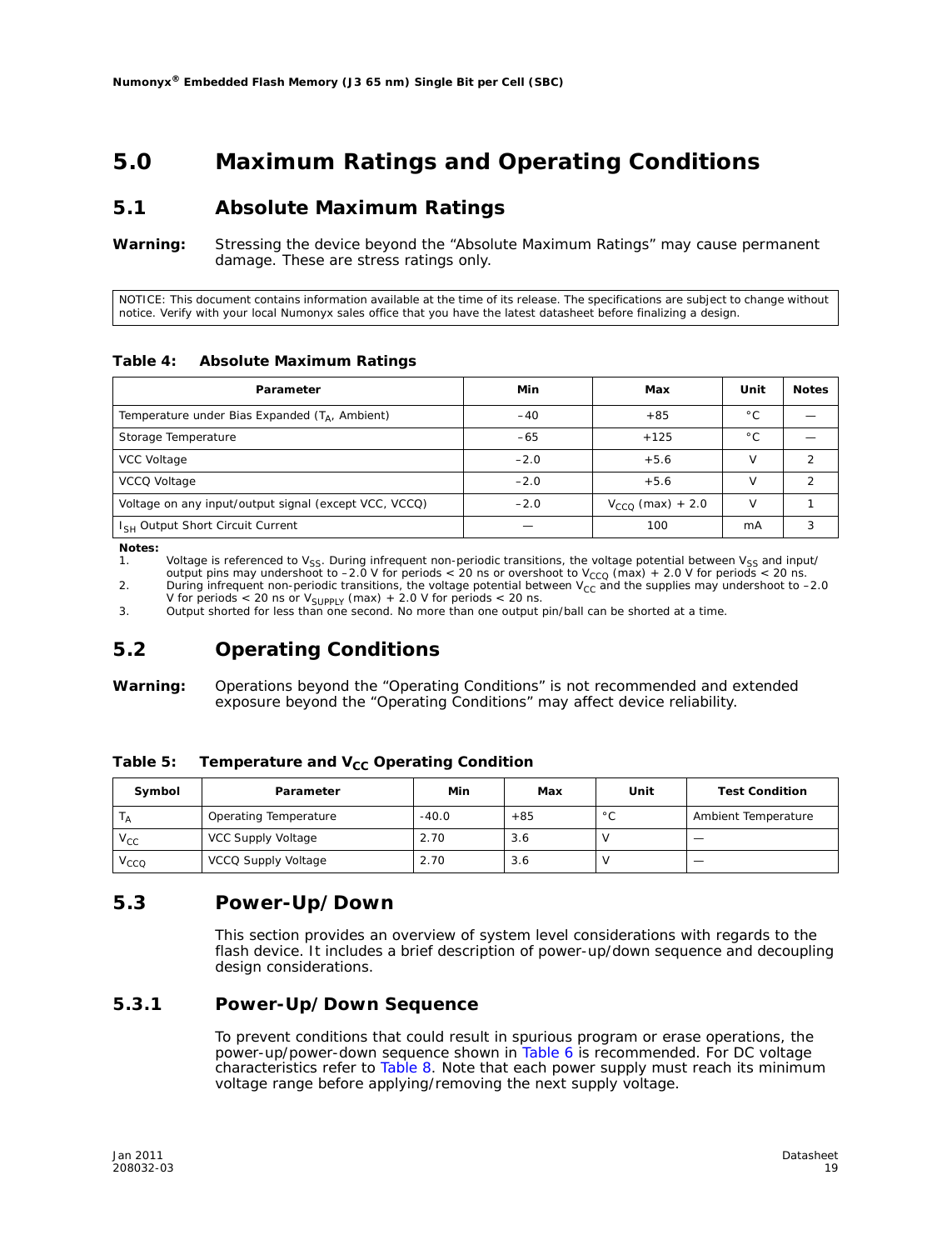# 5.0 Maximum Ratings and Operating Conditions

## 5.1 Absolute Maximum Ratings

**Warning:** Stressing the device beyond the “Absolute Maximum Ratings” may cause permanent damage. These are stress ratings only.

NOTICE: This document contains information available at the time of its release. The specifications are subject to change without notice. Verify with your local Numonyx sales office that you have the latest datasheet before finalizing a design.

**Table 4: Absolute Maximum Ratings**

| Parameter | Min | Max | Unit | Notes |
|---|---|---|---|---|
| Temperature under Bias Expanded ($T_A$, Ambient) | –40 | +85 | °C | — |
| Storage Temperature | –65 | +125 | °C | — |
| VCC Voltage | –2.0 | +5.6 | V | 2 |
| VCCQ Voltage | –2.0 | +5.6 | V | 2 |
| Voltage on any input/output signal (except VCC, VCCQ) | –2.0 | $V_{CCQ}$ (max) + 2.0 | V | 1 |
| $I_{SH}$ Output Short Circuit Current | — | 100 | mA | 3 |

**Notes:**

1. Voltage is referenced to $V_{SS}$. During infrequent non-periodic transitions, the voltage potential between $V_{SS}$ and input/output pins may undershoot to –2.0 V for periods < 20 ns or overshoot to $V_{CCQ}$ (max) + 2.0 V for periods < 20 ns.
2. During infrequent non-periodic transitions, the voltage potential between $V_{CC}$ and the supplies may undershoot to –2.0 V for periods < 20 ns or $V_{SUPPLY}$ (max) + 2.0 V for periods < 20 ns.
3. Output shorted for less than one second. No more than one output pin/ball can be shorted at a time.

## 5.2 Operating Conditions

**Warning:** Operations beyond the “Operating Conditions” is not recommended and extended exposure beyond the “Operating Conditions” may affect device reliability.

**Table 5: Temperature and $V_{CC}$ Operating Condition**

| Symbol | Parameter | Min | Max | Unit | Test Condition |
|---|---|---|---|---|---|
| $T_A$ | Operating Temperature | -40.0 | +85 | °C | Ambient Temperature |
| $V_{CC}$ | VCC Supply Voltage | 2.70 | 3.6 | V | — |
| $V_{CCQ}$ | VCCQ Supply Voltage | 2.70 | 3.6 | V | — |

## 5.3 Power-Up/Down

This section provides an overview of system level considerations with regards to the flash device. It includes a brief description of power-up/down sequence and decoupling design considerations.

### 5.3.1 Power-Up/Down Sequence

To prevent conditions that could result in spurious program or erase operations, the power-up/power-down sequence shown in Table 6 is recommended. For DC voltage characteristics refer to Table 8. Note that each power supply must reach its minimum voltage range before applying/removing the next supply voltage.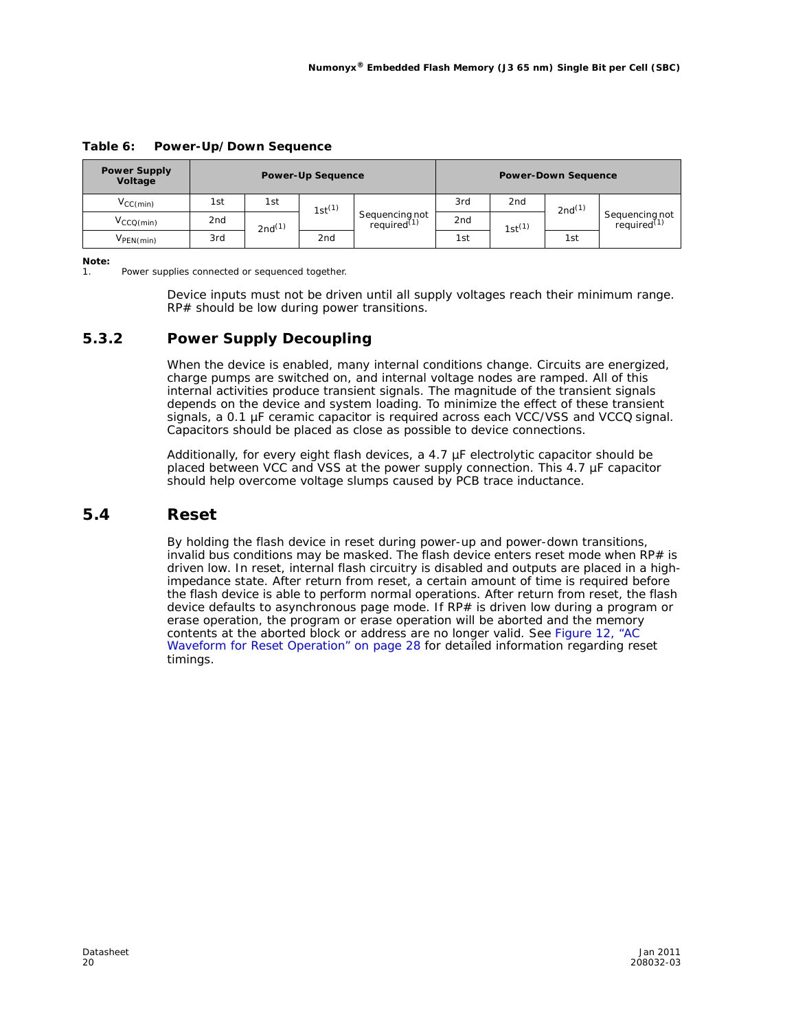**Table 6: Power-Up/Down Sequence**

| Power Supply Voltage | Power-Up Sequence | | | | Power-Down Sequence | | | |
|---|---|---|---|---|---|---|---|---|
| $V_{CC(min)}$ | 1st | 1st | 1st[1] | Sequencing not required[1] | 3rd | 2nd | 2nd[1] | Sequencing not required[1] |
| $V_{CCQ(min)}$ | 2nd | 2nd[1] | | | 2nd | 1st[1] | | |
| $V_{PEN(min)}$ | 3rd | | 2nd | | 1st | | 1st | |

**Note:**
1. Power supplies connected or sequenced together.

Device inputs must not be driven until all supply voltages reach their minimum range. RP# should be low during power transitions.

### 5.3.2 Power Supply Decoupling

When the device is enabled, many internal conditions change. Circuits are energized, charge pumps are switched on, and internal voltage nodes are ramped. All of this internal activities produce transient signals. The magnitude of the transient signals depends on the device and system loading. To minimize the effect of these transient signals, a 0.1 µF ceramic capacitor is required across each VCC/VSS and VCCQ signal. Capacitors should be placed as close as possible to device connections.

Additionally, for every eight flash devices, a 4.7 µF electrolytic capacitor should be placed between VCC and VSS at the power supply connection. This 4.7 µF capacitor should help overcome voltage slumps caused by PCB trace inductance.

## 5.4 Reset

By holding the flash device in reset during power-up and power-down transitions, invalid bus conditions may be masked. The flash device enters reset mode when RP# is driven low. In reset, internal flash circuitry is disabled and outputs are placed in a high-impedance state. After return from reset, a certain amount of time is required before the flash device is able to perform normal operations. After return from reset, the flash device defaults to asynchronous page mode. If RP# is driven low during a program or erase operation, the program or erase operation will be aborted and the memory contents at the aborted block or address are no longer valid. See Figure 12, "AC Waveform for Reset Operation" on page 28 for detailed information regarding reset timings.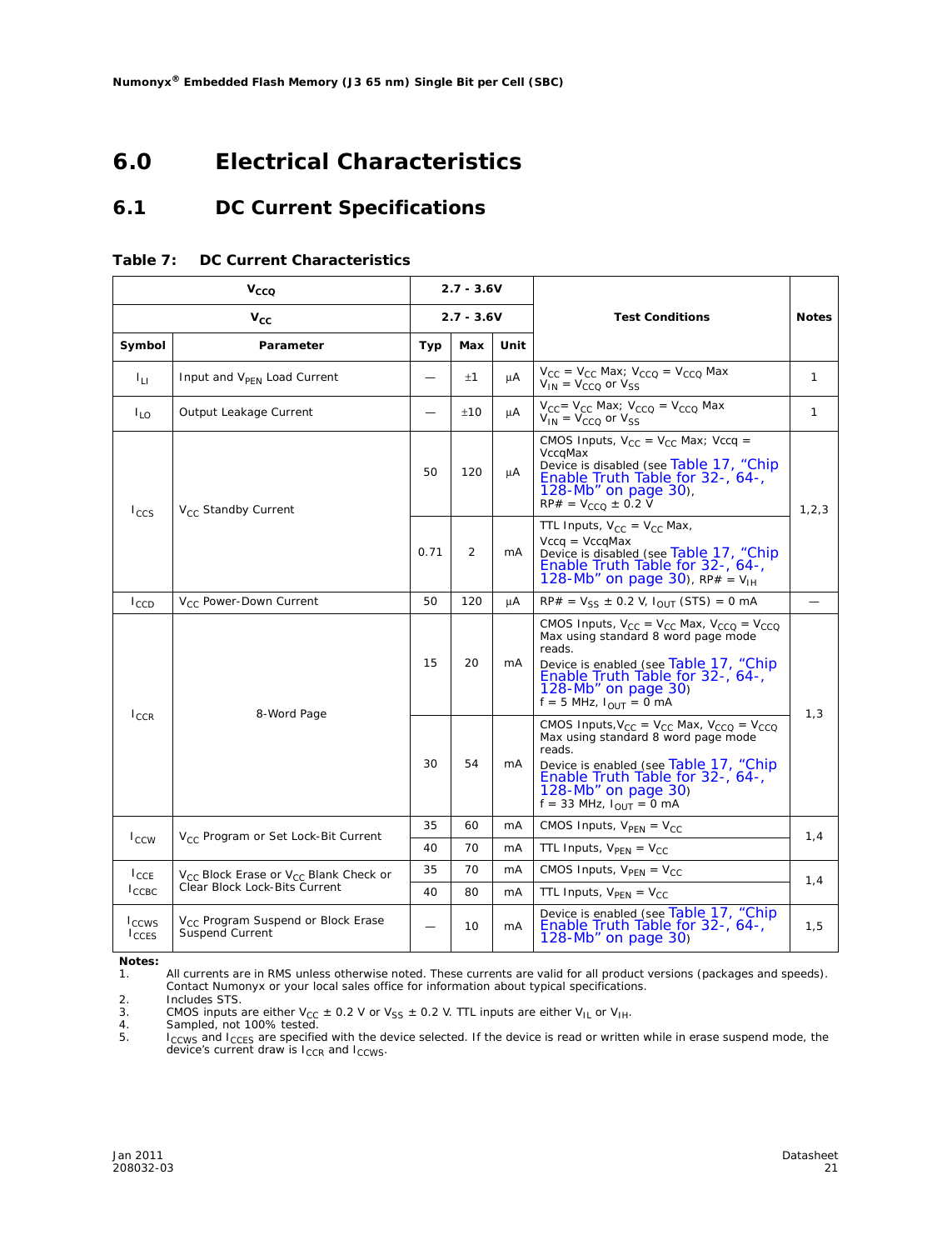# 6.0 Electrical Characteristics

## 6.1 DC Current Specifications

**Table 7: DC Current Characteristics**

| $V_{CCQ}$ | | 2.7 - 3.6V | | | Test Conditions | Notes |
|---|---|---|---|---|---|---|
| $V_{CC}$ | | 2.7 - 3.6V | | | | |
| Symbol | Parameter | Typ | Max | Unit | | |
| $I_{LI}$ | Input and $V_{PEN}$ Load Current | — | ±1 | µA | $V_{CC} = V_{CC}$ Max; $V_{CCQ} = V_{CCQ}$ Max $V_{IN} = V_{CCQ}$ or $V_{SS}$ | 1 |
| $I_{LO}$ | Output Leakage Current | — | ±10 | µA | $V_{CC} = V_{CC}$ Max; $V_{CCQ} = V_{CCQ}$ Max $V_{IN} = V_{CCQ}$ or $V_{SS}$ | 1 |
| $I_{CCS}$ | $V_{CC}$ Standby Current | 50 | 120 | µA | CMOS Inputs, $V_{CC} = V_{CC}$ Max; Vccq = VccqMax Device is disabled (see Table 17, "Chip Enable Truth Table for 32-, 64-, 128-Mb" on page 30), RP# = $V_{CCQ}$ ± 0.2 V | 1,2,3 |
| | | 0.71 | 2 | mA | TTL Inputs, $V_{CC} = V_{CC}$ Max, Vccq = VccqMax Device is disabled (see Table 17, "Chip Enable Truth Table for 32-, 64-, 128-Mb" on page 30), RP# = $V_{IH}$ | |
| $I_{CCD}$ | $V_{CC}$ Power-Down Current | 50 | 120 | µA | RP# = $V_{SS}$ ± 0.2 V, $I_{OUT}$ (STS) = 0 mA | — |
| $I_{CCR}$ | 8-Word Page | 15 | 20 | mA | CMOS Inputs, $V_{CC} = V_{CC}$ Max, $V_{CCQ} = V_{CCQ}$ Max using standard 8 word page mode reads. Device is enabled (see Table 17, "Chip Enable Truth Table for 32-, 64-, 128-Mb" on page 30) f = 5 MHz, $I_{OUT}$ = 0 mA | 1,3 |
| | | 30 | 54 | mA | CMOS Inputs, $V_{CC} = V_{CC}$ Max, $V_{CCQ} = V_{CCQ}$ Max using standard 8 word page mode reads. Device is enabled (see Table 17, "Chip Enable Truth Table for 32-, 64-, 128-Mb" on page 30) f = 33 MHz, $I_{OUT}$ = 0 mA | |
| $I_{CCW}$ | $V_{CC}$ Program or Set Lock-Bit Current | 35 | 60 | mA | CMOS Inputs, $V_{PEN} = V_{CC}$ | 1,4 |
| | | 40 | 70 | mA | TTL Inputs, $V_{PEN} = V_{CC}$ | |
| $I_{CCE}$ $I_{CCBC}$ | $V_{CC}$ Block Erase or $V_{CC}$ Blank Check or Clear Block Lock-Bits Current | 35 | 70 | mA | CMOS Inputs, $V_{PEN} = V_{CC}$ | 1,4 |
| | | 40 | 80 | mA | TTL Inputs, $V_{PEN} = V_{CC}$ | |
| $I_{CCWS}$ $I_{CCES}$ | $V_{CC}$ Program Suspend or Block Erase Suspend Current | — | 10 | mA | Device is enabled (see Table 17, "Chip Enable Truth Table for 32-, 64-, 128-Mb" on page 30) | 1,5 |

**Notes:**

1. All currents are in RMS unless otherwise noted. These currents are valid for all product versions (packages and speeds). Contact Numonyx or your local sales office for information about typical specifications.
2. Includes STS.
3. CMOS inputs are either $V_{CC}$ ± 0.2 V or $V_{SS}$ ± 0.2 V. TTL inputs are either $V_{IL}$ or $V_{IH}$.
4. Sampled, not 100% tested.
5. $I_{CCWS}$ and $I_{CCES}$ are specified with the device selected. If the device is read or written while in erase suspend mode, the device's current draw is $I_{CCR}$ and $I_{CCWS}$.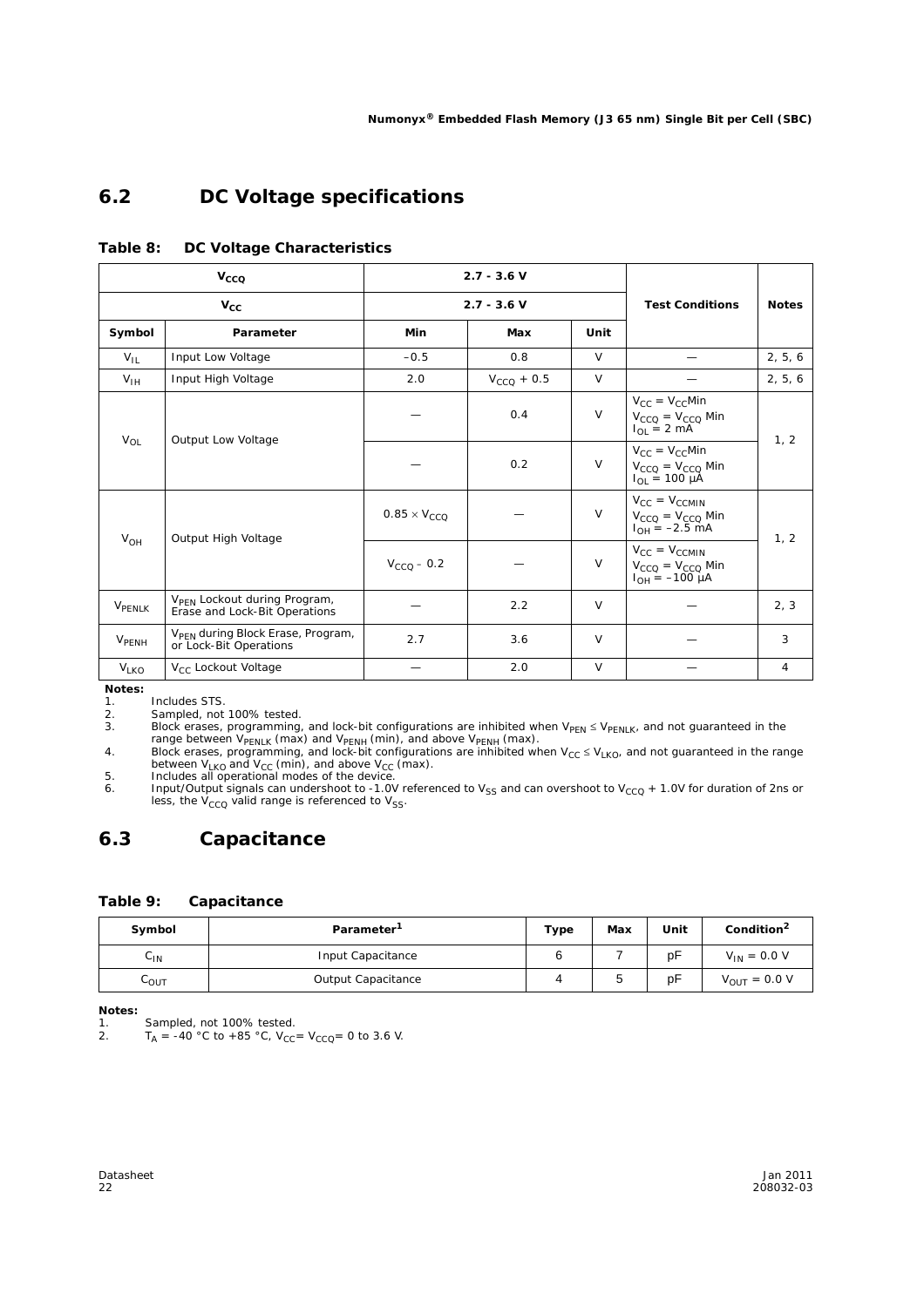## 6.2 DC Voltage specifications

**Table 8: DC Voltage Characteristics**

| $V_{CCQ}$ | | 2.7 - 3.6 V | | | Test Conditions | Notes |
|---|---|---|---|---|---|---|
| $V_{CC}$ | | 2.7 - 3.6 V | | | | |
| **Symbol** | **Parameter** | **Min** | **Max** | **Unit** | | |
| $V_{IL}$ | Input Low Voltage | –0.5 | 0.8 | V | — | 2, 5, 6 |
| $V_{IH}$ | Input High Voltage | 2.0 | $V_{CCQ}$ + 0.5 | V | — | 2, 5, 6 |
| $V_{OL}$ | Output Low Voltage | — | 0.4 | V | $V_{CC} = V_{CC}$Min<br>$V_{CCQ} = V_{CCQ}$ Min<br>$I_{OL}$ = 2 mA | 1, 2 |
| | | — | 0.2 | V | $V_{CC} = V_{CC}$Min<br>$V_{CCQ} = V_{CCQ}$ Min<br>$I_{OL}$ = 100 µA | |
| $V_{OH}$ | Output High Voltage | $0.85 \times V_{CCQ}$ | — | V | $V_{CC} = V_{CCMIN}$<br>$V_{CCQ} = V_{CCQ}$ Min<br>$I_{OH}$ = –2.5 mA | 1, 2 |
| | | $V_{CCQ}$ – 0.2 | — | V | $V_{CC} = V_{CCMIN}$<br>$V_{CCQ} = V_{CCQ}$ Min<br>$I_{OH}$ = –100 µA | |
| $V_{PENLK}$ | $V_{PEN}$ Lockout during Program, Erase and Lock-Bit Operations | — | 2.2 | V | — | 2, 3 |
| $V_{PENH}$ | $V_{PEN}$ during Block Erase, Program, or Lock-Bit Operations | 2.7 | 3.6 | V | — | 3 |
| $V_{LKO}$ | $V_{CC}$ Lockout Voltage | — | 2.0 | V | — | 4 |

**Notes:**

1. Includes STS.
2. Sampled, not 100% tested.
3. Block erases, programming, and lock-bit configurations are inhibited when $V_{PEN} \leq V_{PENLK}$, and not guaranteed in the range between $V_{PENLK}$ (max) and $V_{PENH}$ (min), and above $V_{PENH}$ (max).
4. Block erases, programming, and lock-bit configurations are inhibited when $V_{CC} \leq V_{LKO}$, and not guaranteed in the range between $V_{LKO}$ and $V_{CC}$ (min), and above $V_{CC}$ (max).
5. Includes all operational modes of the device.
6. Input/Output signals can undershoot to -1.0V referenced to $V_{SS}$ and can overshoot to $V_{CCQ}$ + 1.0V for duration of 2ns or less, the $V_{CCQ}$ valid range is referenced to $V_{SS}$.

## 6.3 Capacitance

**Table 9: Capacitance**

| Symbol | Parameter[1] | Type | Max | Unit | Condition[2] |
|---|---|---|---|---|---|
| $C_{IN}$ | Input Capacitance | 6 | 7 | pF | $V_{IN}$ = 0.0 V |
| $C_{OUT}$ | Output Capacitance | 4 | 5 | pF | $V_{OUT}$ = 0.0 V |

**Notes:**

1. Sampled, not 100% tested.
2. $T_A$ = -40 °C to +85 °C, $V_{CC} = V_{CCQ}$ = 0 to 3.6 V.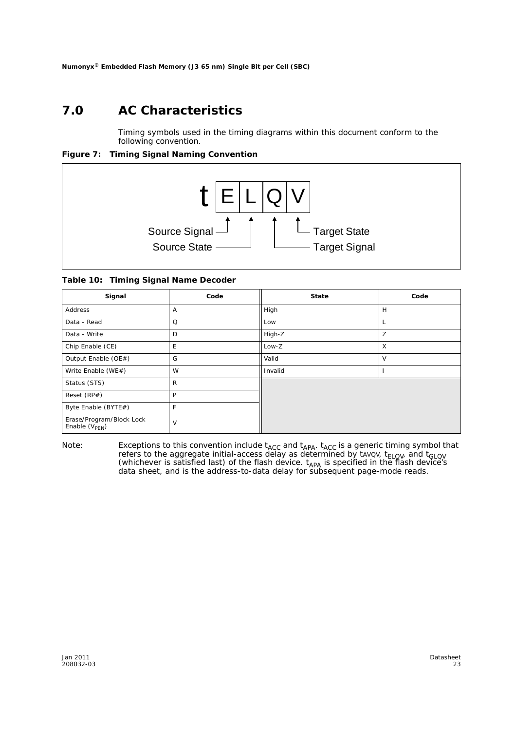# 7.0 AC Characteristics

Timing symbols used in the timing diagrams within this document conform to the following convention.

**Figure 7: Timing Signal Naming Convention**

$t$ E L Q V

- Source Signal (E)
- Source State (L)
- Target Signal (Q)
- Target State (V)

**Table 10: Timing Signal Name Decoder**

| Signal | Code | State | Code |
|---|---|---|---|
| Address | A | High | H |
| Data - Read | Q | Low | L |
| Data - Write | D | High-Z | Z |
| Chip Enable (CE) | E | Low-Z | X |
| Output Enable (OE#) | G | Valid | V |
| Write Enable (WE#) | W | Invalid | I |
| Status (STS) | R | | |
| Reset (RP#) | P | | |
| Byte Enable (BYTE#) | F | | |
| Erase/Program/Block Lock Enable ($V_{PEN}$) | V | | |

Note: Exceptions to this convention include $t_{ACC}$ and $t_{APA}$. $t_{ACC}$ is a generic timing symbol that refers to the aggregate initial-access delay as determined by $t_{AVQV}$, $t_{ELQV}$, and $t_{GLQV}$ (whichever is satisfied last) of the flash device. $t_{APA}$ is specified in the flash device's data sheet, and is the address-to-data delay for subsequent page-mode reads.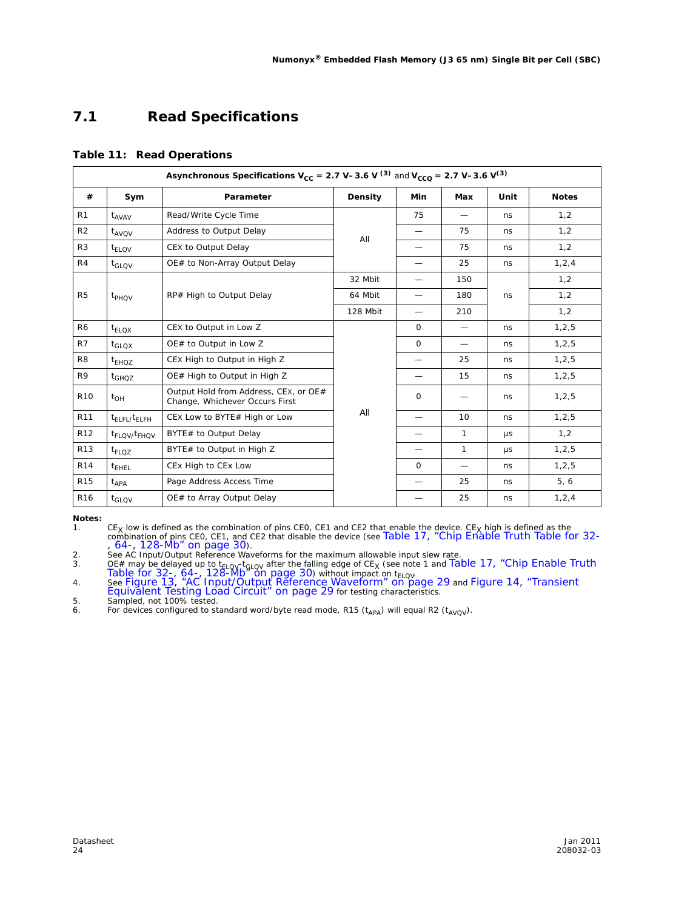## 7.1 Read Specifications

**Table 11: Read Operations**

| Asynchronous Specifications $V_{CC}$ = 2.7 V–3.6 V [3] and $V_{CCQ}$ = 2.7 V–3.6 V[3] | | | | | | | |
|---|---|---|---|---|---|---|---|
| **#** | **Sym** | **Parameter** | **Density** | **Min** | **Max** | **Unit** | **Notes** |
| R1 | $t_{AVAV}$ | Read/Write Cycle Time | All | 75 | — | ns | 1,2 |
| R2 | $t_{AVQV}$ | Address to Output Delay | | — | 75 | ns | 1,2 |
| R3 | $t_{ELQV}$ | CEx to Output Delay | | — | 75 | ns | 1,2 |
| R4 | $t_{GLQV}$ | OE# to Non-Array Output Delay | | — | 25 | ns | 1,2,4 |
| R5 | $t_{PHQV}$ | RP# High to Output Delay | 32 Mbit | — | 150 | ns | 1,2 |
| | | | 64 Mbit | — | 180 | | 1,2 |
| | | | 128 Mbit | — | 210 | | 1,2 |
| R6 | $t_{ELQX}$ | CEx to Output in Low Z | All | 0 | — | ns | 1,2,5 |
| R7 | $t_{GLQX}$ | OE# to Output in Low Z | | 0 | — | ns | 1,2,5 |
| R8 | $t_{EHQZ}$ | CEx High to Output in High Z | | — | 25 | ns | 1,2,5 |
| R9 | $t_{GHQZ}$ | OE# High to Output in High Z | | — | 15 | ns | 1,2,5 |
| R10 | $t_{OH}$ | Output Hold from Address, CEx, or OE# Change, Whichever Occurs First | | 0 | — | ns | 1,2,5 |
| R11 | $t_{ELFL}/t_{ELFH}$ | CEx Low to BYTE# High or Low | | — | 10 | ns | 1,2,5 |
| R12 | $t_{FLQV}/t_{FHQV}$ | BYTE# to Output Delay | | — | 1 | µs | 1,2 |
| R13 | $t_{FLQZ}$ | BYTE# to Output in High Z | | — | 1 | µs | 1,2,5 |
| R14 | $t_{EHEL}$ | CEx High to CEx Low | | 0 | — | ns | 1,2,5 |
| R15 | $t_{APA}$ | Page Address Access Time | | — | 25 | ns | 5, 6 |
| R16 | $t_{GLQV}$ | OE# to Array Output Delay | | — | 25 | ns | 1,2,4 |

**Notes:**

1. $CE_X$ low is defined as the combination of pins CE0, CE1 and CE2 that enable the device. $CE_X$ high is defined as the combination of pins CE0, CE1, and CE2 that disable the device (see Table 17, "Chip Enable Truth Table for 32-, 64-, 128-Mb" on page 30).
2. See AC Input/Output Reference Waveforms for the maximum allowable input slew rate.
3. OE# may be delayed up to $t_{ELQV}$-$t_{GLQV}$ after the falling edge of $CE_X$ (see note 1 and Table 17, "Chip Enable Truth Table for 32-, 64-, 128-Mb" on page 30) without impact on $t_{ELQV}$.
4. See Figure 13, "AC Input/Output Reference Waveform" on page 29 and Figure 14, "Transient Equivalent Testing Load Circuit" on page 29 for testing characteristics.
5. Sampled, not 100% tested.
6. For devices configured to standard word/byte read mode, R15 ($t_{APA}$) will equal R2 ($t_{AVQV}$).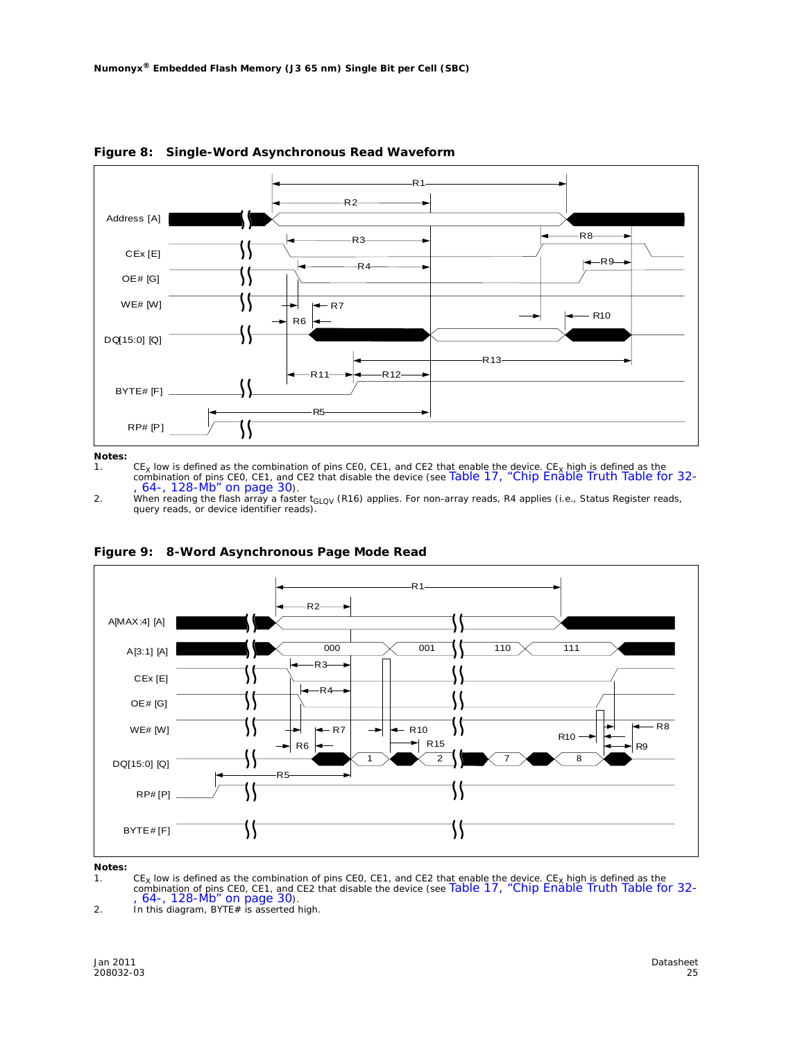**Figure 8: Single-Word Asynchronous Read Waveform**

**Notes:**

1. $CE_X$ low is defined as the combination of pins CE0, CE1, and CE2 that enable the device. $CE_X$ high is defined as the combination of pins CE0, CE1, and CE2 that disable the device (see Table 17, "Chip Enable Truth Table for 32-, 64-, 128-Mb" on page 30).
2. When reading the flash array a faster $t_{GLQV}$ (R16) applies. For non-array reads, R4 applies (i.e., Status Register reads, query reads, or device identifier reads).

**Figure 9: 8-Word Asynchronous Page Mode Read**

**Notes:**

1. $CE_X$ low is defined as the combination of pins CE0, CE1, and CE2 that enable the device. $CE_X$ high is defined as the combination of pins CE0, CE1, and CE2 that disable the device (see Table 17, "Chip Enable Truth Table for 32-, 64-, 128-Mb" on page 30).
2. In this diagram, BYTE# is asserted high.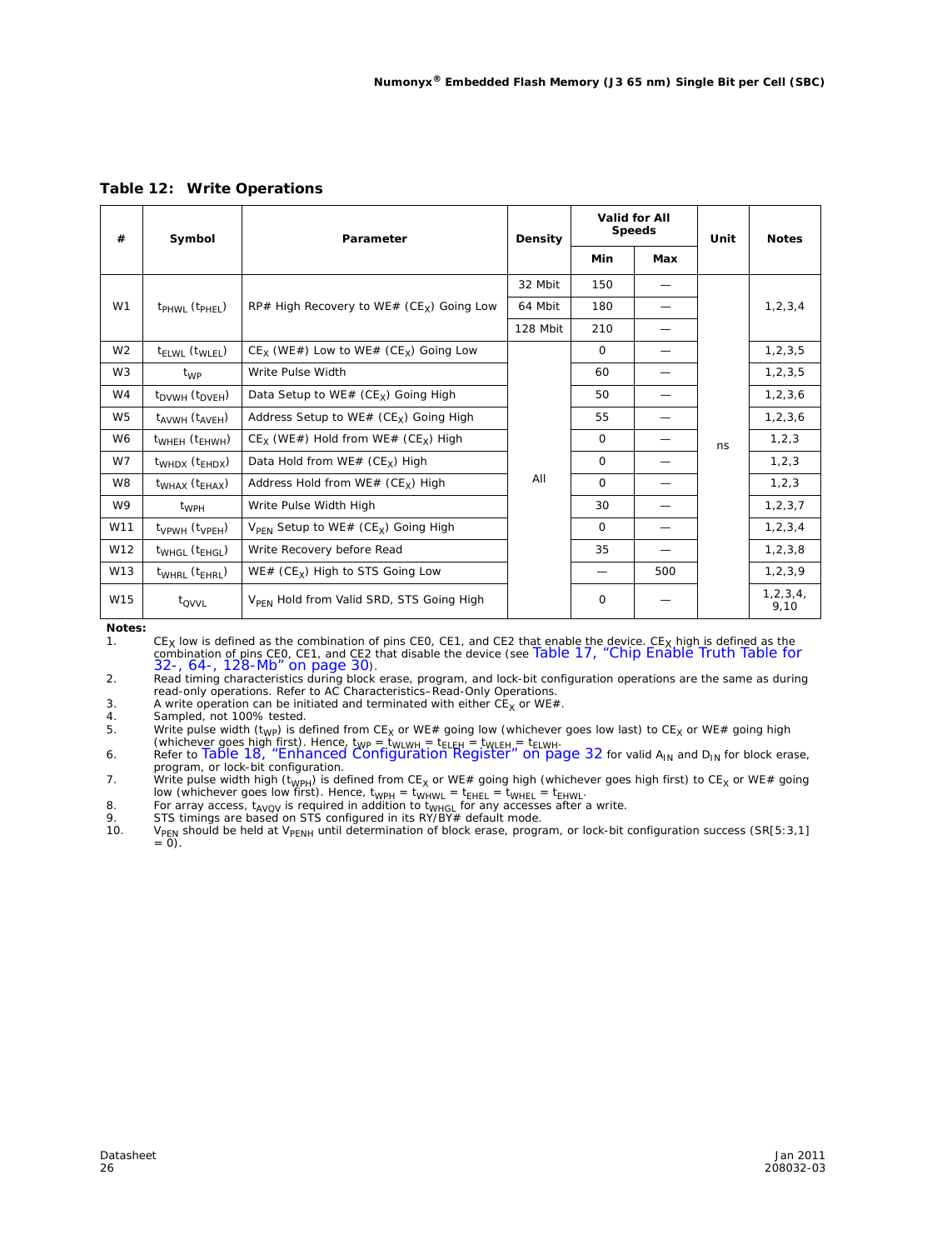### Table 12: Write Operations

| # | Symbol | Parameter | Density | Valid for All Speeds | | Unit | Notes |
|---|---|---|---|---|---|---|---|
| | | | | Min | Max | | |
| W1 | $t_{PHWL}$ ($t_{PHEL}$) | RP# High Recovery to WE# ($CE_X$) Going Low | 32 Mbit | 150 | — | ns | 1,2,3,4 |
| | | | 64 Mbit | 180 | — | | |
| | | | 128 Mbit | 210 | — | | |
| W2 | $t_{ELWL}$ ($t_{WLEL}$) | $CE_X$ (WE#) Low to WE# ($CE_X$) Going Low | All | 0 | — | | 1,2,3,5 |
| W3 | $t_{WP}$ | Write Pulse Width | | 60 | — | | 1,2,3,5 |
| W4 | $t_{DVWH}$ ($t_{DVEH}$) | Data Setup to WE# ($CE_X$) Going High | | 50 | — | | 1,2,3,6 |
| W5 | $t_{AVWH}$ ($t_{AVEH}$) | Address Setup to WE# ($CE_X$) Going High | | 55 | — | | 1,2,3,6 |
| W6 | $t_{WHEH}$ ($t_{EHWH}$) | $CE_X$ (WE#) Hold from WE# ($CE_X$) High | | 0 | — | | 1,2,3 |
| W7 | $t_{WHDX}$ ($t_{EHDX}$) | Data Hold from WE# ($CE_X$) High | | 0 | — | | 1,2,3 |
| W8 | $t_{WHAX}$ ($t_{EHAX}$) | Address Hold from WE# ($CE_X$) High | | 0 | — | | 1,2,3 |
| W9 | $t_{WPH}$ | Write Pulse Width High | | 30 | — | | 1,2,3,7 |
| W11 | $t_{VPWH}$ ($t_{VPEH}$) | $V_{PEN}$ Setup to WE# ($CE_X$) Going High | | 0 | — | | 1,2,3,4 |
| W12 | $t_{WHGL}$ ($t_{EHGL}$) | Write Recovery before Read | | 35 | — | | 1,2,3,8 |
| W13 | $t_{WHRL}$ ($t_{EHRL}$) | WE# ($CE_X$) High to STS Going Low | | — | 500 | | 1,2,3,9 |
| W15 | $t_{QVVL}$ | $V_{PEN}$ Hold from Valid SRD, STS Going High | | 0 | — | | 1,2,3,4, 9,10 |

**Notes:**

1. $CE_X$ low is defined as the combination of pins CE0, CE1, and CE2 that enable the device. $CE_X$ high is defined as the combination of pins CE0, CE1, and CE2 that disable the device (see Table 17, "Chip Enable Truth Table for 32-, 64-, 128-Mb" on page 30).
2. Read timing characteristics during block erase, program, and lock-bit configuration operations are the same as during read-only operations. Refer to AC Characteristics–Read-Only Operations.
3. A write operation can be initiated and terminated with either $CE_X$ or WE#.
4. Sampled, not 100% tested.
5. Write pulse width ($t_{WP}$) is defined from $CE_X$ or WE# going low (whichever goes low last) to $CE_X$ or WE# going high (whichever goes high first). Hence, $t_{WP} = t_{WLWH} = t_{ELEH} = t_{WLEH} = t_{ELWH}$.
6. Refer to Table 18, "Enhanced Configuration Register" on page 32 for valid $A_{IN}$ and $D_{IN}$ for block erase, program, or lock-bit configuration.
7. Write pulse width high ($t_{WPH}$) is defined from $CE_X$ or WE# going high (whichever goes high first) to $CE_X$ or WE# going low (whichever goes low first). Hence, $t_{WPH} = t_{WHWL} = t_{EHEL} = t_{WHEL} = t_{EHWL}$.
8. For array access, $t_{AVQV}$ is required in addition to $t_{WHGL}$ for any accesses after a write.
9. STS timings are based on STS configured in its RY/BY# default mode.
10. $V_{PEN}$ should be held at $V_{PENH}$ until determination of block erase, program, or lock-bit configuration success (SR[5:3,1] = 0).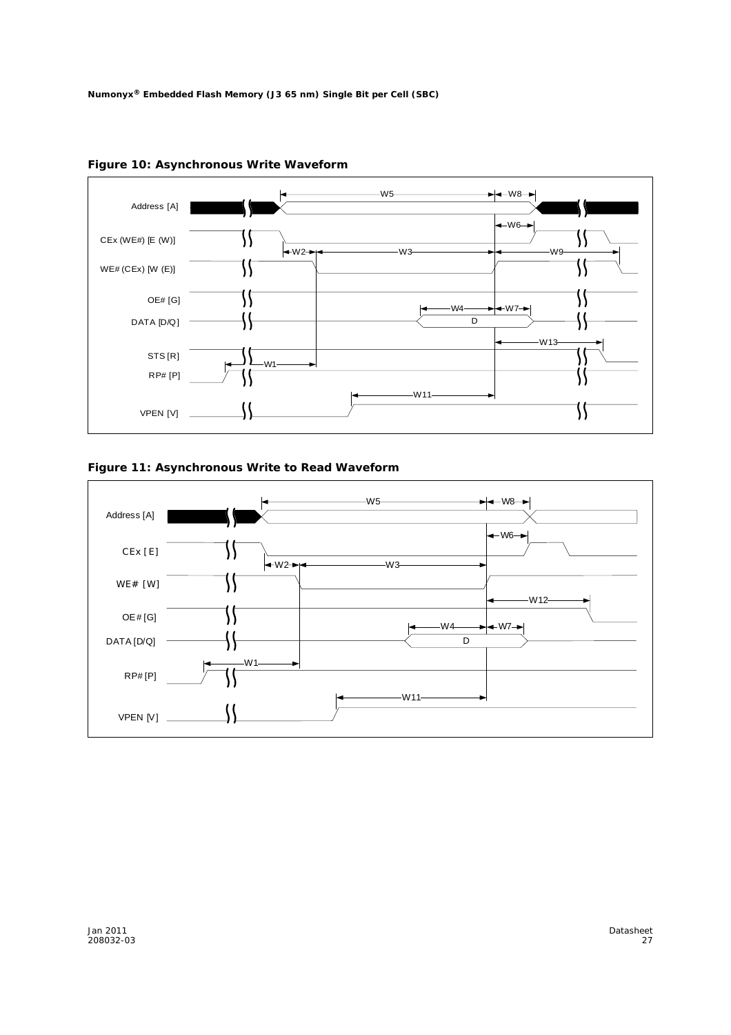**Figure 10: Asynchronous Write Waveform**

Address [A]

CEx (WE#) [E (W)]

WE# (CEx) [W (E)]

OE# [G]

DATA [D/Q]

STS [R]

RP# [P]

VPEN [V]

W5 W8 W6 W2 W3 W9 W4 W7 D W13 W1 W11

**Figure 11: Asynchronous Write to Read Waveform**

Address [A]

CEx [E]

WE# [W]

OE# [G]

DATA [D/Q]

RP# [P]

VPEN [V]

W5 W8 W6 W2 W3 W12 W4 W7 D W1 W11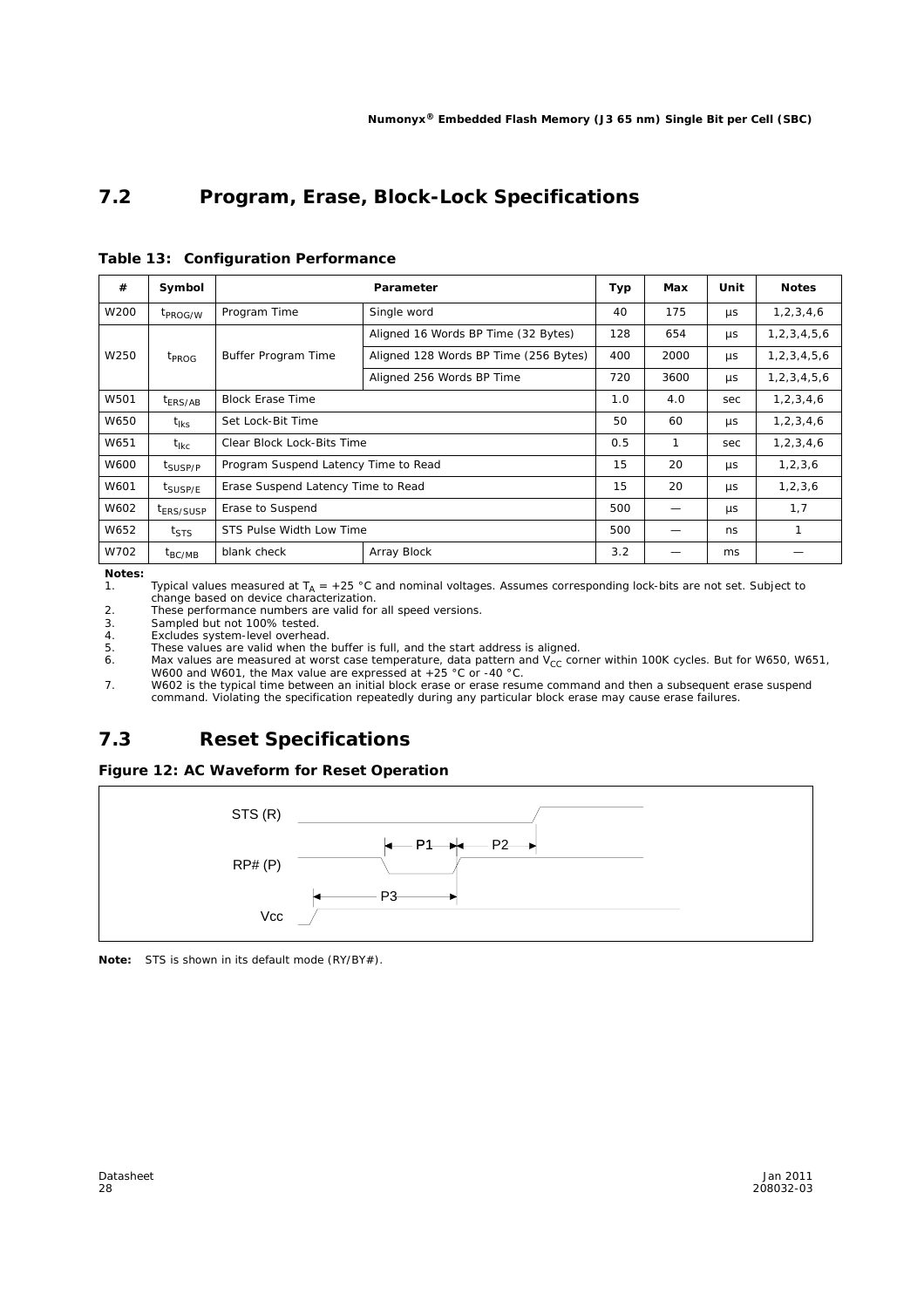## 7.2 Program, Erase, Block-Lock Specifications

**Table 13: Configuration Performance**

| # | Symbol | Parameter | | Typ | Max | Unit | Notes |
|---|---|---|---|---|---|---|---|
| W200 | $t_{PROG/W}$ | Program Time | Single word | 40 | 175 | µs | 1,2,3,4,6 |
| W250 | $t_{PROG}$ | Buffer Program Time | Aligned 16 Words BP Time (32 Bytes) | 128 | 654 | µs | 1,2,3,4,5,6 |
| | | | Aligned 128 Words BP Time (256 Bytes) | 400 | 2000 | µs | 1,2,3,4,5,6 |
| | | | Aligned 256 Words BP Time | 720 | 3600 | µs | 1,2,3,4,5,6 |
| W501 | $t_{ERS/AB}$ | Block Erase Time | | 1.0 | 4.0 | sec | 1,2,3,4,6 |
| W650 | $t_{lks}$ | Set Lock-Bit Time | | 50 | 60 | µs | 1,2,3,4,6 |
| W651 | $t_{lkc}$ | Clear Block Lock-Bits Time | | 0.5 | 1 | sec | 1,2,3,4,6 |
| W600 | $t_{SUSP/P}$ | Program Suspend Latency Time to Read | | 15 | 20 | µs | 1,2,3,6 |
| W601 | $t_{SUSP/E}$ | Erase Suspend Latency Time to Read | | 15 | 20 | µs | 1,2,3,6 |
| W602 | $t_{ERS/SUSP}$ | Erase to Suspend | | 500 | — | µs | 1,7 |
| W652 | $t_{STS}$ | STS Pulse Width Low Time | | 500 | — | ns | 1 |
| W702 | $t_{BC/MB}$ | blank check | Array Block | 3.2 | — | ms | — |

**Notes:**
1. Typical values measured at $T_A$ = +25 °C and nominal voltages. Assumes corresponding lock-bits are not set. Subject to change based on device characterization.
2. These performance numbers are valid for all speed versions.
3. Sampled but not 100% tested.
4. Excludes system-level overhead.
5. These values are valid when the buffer is full, and the start address is aligned.
6. Max values are measured at worst case temperature, data pattern and $V_{CC}$ corner within 100K cycles. But for W650, W651, W600 and W601, the Max value are expressed at +25 °C or -40 °C.
7. W602 is the typical time between an initial block erase or erase resume command and then a subsequent erase suspend command. Violating the specification repeatedly during any particular block erase may cause erase failures.

## 7.3 Reset Specifications

**Figure 12: AC Waveform for Reset Operation**

STS (R)

RP# (P)

Vcc

P1 P2 P3

**Note:** STS is shown in its default mode (RY/BY#).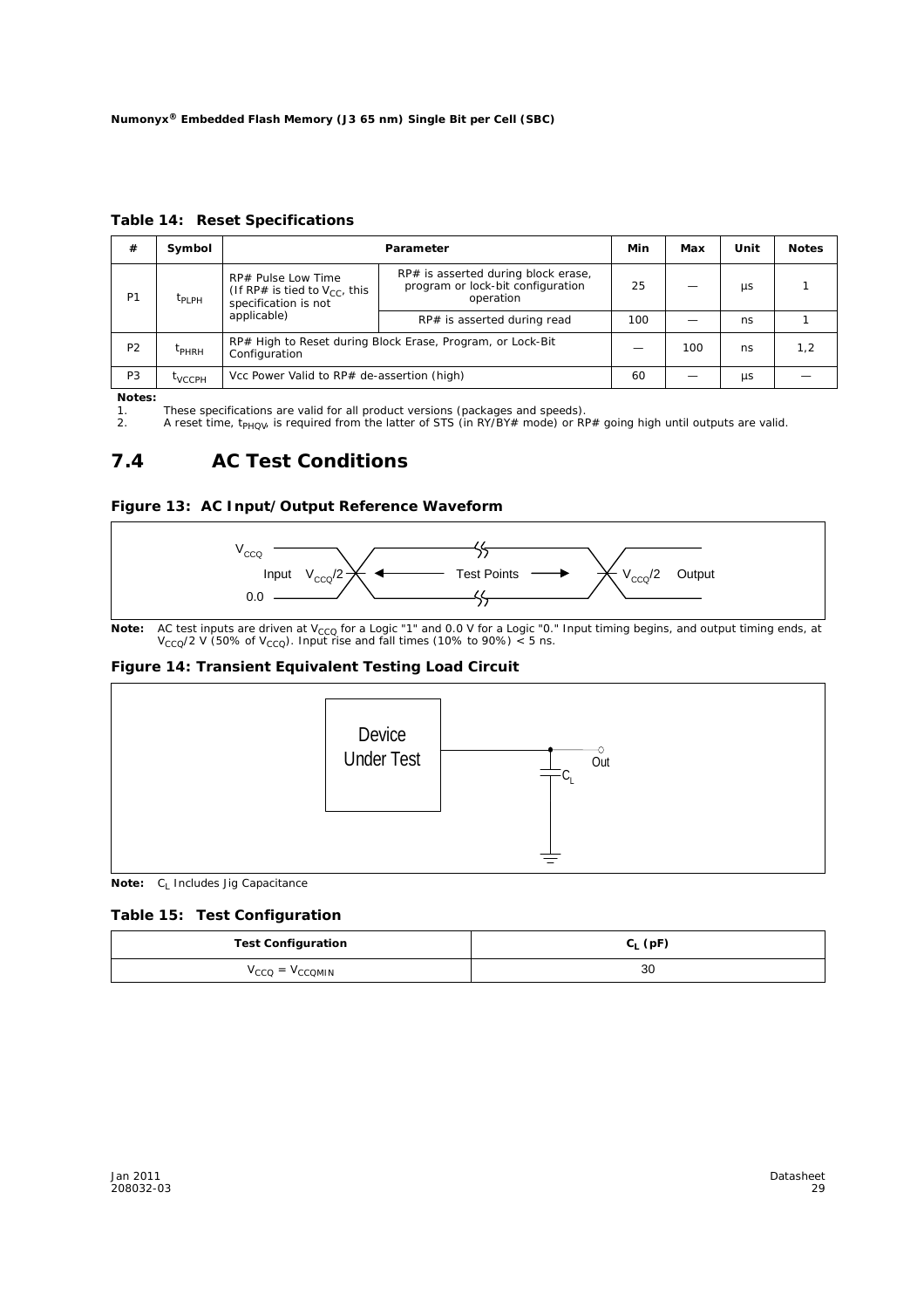**Table 14: Reset Specifications**

| # | Symbol | Parameter | | Min | Max | Unit | Notes |
|---|---|---|---|---|---|---|---|
| P1 | $t_{PLPH}$ | RP# Pulse Low Time (If RP# is tied to $V_{CC}$, this specification is not applicable) | RP# is asserted during block erase, program or lock-bit configuration operation | 25 | — | µs | 1 |
| | | | RP# is asserted during read | 100 | — | ns | 1 |
| P2 | $t_{PHRH}$ | RP# High to Reset during Block Erase, Program, or Lock-Bit Configuration | | — | 100 | ns | 1,2 |
| P3 | $t_{VCCPH}$ | Vcc Power Valid to RP# de-assertion (high) | | 60 | — | µs | — |

**Notes:**

1. These specifications are valid for all product versions (packages and speeds).
2. A reset time, $t_{PHQV}$, is required from the latter of STS (in RY/BY# mode) or RP# going high until outputs are valid.

## 7.4 AC Test Conditions

**Figure 13: AC Input/Output Reference Waveform**

$V_{CCQ}$

Input $V_{CCQ}/2$ ← Test Points → $V_{CCQ}/2$ Output

0.0

**Note:** AC test inputs are driven at $V_{CCQ}$ for a Logic "1" and 0.0 V for a Logic "0." Input timing begins, and output timing ends, at $V_{CCQ}/2$ V (50% of $V_{CCQ}$). Input rise and fall times (10% to 90%) < 5 ns.

**Figure 14: Transient Equivalent Testing Load Circuit**

Device Under Test

Out

$C_L$

**Note:** $C_L$ Includes Jig Capacitance

**Table 15: Test Configuration**

| Test Configuration | $C_L$ (pF) |
|---|---|
| $V_{CCQ} = V_{CCQMIN}$ | 30 |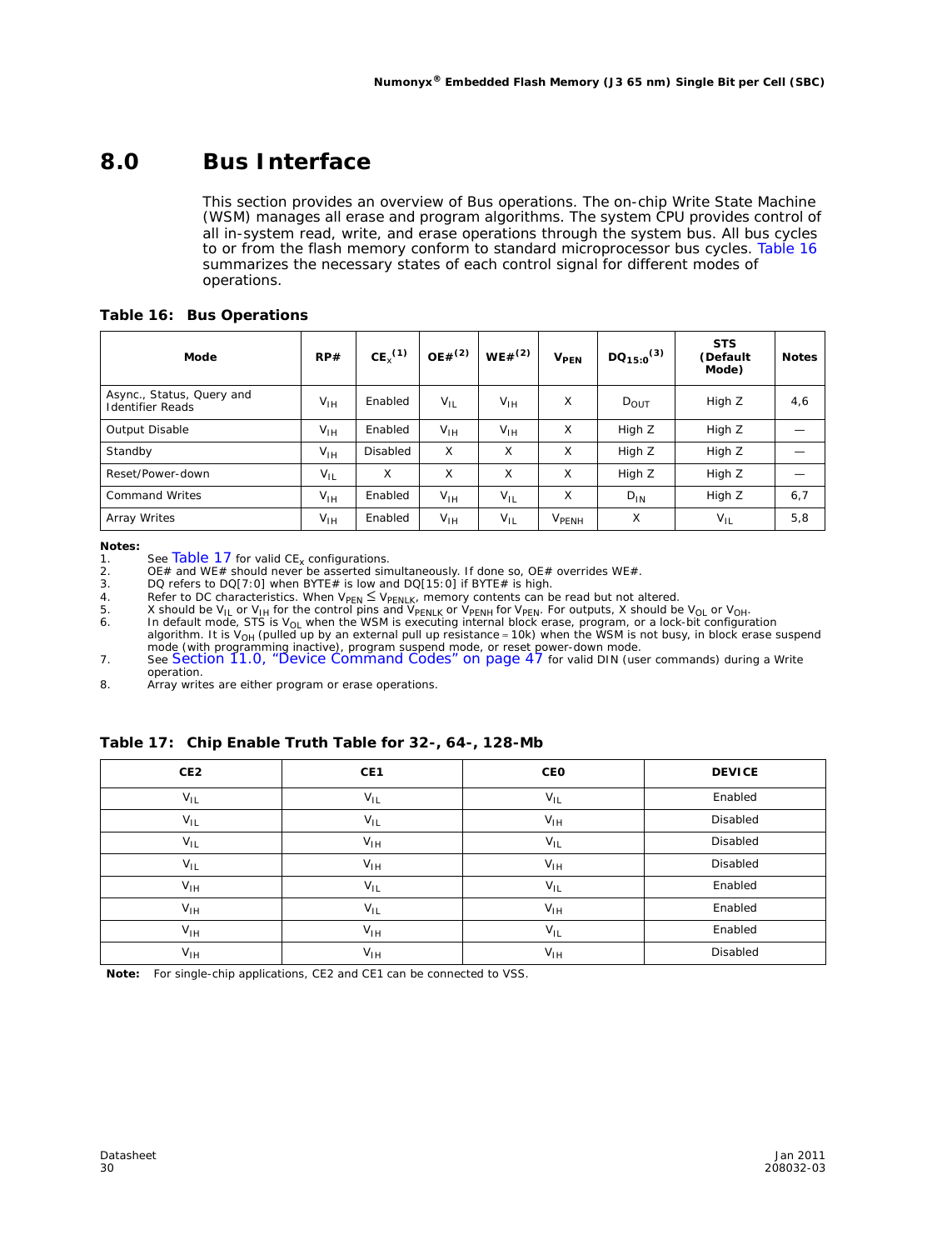# 8.0 Bus Interface

This section provides an overview of Bus operations. The on-chip Write State Machine (WSM) manages all erase and program algorithms. The system CPU provides control of all in-system read, write, and erase operations through the system bus. All bus cycles to or from the flash memory conform to standard microprocessor bus cycles. Table 16 summarizes the necessary states of each control signal for different modes of operations.

**Table 16: Bus Operations**

| Mode | RP# | $CE_x$ (1) | OE# (2) | WE# (2) | $V_{PEN}$ | $DQ_{15:0}$ (3) | STS (Default Mode) | Notes |
|---|---|---|---|---|---|---|---|---|
| Async., Status, Query and Identifier Reads | $V_{IH}$ | Enabled | $V_{IL}$ | $V_{IH}$ | X | $D_{OUT}$ | High Z | 4,6 |
| Output Disable | $V_{IH}$ | Enabled | $V_{IH}$ | $V_{IH}$ | X | High Z | High Z | — |
| Standby | $V_{IH}$ | Disabled | X | X | X | High Z | High Z | — |
| Reset/Power-down | $V_{IL}$ | X | X | X | X | High Z | High Z | — |
| Command Writes | $V_{IH}$ | Enabled | $V_{IH}$ | $V_{IL}$ | X | $D_{IN}$ | High Z | 6,7 |
| Array Writes | $V_{IH}$ | Enabled | $V_{IH}$ | $V_{IL}$ | $V_{PENH}$ | X | $V_{IL}$ | 5,8 |

**Notes:**

1. See Table 17 for valid $CE_x$ configurations.
2. OE# and WE# should never be asserted simultaneously. If done so, OE# overrides WE#.
3. DQ refers to DQ[7:0] when BYTE# is low and DQ[15:0] if BYTE# is high.
4. Refer to DC characteristics. When $V_{PEN} \leq V_{PENLK}$, memory contents can be read but not altered.
5. X should be $V_{IL}$ or $V_{IH}$ for the control pins and $V_{PENLK}$ or $V_{PENH}$ for $V_{PEN}$. For outputs, X should be $V_{OL}$ or $V_{OH}$.
6. In default mode, STS is $V_{OL}$ when the WSM is executing internal block erase, program, or a lock-bit configuration algorithm. It is $V_{OH}$ (pulled up by an external pull up resistance ≈ 10k) when the WSM is not busy, in block erase suspend mode (with programming inactive), program suspend mode, or reset power-down mode.
7. See Section 11.0, "Device Command Codes" on page 47 for valid DIN (user commands) during a Write operation.
8. Array writes are either program or erase operations.

**Table 17: Chip Enable Truth Table for 32-, 64-, 128-Mb**

| CE2 | CE1 | CE0 | DEVICE |
|---|---|---|---|
| $V_{IL}$ | $V_{IL}$ | $V_{IL}$ | Enabled |
| $V_{IL}$ | $V_{IL}$ | $V_{IH}$ | Disabled |
| $V_{IL}$ | $V_{IH}$ | $V_{IL}$ | Disabled |
| $V_{IL}$ | $V_{IH}$ | $V_{IH}$ | Disabled |
| $V_{IH}$ | $V_{IL}$ | $V_{IL}$ | Enabled |
| $V_{IH}$ | $V_{IL}$ | $V_{IH}$ | Enabled |
| $V_{IH}$ | $V_{IH}$ | $V_{IL}$ | Enabled |
| $V_{IH}$ | $V_{IH}$ | $V_{IH}$ | Disabled |

**Note:** For single-chip applications, CE2 and CE1 can be connected to VSS.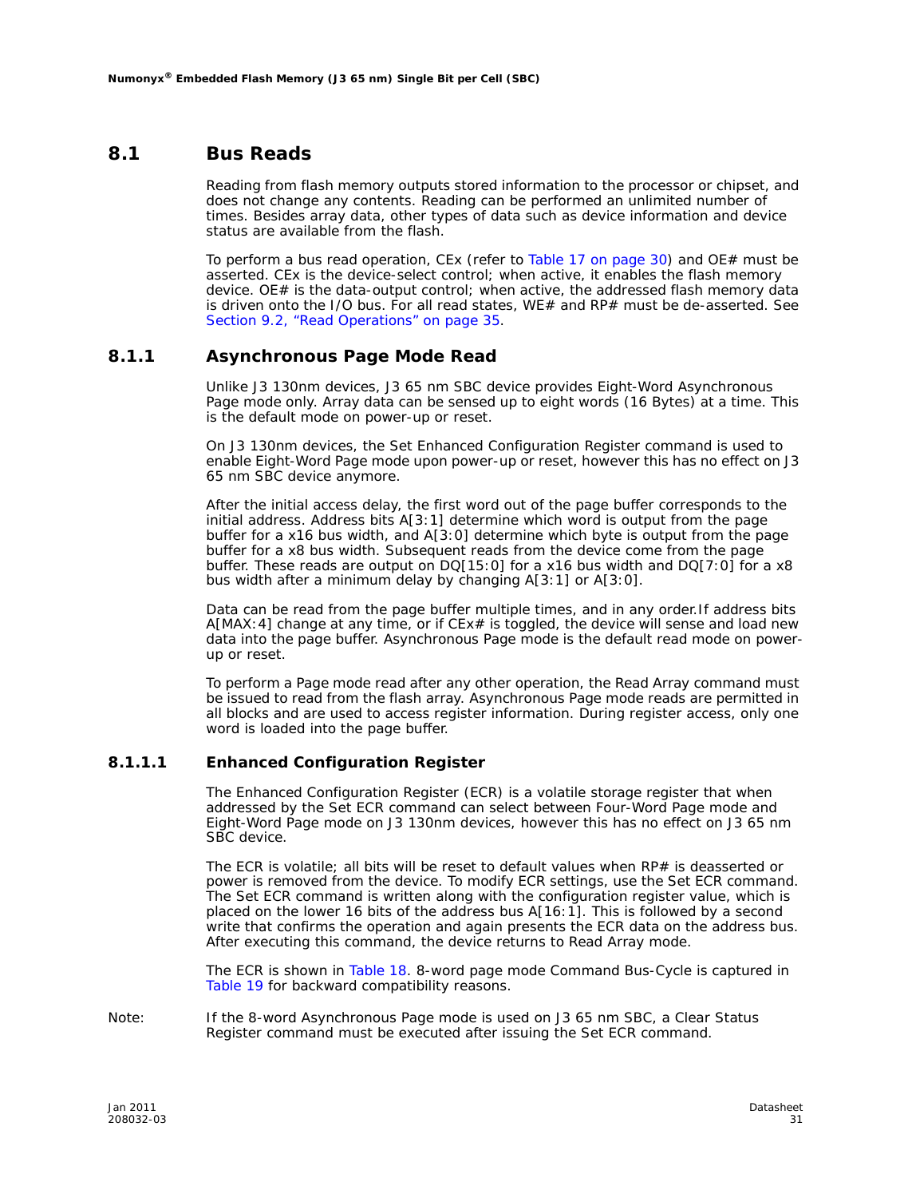## 8.1 Bus Reads

Reading from flash memory outputs stored information to the processor or chipset, and does not change any contents. Reading can be performed an unlimited number of times. Besides array data, other types of data such as device information and device status are available from the flash.

To perform a bus read operation, CEx (refer to Table 17 on page 30) and OE# must be asserted. CEx is the device-select control; when active, it enables the flash memory device. OE# is the data-output control; when active, the addressed flash memory data is driven onto the I/O bus. For all read states, WE# and RP# must be de-asserted. See Section 9.2, "Read Operations" on page 35.

### 8.1.1 Asynchronous Page Mode Read

Unlike J3 130nm devices, J3 65 nm SBC device provides Eight-Word Asynchronous Page mode only. Array data can be sensed up to eight words (16 Bytes) at a time. This is the default mode on power-up or reset.

On J3 130nm devices, the Set Enhanced Configuration Register command is used to enable Eight-Word Page mode upon power-up or reset, however this has no effect on J3 65 nm SBC device anymore.

After the initial access delay, the first word out of the page buffer corresponds to the initial address. Address bits A[3:1] determine which word is output from the page buffer for a x16 bus width, and A[3:0] determine which byte is output from the page buffer for a x8 bus width. Subsequent reads from the device come from the page buffer. These reads are output on DQ[15:0] for a x16 bus width and DQ[7:0] for a x8 bus width after a minimum delay by changing A[3:1] or A[3:0].

Data can be read from the page buffer multiple times, and in any order.If address bits A[MAX:4] change at any time, or if CEx# is toggled, the device will sense and load new data into the page buffer. Asynchronous Page mode is the default read mode on power-up or reset.

To perform a Page mode read after any other operation, the Read Array command must be issued to read from the flash array. Asynchronous Page mode reads are permitted in all blocks and are used to access register information. During register access, only one word is loaded into the page buffer.

#### 8.1.1.1 Enhanced Configuration Register

The Enhanced Configuration Register (ECR) is a volatile storage register that when addressed by the Set ECR command can select between Four-Word Page mode and Eight-Word Page mode on J3 130nm devices, however this has no effect on J3 65 nm SBC device.

The ECR is volatile; all bits will be reset to default values when RP# is deasserted or power is removed from the device. To modify ECR settings, use the Set ECR command. The Set ECR command is written along with the configuration register value, which is placed on the lower 16 bits of the address bus A[16:1]. This is followed by a second write that confirms the operation and again presents the ECR data on the address bus. After executing this command, the device returns to Read Array mode.

The ECR is shown in Table 18. 8-word page mode Command Bus-Cycle is captured in Table 19 for backward compatibility reasons.

Note: If the 8-word Asynchronous Page mode is used on J3 65 nm SBC, a Clear Status Register command must be executed after issuing the Set ECR command.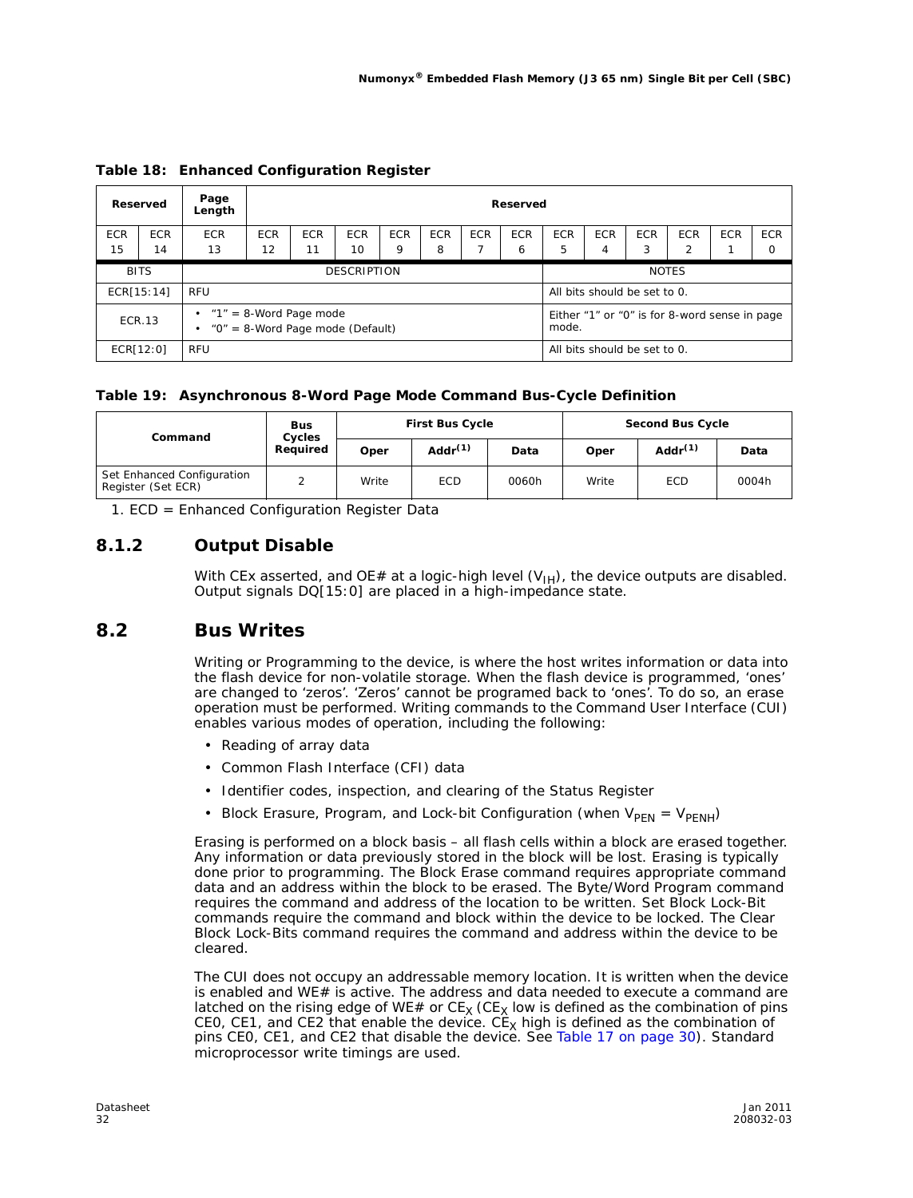**Table 18: Enhanced Configuration Register**

| Reserved | | Page Length | Reserved | | | | | | | | | | | | |
|---|---|---|---|---|---|---|---|---|---|---|---|---|---|---|---|
| ECR 15 | ECR 14 | ECR 13 | ECR 12 | ECR 11 | ECR 10 | ECR 9 | ECR 8 | ECR 7 | ECR 6 | ECR 5 | ECR 4 | ECR 3 | ECR 2 | ECR 1 | ECR 0 |

| BITS | DESCRIPTION | NOTES |
|---|---|---|
| ECR[15:14] | RFU | All bits should be set to 0. |
| ECR.13 | • "1" = 8-Word Page mode<br>• "0" = 8-Word Page mode (Default) | Either "1" or "0" is for 8-word sense in page mode. |
| ECR[12:0] | RFU | All bits should be set to 0. |

**Table 19: Asynchronous 8-Word Page Mode Command Bus-Cycle Definition**

| Command | Bus Cycles Required | First Bus Cycle | | | Second Bus Cycle | | |
|---|---|---|---|---|---|---|---|
| | | Oper | Addr[1] | Data | Oper | Addr[1] | Data |
| Set Enhanced Configuration Register (Set ECR) | 2 | Write | ECD | 0060h | Write | ECD | 0004h |

1. ECD = Enhanced Configuration Register Data

### 8.1.2 Output Disable

With CEx asserted, and OE# at a logic-high level ($V_{IH}$), the device outputs are disabled. Output signals DQ[15:0] are placed in a high-impedance state.

## 8.2 Bus Writes

Writing or Programming to the device, is where the host writes information or data into the flash device for non-volatile storage. When the flash device is programmed, 'ones' are changed to 'zeros'. 'Zeros' cannot be programed back to 'ones'. To do so, an erase operation must be performed. Writing commands to the Command User Interface (CUI) enables various modes of operation, including the following:

- Reading of array data
- Common Flash Interface (CFI) data
- Identifier codes, inspection, and clearing of the Status Register
- Block Erasure, Program, and Lock-bit Configuration (when $V_{PEN} = V_{PENH}$)

Erasing is performed on a block basis – all flash cells within a block are erased together. Any information or data previously stored in the block will be lost. Erasing is typically done prior to programming. The Block Erase command requires appropriate command data and an address within the block to be erased. The Byte/Word Program command requires the command and address of the location to be written. Set Block Lock-Bit commands require the command and block within the device to be locked. The Clear Block Lock-Bits command requires the command and address within the device to be cleared.

The CUI does not occupy an addressable memory location. It is written when the device is enabled and WE# is active. The address and data needed to execute a command are latched on the rising edge of WE# or $CE_X$ ($CE_X$ low is defined as the combination of pins CE0, CE1, and CE2 that enable the device. $CE_X$ high is defined as the combination of pins CE0, CE1, and CE2 that disable the device. See Table 17 on page 30). Standard microprocessor write timings are used.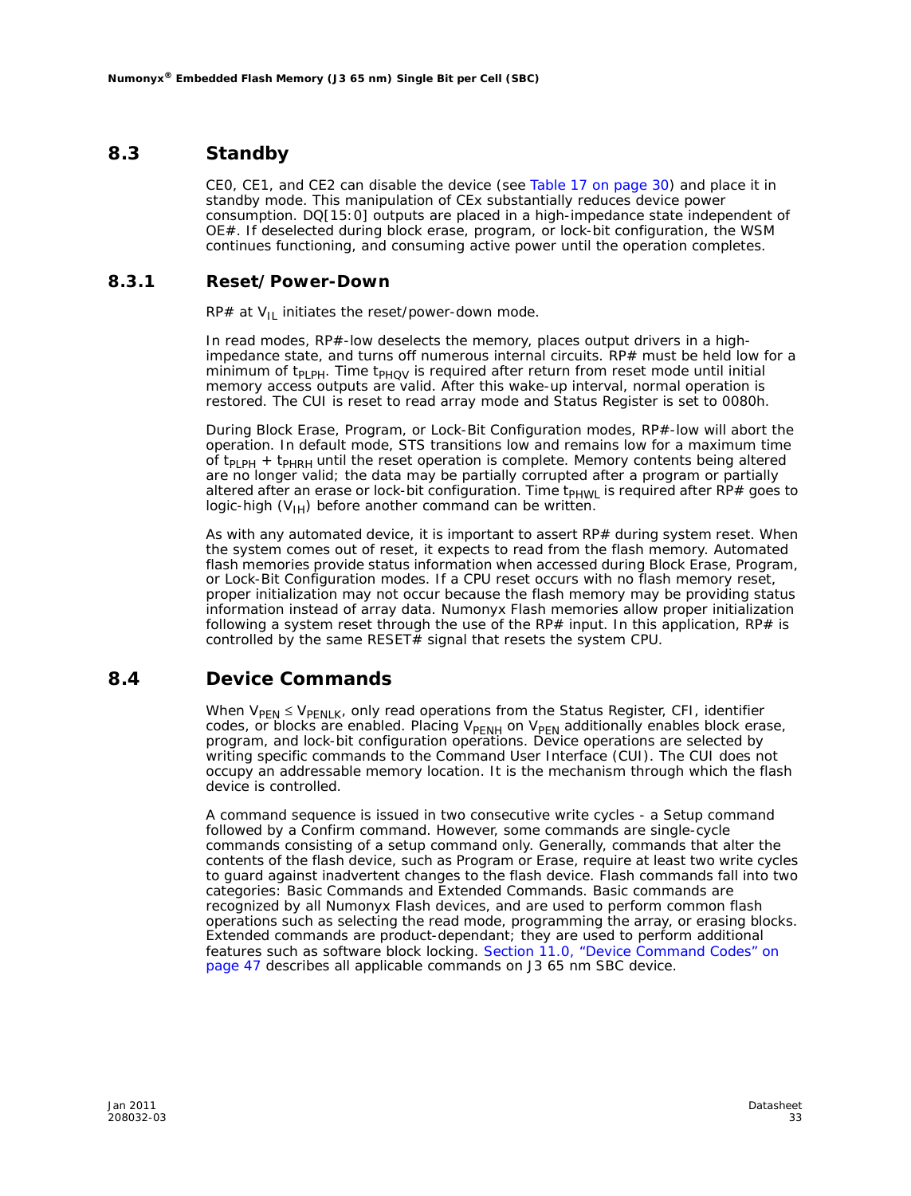## 8.3 Standby

CE0, CE1, and CE2 can disable the device (see Table 17 on page 30) and place it in standby mode. This manipulation of CEx substantially reduces device power consumption. DQ[15:0] outputs are placed in a high-impedance state independent of OE#. If deselected during block erase, program, or lock-bit configuration, the WSM continues functioning, and consuming active power until the operation completes.

### 8.3.1 Reset/Power-Down

RP# at $V_{IL}$ initiates the reset/power-down mode.

In read modes, RP#-low deselects the memory, places output drivers in a high-impedance state, and turns off numerous internal circuits. RP# must be held low for a minimum of $t_{PLPH}$. Time $t_{PHQV}$ is required after return from reset mode until initial memory access outputs are valid. After this wake-up interval, normal operation is restored. The CUI is reset to read array mode and Status Register is set to 0080h.

During Block Erase, Program, or Lock-Bit Configuration modes, RP#-low will abort the operation. In default mode, STS transitions low and remains low for a maximum time of $t_{PLPH}$ + $t_{PHRH}$ until the reset operation is complete. Memory contents being altered are no longer valid; the data may be partially corrupted after a program or partially altered after an erase or lock-bit configuration. Time $t_{PHWL}$ is required after RP# goes to logic-high ($V_{IH}$) before another command can be written.

As with any automated device, it is important to assert RP# during system reset. When the system comes out of reset, it expects to read from the flash memory. Automated flash memories provide status information when accessed during Block Erase, Program, or Lock-Bit Configuration modes. If a CPU reset occurs with no flash memory reset, proper initialization may not occur because the flash memory may be providing status information instead of array data. Numonyx Flash memories allow proper initialization following a system reset through the use of the RP# input. In this application, RP# is controlled by the same RESET# signal that resets the system CPU.

## 8.4 Device Commands

When $V_{PEN} \leq V_{PENLK}$, only read operations from the Status Register, CFI, identifier codes, or blocks are enabled. Placing $V_{PENH}$ on $V_{PEN}$ additionally enables block erase, program, and lock-bit configuration operations. Device operations are selected by writing specific commands to the Command User Interface (CUI). The CUI does not occupy an addressable memory location. It is the mechanism through which the flash device is controlled.

A command sequence is issued in two consecutive write cycles - a Setup command followed by a Confirm command. However, some commands are single-cycle commands consisting of a setup command only. Generally, commands that alter the contents of the flash device, such as Program or Erase, require at least two write cycles to guard against inadvertent changes to the flash device. Flash commands fall into two categories: Basic Commands and Extended Commands. Basic commands are recognized by all Numonyx Flash devices, and are used to perform common flash operations such as selecting the read mode, programming the array, or erasing blocks. Extended commands are product-dependant; they are used to perform additional features such as software block locking. Section 11.0, “Device Command Codes” on page 47 describes all applicable commands on J3 65 nm SBC device.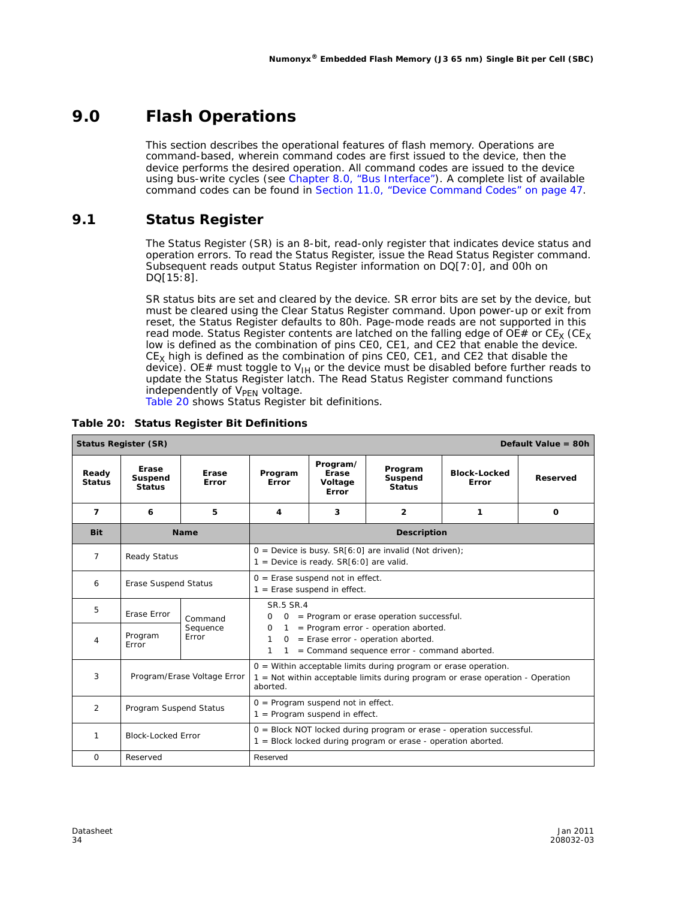# 9.0 Flash Operations

This section describes the operational features of flash memory. Operations are command-based, wherein command codes are first issued to the device, then the device performs the desired operation. All command codes are issued to the device using bus-write cycles (see Chapter 8.0, "Bus Interface"). A complete list of available command codes can be found in Section 11.0, "Device Command Codes" on page 47.

## 9.1 Status Register

The Status Register (SR) is an 8-bit, read-only register that indicates device status and operation errors. To read the Status Register, issue the Read Status Register command. Subsequent reads output Status Register information on DQ[7:0], and 00h on DQ[15:8].

SR status bits are set and cleared by the device. SR error bits are set by the device, but must be cleared using the Clear Status Register command. Upon power-up or exit from reset, the Status Register defaults to 80h. Page-mode reads are not supported in this read mode. Status Register contents are latched on the falling edge of OE# or $CE_X$ ($CE_X$ low is defined as the combination of pins CE0, CE1, and CE2 that enable the device. $CE_X$ high is defined as the combination of pins CE0, CE1, and CE2 that disable the device). OE# must toggle to $V_{IH}$ or the device must be disabled before further reads to update the Status Register latch. The Read Status Register command functions independently of $V_{PEN}$ voltage.
Table 20 shows Status Register bit definitions.

**Table 20: Status Register Bit Definitions**

| Status Register (SR) | | | | | | | Default Value = 80h |
|---|---|---|---|---|---|---|---|
| **Ready Status** | **Erase Suspend Status** | **Erase Error** | **Program Error** | **Program/ Erase Voltage Error** | **Program Suspend Status** | **Block-Locked Error** | **Reserved** |
| **7** | **6** | **5** | **4** | **3** | **2** | **1** | **0** |

| Bit | Name | | Description |
|---|---|---|---|
| 7 | Ready Status | | 0 = Device is busy. SR[6:0] are invalid (Not driven);<br>1 = Device is ready. SR[6:0] are valid. |
| 6 | Erase Suspend Status | | 0 = Erase suspend not in effect.<br>1 = Erase suspend in effect. |
| 5 | Erase Error | Command Sequence Error | SR.5 SR.4<br>0 0 = Program or erase operation successful.<br>0 1 = Program error - operation aborted.<br>1 0 = Erase error - operation aborted.<br>1 1 = Command sequence error - command aborted. |
| 4 | Program Error | | |
| 3 | Program/Erase Voltage Error | | 0 = Within acceptable limits during program or erase operation.<br>1 = Not within acceptable limits during program or erase operation - Operation aborted. |
| 2 | Program Suspend Status | | 0 = Program suspend not in effect.<br>1 = Program suspend in effect. |
| 1 | Block-Locked Error | | 0 = Block NOT locked during program or erase - operation successful.<br>1 = Block locked during program or erase - operation aborted. |
| 0 | Reserved | | Reserved |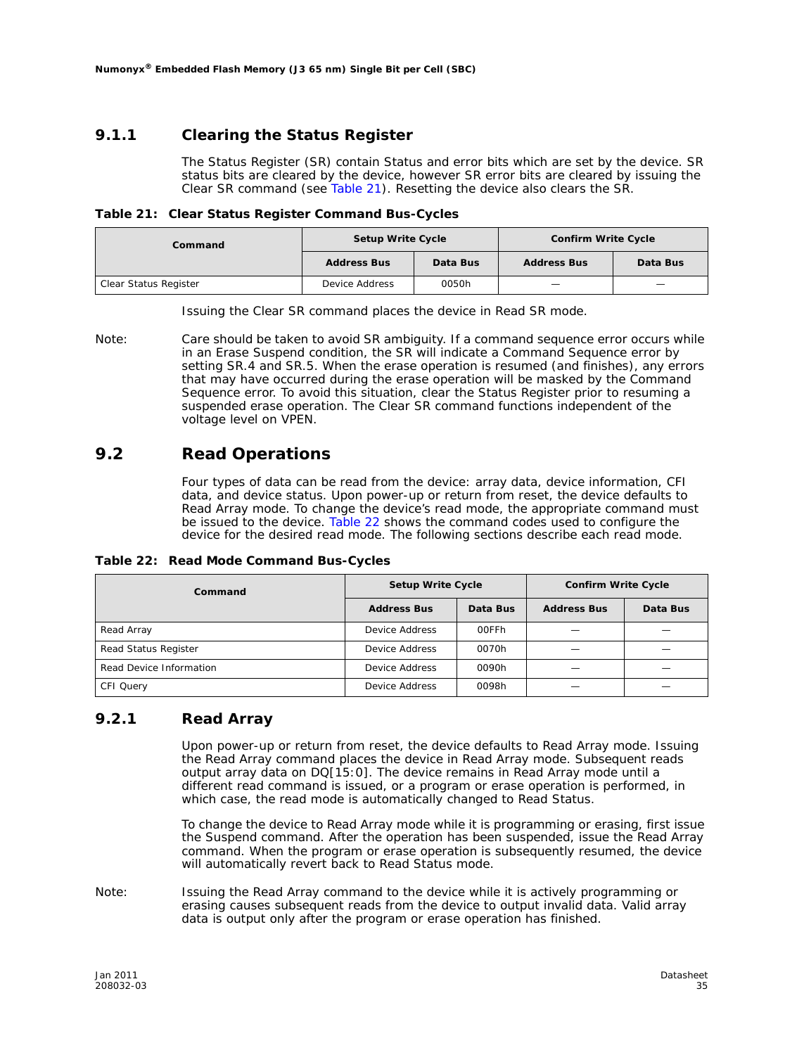### 9.1.1 Clearing the Status Register

The Status Register (SR) contain Status and error bits which are set by the device. SR status bits are cleared by the device, however SR error bits are cleared by issuing the Clear SR command (see Table 21). Resetting the device also clears the SR.

**Table 21: Clear Status Register Command Bus-Cycles**

| Command | Setup Write Cycle | | Confirm Write Cycle | |
|---|---|---|---|---|
| | Address Bus | Data Bus | Address Bus | Data Bus |
| Clear Status Register | Device Address | 0050h | — | — |

Issuing the Clear SR command places the device in Read SR mode.

Note: Care should be taken to avoid SR ambiguity. If a command sequence error occurs while in an Erase Suspend condition, the SR will indicate a Command Sequence error by setting SR.4 and SR.5. When the erase operation is resumed (and finishes), any errors that may have occurred during the erase operation will be masked by the Command Sequence error. To avoid this situation, clear the Status Register prior to resuming a suspended erase operation. The Clear SR command functions independent of the voltage level on VPEN.

## 9.2 Read Operations

Four types of data can be read from the device: array data, device information, CFI data, and device status. Upon power-up or return from reset, the device defaults to Read Array mode. To change the device's read mode, the appropriate command must be issued to the device. Table 22 shows the command codes used to configure the device for the desired read mode. The following sections describe each read mode.

**Table 22: Read Mode Command Bus-Cycles**

| Command | Setup Write Cycle | | Confirm Write Cycle | |
|---|---|---|---|---|
| | Address Bus | Data Bus | Address Bus | Data Bus |
| Read Array | Device Address | 00FFh | — | — |
| Read Status Register | Device Address | 0070h | — | — |
| Read Device Information | Device Address | 0090h | — | — |
| CFI Query | Device Address | 0098h | — | — |

### 9.2.1 Read Array

Upon power-up or return from reset, the device defaults to Read Array mode. Issuing the Read Array command places the device in Read Array mode. Subsequent reads output array data on DQ[15:0]. The device remains in Read Array mode until a different read command is issued, or a program or erase operation is performed, in which case, the read mode is automatically changed to Read Status.

To change the device to Read Array mode while it is programming or erasing, first issue the Suspend command. After the operation has been suspended, issue the Read Array command. When the program or erase operation is subsequently resumed, the device will automatically revert back to Read Status mode.

Note: Issuing the Read Array command to the device while it is actively programming or erasing causes subsequent reads from the device to output invalid data. Valid array data is output only after the program or erase operation has finished.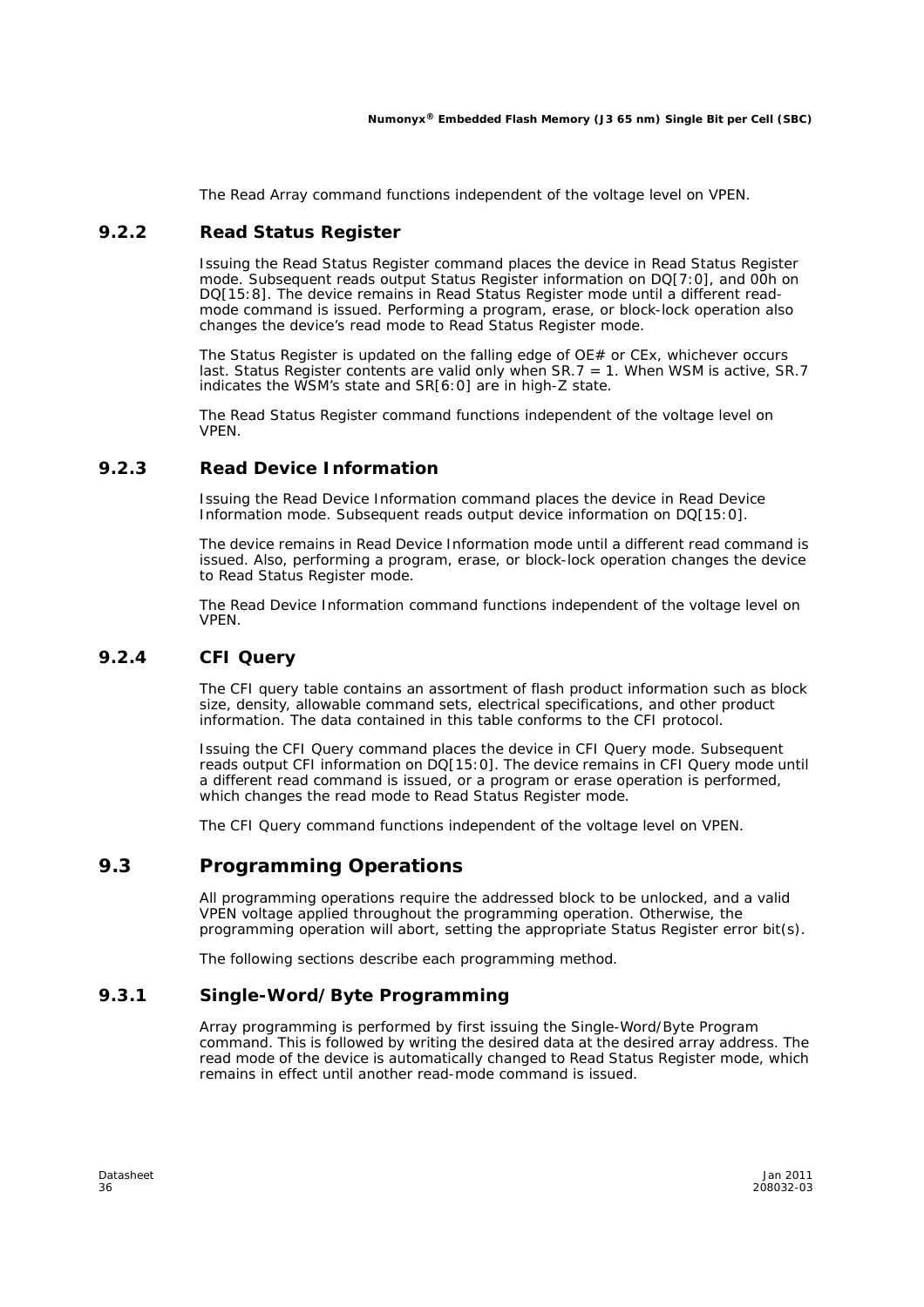The Read Array command functions independent of the voltage level on VPEN.

### 9.2.2 Read Status Register

Issuing the Read Status Register command places the device in Read Status Register mode. Subsequent reads output Status Register information on DQ[7:0], and 00h on DQ[15:8]. The device remains in Read Status Register mode until a different read-mode command is issued. Performing a program, erase, or block-lock operation also changes the device's read mode to Read Status Register mode.

The Status Register is updated on the falling edge of OE# or CEx, whichever occurs last. Status Register contents are valid only when SR.7 = 1. When WSM is active, SR.7 indicates the WSM's state and SR[6:0] are in high-Z state.

The Read Status Register command functions independent of the voltage level on VPEN.

### 9.2.3 Read Device Information

Issuing the Read Device Information command places the device in Read Device Information mode. Subsequent reads output device information on DQ[15:0].

The device remains in Read Device Information mode until a different read command is issued. Also, performing a program, erase, or block-lock operation changes the device to Read Status Register mode.

The Read Device Information command functions independent of the voltage level on VPEN.

### 9.2.4 CFI Query

The CFI query table contains an assortment of flash product information such as block size, density, allowable command sets, electrical specifications, and other product information. The data contained in this table conforms to the CFI protocol.

Issuing the CFI Query command places the device in CFI Query mode. Subsequent reads output CFI information on DQ[15:0]. The device remains in CFI Query mode until a different read command is issued, or a program or erase operation is performed, which changes the read mode to Read Status Register mode.

The CFI Query command functions independent of the voltage level on VPEN.

## 9.3 Programming Operations

All programming operations require the addressed block to be unlocked, and a valid VPEN voltage applied throughout the programming operation. Otherwise, the programming operation will abort, setting the appropriate Status Register error bit(s).

The following sections describe each programming method.

### 9.3.1 Single-Word/Byte Programming

Array programming is performed by first issuing the Single-Word/Byte Program command. This is followed by writing the desired data at the desired array address. The read mode of the device is automatically changed to Read Status Register mode, which remains in effect until another read-mode command is issued.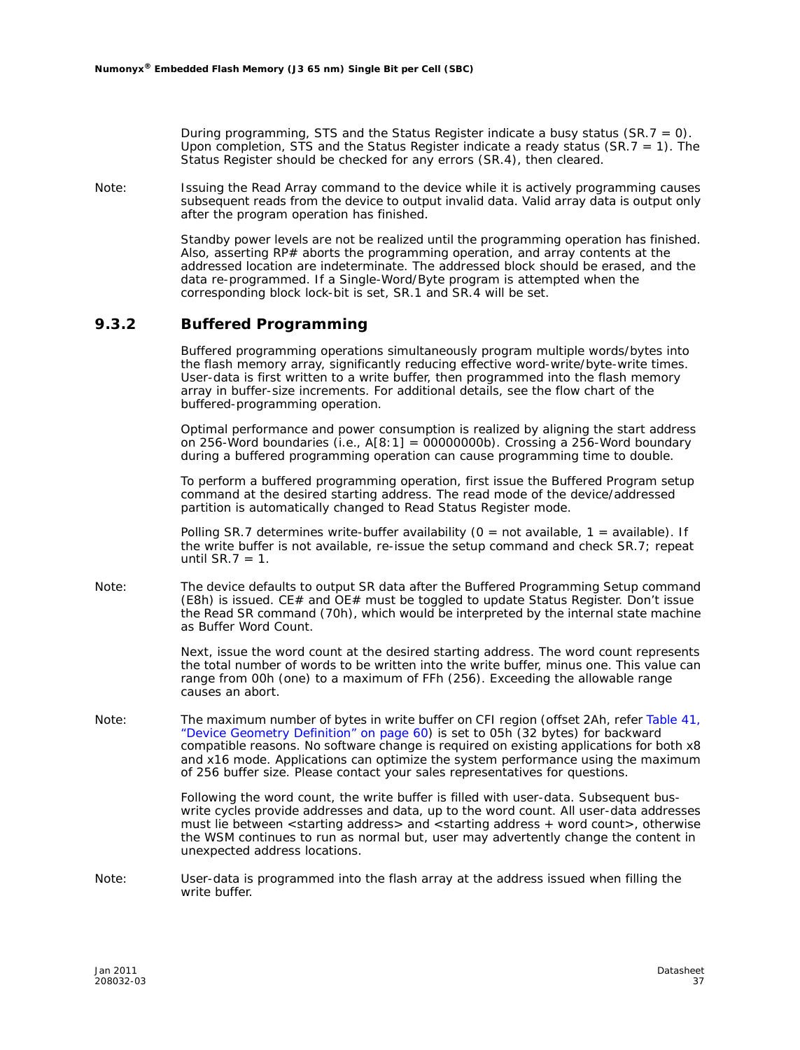During programming, STS and the Status Register indicate a busy status (SR.7 = 0). Upon completion, STS and the Status Register indicate a ready status (SR.7 = 1). The Status Register should be checked for any errors (SR.4), then cleared.

Note: Issuing the Read Array command to the device while it is actively programming causes subsequent reads from the device to output invalid data. Valid array data is output only after the program operation has finished.

Standby power levels are not be realized until the programming operation has finished. Also, asserting RP# aborts the programming operation, and array contents at the addressed location are indeterminate. The addressed block should be erased, and the data re-programmed. If a Single-Word/Byte program is attempted when the corresponding block lock-bit is set, SR.1 and SR.4 will be set.

### 9.3.2 Buffered Programming

Buffered programming operations simultaneously program multiple words/bytes into the flash memory array, significantly reducing effective word-write/byte-write times. User-data is first written to a write buffer, then programmed into the flash memory array in buffer-size increments. For additional details, see the flow chart of the buffered-programming operation.

Optimal performance and power consumption is realized by aligning the start address on 256-Word boundaries (i.e., A[8:1] = 00000000b). Crossing a 256-Word boundary during a buffered programming operation can cause programming time to double.

To perform a buffered programming operation, first issue the Buffered Program setup command at the desired starting address. The read mode of the device/addressed partition is automatically changed to Read Status Register mode.

Polling SR.7 determines write-buffer availability (0 = not available, 1 = available). If the write buffer is not available, re-issue the setup command and check SR.7; repeat until SR.7 = 1.

Note: The device defaults to output SR data after the Buffered Programming Setup command (E8h) is issued. CE# and OE# must be toggled to update Status Register. Don't issue the Read SR command (70h), which would be interpreted by the internal state machine as Buffer Word Count.

Next, issue the word count at the desired starting address. The word count represents the total number of words to be written into the write buffer, minus one. This value can range from 00h (one) to a maximum of FFh (256). Exceeding the allowable range causes an abort.

Note: The maximum number of bytes in write buffer on CFI region (offset 2Ah, refer Table 41, "Device Geometry Definition" on page 60) is set to 05h (32 bytes) for backward compatible reasons. No software change is required on existing applications for both x8 and x16 mode. Applications can optimize the system performance using the maximum of 256 buffer size. Please contact your sales representatives for questions.

Following the word count, the write buffer is filled with user-data. Subsequent bus-write cycles provide addresses and data, up to the word count. All user-data addresses must lie between <starting address> and <starting address + word count>, otherwise the WSM continues to run as normal but, user may advertently change the content in unexpected address locations.

Note: User-data is programmed into the flash array at the address issued when filling the write buffer.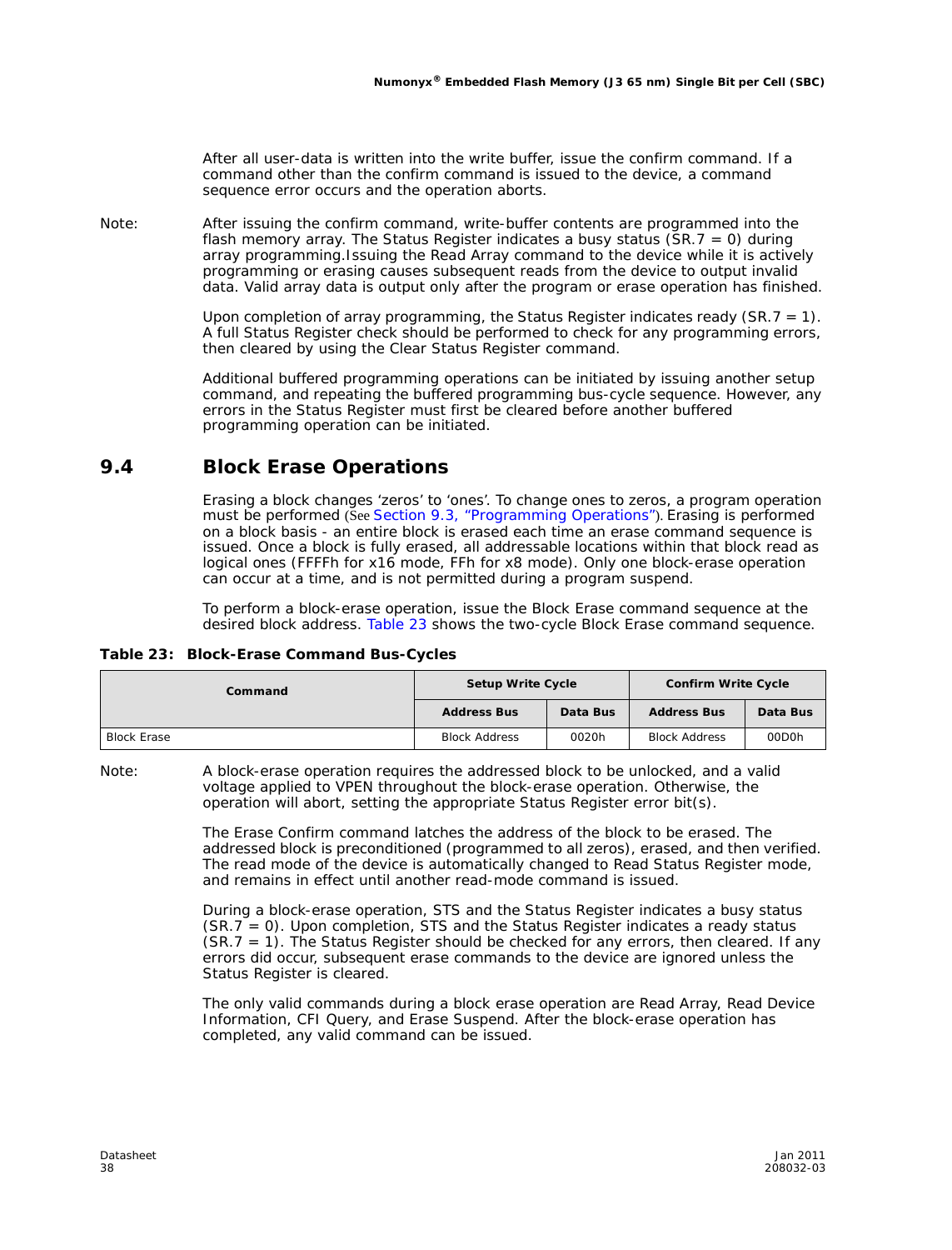After all user-data is written into the write buffer, issue the confirm command. If a command other than the confirm command is issued to the device, a command sequence error occurs and the operation aborts.

Note: After issuing the confirm command, write-buffer contents are programmed into the flash memory array. The Status Register indicates a busy status (SR.7 = 0) during array programming.Issuing the Read Array command to the device while it is actively programming or erasing causes subsequent reads from the device to output invalid data. Valid array data is output only after the program or erase operation has finished.

Upon completion of array programming, the Status Register indicates ready (SR.7 = 1). A full Status Register check should be performed to check for any programming errors, then cleared by using the Clear Status Register command.

Additional buffered programming operations can be initiated by issuing another setup command, and repeating the buffered programming bus-cycle sequence. However, any errors in the Status Register must first be cleared before another buffered programming operation can be initiated.

## 9.4 Block Erase Operations

Erasing a block changes 'zeros' to 'ones'. To change ones to zeros, a program operation must be performed (See Section 9.3, "Programming Operations"). Erasing is performed on a block basis - an entire block is erased each time an erase command sequence is issued. Once a block is fully erased, all addressable locations within that block read as logical ones (FFFFh for x16 mode, FFh for x8 mode). Only one block-erase operation can occur at a time, and is not permitted during a program suspend.

To perform a block-erase operation, issue the Block Erase command sequence at the desired block address. Table 23 shows the two-cycle Block Erase command sequence.

**Table 23: Block-Erase Command Bus-Cycles**

| Command | Setup Write Cycle | | Confirm Write Cycle | |
|---|---|---|---|---|
| | Address Bus | Data Bus | Address Bus | Data Bus |
| Block Erase | Block Address | 0020h | Block Address | 00D0h |

Note: A block-erase operation requires the addressed block to be unlocked, and a valid voltage applied to VPEN throughout the block-erase operation. Otherwise, the operation will abort, setting the appropriate Status Register error bit(s).

The Erase Confirm command latches the address of the block to be erased. The addressed block is preconditioned (programmed to all zeros), erased, and then verified. The read mode of the device is automatically changed to Read Status Register mode, and remains in effect until another read-mode command is issued.

During a block-erase operation, STS and the Status Register indicates a busy status (SR.7 = 0). Upon completion, STS and the Status Register indicates a ready status (SR.7 = 1). The Status Register should be checked for any errors, then cleared. If any errors did occur, subsequent erase commands to the device are ignored unless the Status Register is cleared.

The only valid commands during a block erase operation are Read Array, Read Device Information, CFI Query, and Erase Suspend. After the block-erase operation has completed, any valid command can be issued.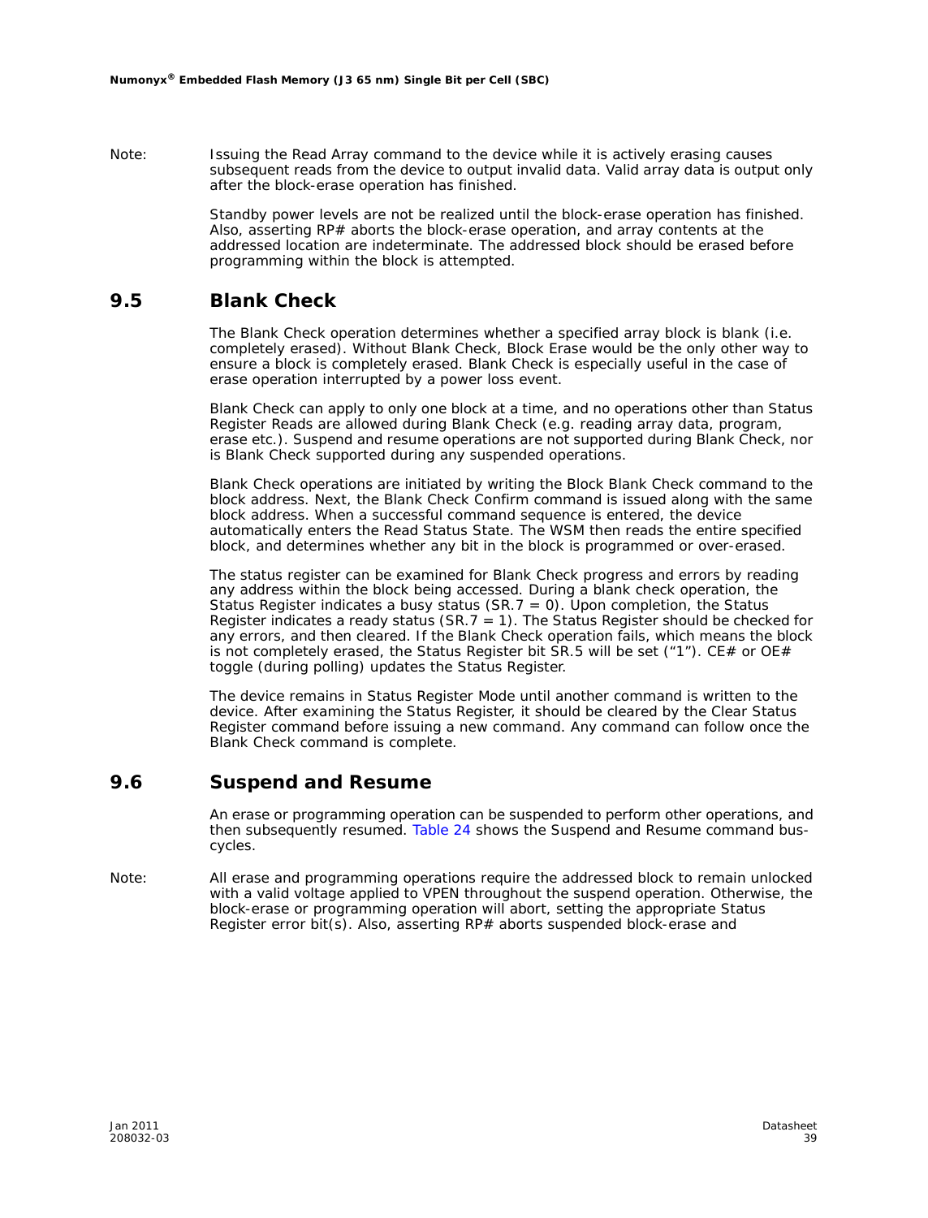Note: Issuing the Read Array command to the device while it is actively erasing causes subsequent reads from the device to output invalid data. Valid array data is output only after the block-erase operation has finished.

Standby power levels are not be realized until the block-erase operation has finished. Also, asserting RP# aborts the block-erase operation, and array contents at the addressed location are indeterminate. The addressed block should be erased before programming within the block is attempted.

## 9.5 Blank Check

The Blank Check operation determines whether a specified array block is blank (i.e. completely erased). Without Blank Check, Block Erase would be the only other way to ensure a block is completely erased. Blank Check is especially useful in the case of erase operation interrupted by a power loss event.

Blank Check can apply to only one block at a time, and no operations other than Status Register Reads are allowed during Blank Check (e.g. reading array data, program, erase etc.). Suspend and resume operations are not supported during Blank Check, nor is Blank Check supported during any suspended operations.

Blank Check operations are initiated by writing the Block Blank Check command to the block address. Next, the Blank Check Confirm command is issued along with the same block address. When a successful command sequence is entered, the device automatically enters the Read Status State. The WSM then reads the entire specified block, and determines whether any bit in the block is programmed or over-erased.

The status register can be examined for Blank Check progress and errors by reading any address within the block being accessed. During a blank check operation, the Status Register indicates a busy status (SR.7 = 0). Upon completion, the Status Register indicates a ready status (SR.7 = 1). The Status Register should be checked for any errors, and then cleared. If the Blank Check operation fails, which means the block is not completely erased, the Status Register bit SR.5 will be set (“1”). CE# or OE# toggle (during polling) updates the Status Register.

The device remains in Status Register Mode until another command is written to the device. After examining the Status Register, it should be cleared by the Clear Status Register command before issuing a new command. Any command can follow once the Blank Check command is complete.

## 9.6 Suspend and Resume

An erase or programming operation can be suspended to perform other operations, and then subsequently resumed. Table 24 shows the Suspend and Resume command bus-cycles.

Note: All erase and programming operations require the addressed block to remain unlocked with a valid voltage applied to VPEN throughout the suspend operation. Otherwise, the block-erase or programming operation will abort, setting the appropriate Status Register error bit(s). Also, asserting RP# aborts suspended block-erase and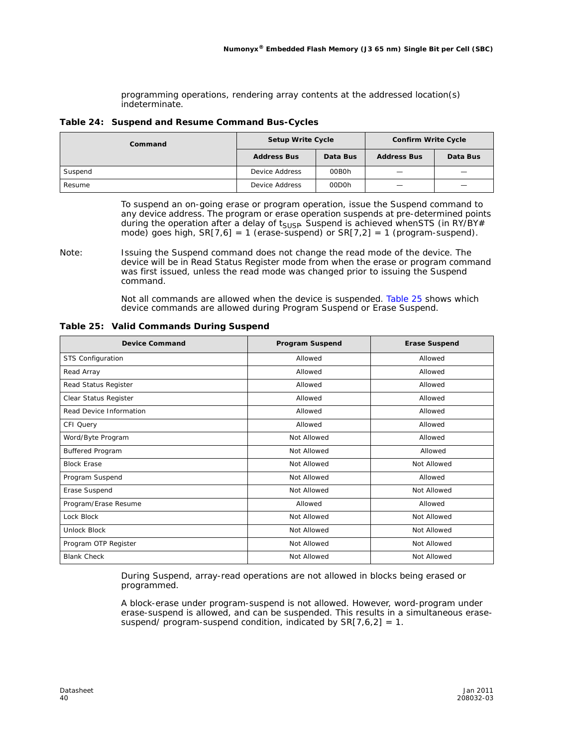programming operations, rendering array contents at the addressed location(s) indeterminate.

**Table 24: Suspend and Resume Command Bus-Cycles**

| Command | Setup Write Cycle | | Confirm Write Cycle | |
|---|---|---|---|---|
| | Address Bus | Data Bus | Address Bus | Data Bus |
| Suspend | Device Address | 00B0h | — | — |
| Resume | Device Address | 00D0h | — | — |

To suspend an on-going erase or program operation, issue the Suspend command to any device address. The program or erase operation suspends at pre-determined points during the operation after a delay of $t_{SUSP}$. Suspend is achieved whenSTS (in RY/BY# mode) goes high, SR[7,6] = 1 (erase-suspend) or SR[7,2] = 1 (program-suspend).

Note: Issuing the Suspend command does not change the read mode of the device. The device will be in Read Status Register mode from when the erase or program command was first issued, unless the read mode was changed prior to issuing the Suspend command.

Not all commands are allowed when the device is suspended. Table 25 shows which device commands are allowed during Program Suspend or Erase Suspend.

**Table 25: Valid Commands During Suspend**

| Device Command | Program Suspend | Erase Suspend |
|---|---|---|
| STS Configuration | Allowed | Allowed |
| Read Array | Allowed | Allowed |
| Read Status Register | Allowed | Allowed |
| Clear Status Register | Allowed | Allowed |
| Read Device Information | Allowed | Allowed |
| CFI Query | Allowed | Allowed |
| Word/Byte Program | Not Allowed | Allowed |
| Buffered Program | Not Allowed | Allowed |
| Block Erase | Not Allowed | Not Allowed |
| Program Suspend | Not Allowed | Allowed |
| Erase Suspend | Not Allowed | Not Allowed |
| Program/Erase Resume | Allowed | Allowed |
| Lock Block | Not Allowed | Not Allowed |
| Unlock Block | Not Allowed | Not Allowed |
| Program OTP Register | Not Allowed | Not Allowed |
| Blank Check | Not Allowed | Not Allowed |

During Suspend, array-read operations are not allowed in blocks being erased or programmed.

A block-erase under program-suspend is not allowed. However, word-program under erase-suspend is allowed, and can be suspended. This results in a simultaneous erase-suspend/ program-suspend condition, indicated by SR[7,6,2] = 1.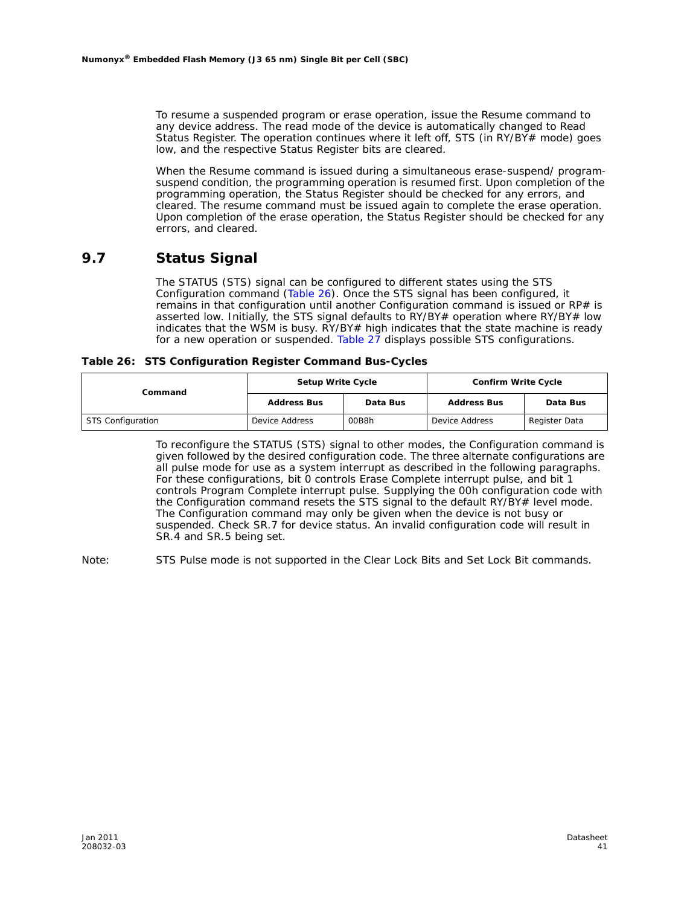To resume a suspended program or erase operation, issue the Resume command to any device address. The read mode of the device is automatically changed to Read Status Register. The operation continues where it left off, STS (in RY/BY# mode) goes low, and the respective Status Register bits are cleared.

When the Resume command is issued during a simultaneous erase-suspend/ program-suspend condition, the programming operation is resumed first. Upon completion of the programming operation, the Status Register should be checked for any errors, and cleared. The resume command must be issued again to complete the erase operation. Upon completion of the erase operation, the Status Register should be checked for any errors, and cleared.

## 9.7 Status Signal

The STATUS (STS) signal can be configured to different states using the STS Configuration command (Table 26). Once the STS signal has been configured, it remains in that configuration until another Configuration command is issued or RP# is asserted low. Initially, the STS signal defaults to RY/BY# operation where RY/BY# low indicates that the WSM is busy. RY/BY# high indicates that the state machine is ready for a new operation or suspended. Table 27 displays possible STS configurations.

**Table 26: STS Configuration Register Command Bus-Cycles**

| Command | Setup Write Cycle | | Confirm Write Cycle | |
|---|---|---|---|---|
| | Address Bus | Data Bus | Address Bus | Data Bus |
| STS Configuration | Device Address | 00B8h | Device Address | Register Data |

To reconfigure the STATUS (STS) signal to other modes, the Configuration command is given followed by the desired configuration code. The three alternate configurations are all pulse mode for use as a system interrupt as described in the following paragraphs. For these configurations, bit 0 controls Erase Complete interrupt pulse, and bit 1 controls Program Complete interrupt pulse. Supplying the 00h configuration code with the Configuration command resets the STS signal to the default RY/BY# level mode. The Configuration command may only be given when the device is not busy or suspended. Check SR.7 for device status. An invalid configuration code will result in SR.4 and SR.5 being set.

Note: STS Pulse mode is not supported in the Clear Lock Bits and Set Lock Bit commands.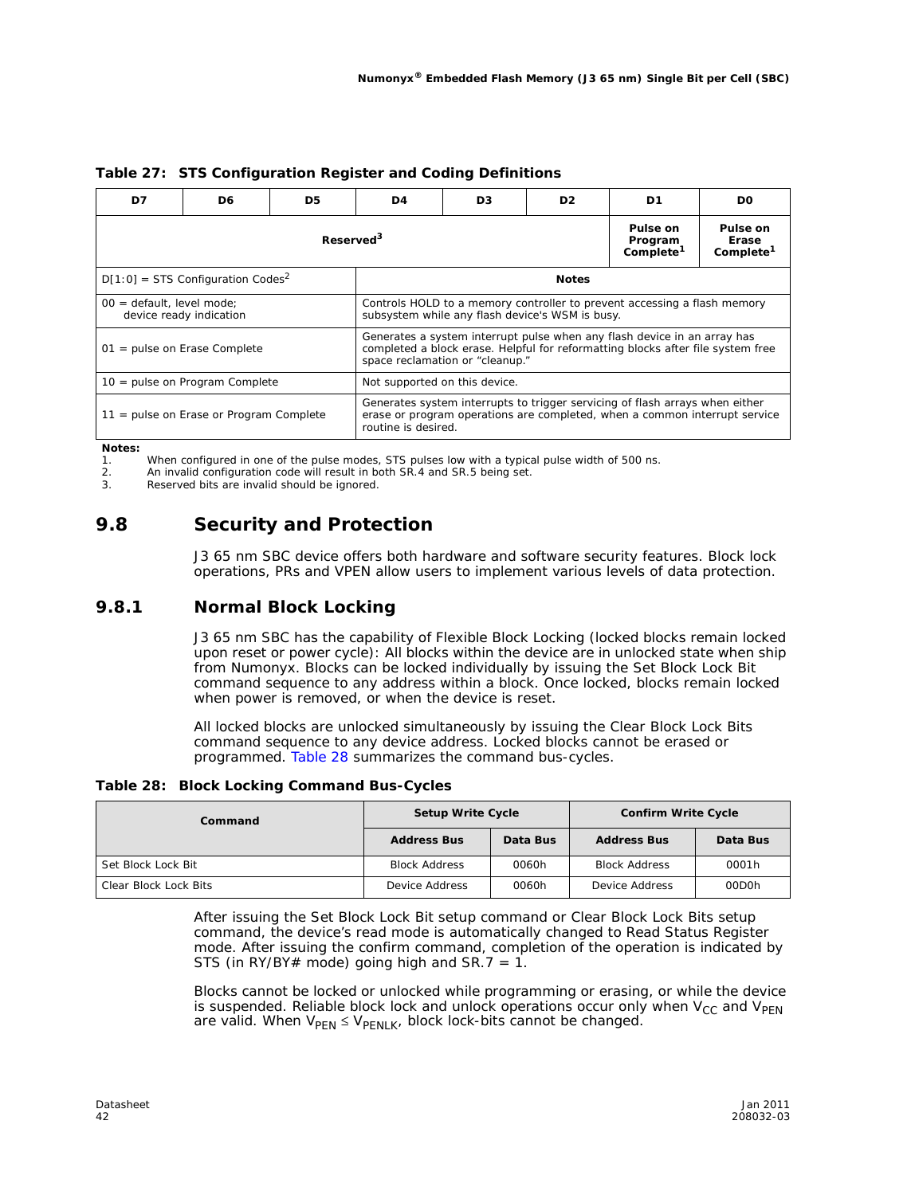**Table 27: STS Configuration Register and Coding Definitions**

| D7 | D6 | D5 | D4 | D3 | D2 | D1 | D0 |
|---|---|---|---|---|---|---|---|
| Reserved[3] | | | | | | Pulse on Program Complete[1] | Pulse on Erase Complete[1] |

| D[1:0] = STS Configuration Codes[2] | Notes |
|---|---|
| 00 = default, level mode; device ready indication | Controls HOLD to a memory controller to prevent accessing a flash memory subsystem while any flash device's WSM is busy. |
| 01 = pulse on Erase Complete | Generates a system interrupt pulse when any flash device in an array has completed a block erase. Helpful for reformatting blocks after file system free space reclamation or "cleanup." |
| 10 = pulse on Program Complete | Not supported on this device. |
| 11 = pulse on Erase or Program Complete | Generates system interrupts to trigger servicing of flash arrays when either erase or program operations are completed, when a common interrupt service routine is desired. |

**Notes:**

1. When configured in one of the pulse modes, STS pulses low with a typical pulse width of 500 ns.
2. An invalid configuration code will result in both SR.4 and SR.5 being set.
3. Reserved bits are invalid should be ignored.

## 9.8 Security and Protection

J3 65 nm SBC device offers both hardware and software security features. Block lock operations, PRs and VPEN allow users to implement various levels of data protection.

### 9.8.1 Normal Block Locking

J3 65 nm SBC has the capability of Flexible Block Locking (locked blocks remain locked upon reset or power cycle): All blocks within the device are in unlocked state when ship from Numonyx. Blocks can be locked individually by issuing the Set Block Lock Bit command sequence to any address within a block. Once locked, blocks remain locked when power is removed, or when the device is reset.

All locked blocks are unlocked simultaneously by issuing the Clear Block Lock Bits command sequence to any device address. Locked blocks cannot be erased or programmed. Table 28 summarizes the command bus-cycles.

**Table 28: Block Locking Command Bus-Cycles**

| Command | Setup Write Cycle | | Confirm Write Cycle | |
|---|---|---|---|---|
| | Address Bus | Data Bus | Address Bus | Data Bus |
| Set Block Lock Bit | Block Address | 0060h | Block Address | 0001h |
| Clear Block Lock Bits | Device Address | 0060h | Device Address | 00D0h |

After issuing the Set Block Lock Bit setup command or Clear Block Lock Bits setup command, the device's read mode is automatically changed to Read Status Register mode. After issuing the confirm command, completion of the operation is indicated by STS (in RY/BY# mode) going high and SR.7 = 1.

Blocks cannot be locked or unlocked while programming or erasing, or while the device is suspended. Reliable block lock and unlock operations occur only when $V_{CC}$ and $V_{PEN}$ are valid. When $V_{PEN} \leq V_{PENLK}$, block lock-bits cannot be changed.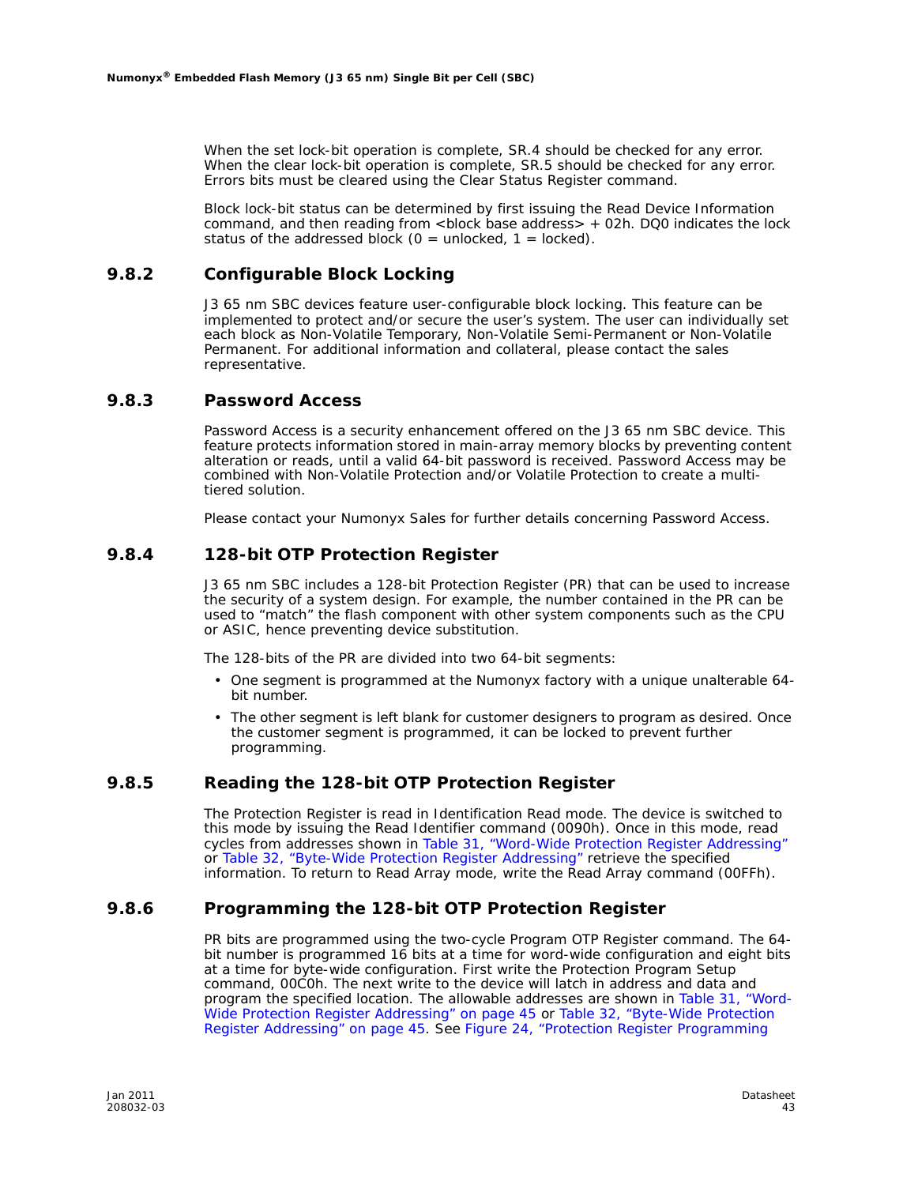When the set lock-bit operation is complete, SR.4 should be checked for any error. When the clear lock-bit operation is complete, SR.5 should be checked for any error. Errors bits must be cleared using the Clear Status Register command.

Block lock-bit status can be determined by first issuing the Read Device Information command, and then reading from <block base address> + 02h. DQ0 indicates the lock status of the addressed block (0 = unlocked, 1 = locked).

### 9.8.2 Configurable Block Locking

J3 65 nm SBC devices feature user-configurable block locking. This feature can be implemented to protect and/or secure the user's system. The user can individually set each block as Non-Volatile Temporary, Non-Volatile Semi-Permanent or Non-Volatile Permanent. For additional information and collateral, please contact the sales representative.

### 9.8.3 Password Access

Password Access is a security enhancement offered on the J3 65 nm SBC device. This feature protects information stored in main-array memory blocks by preventing content alteration or reads, until a valid 64-bit password is received. Password Access may be combined with Non-Volatile Protection and/or Volatile Protection to create a multi-tiered solution.

Please contact your Numonyx Sales for further details concerning Password Access.

### 9.8.4 128-bit OTP Protection Register

J3 65 nm SBC includes a 128-bit Protection Register (PR) that can be used to increase the security of a system design. For example, the number contained in the PR can be used to "match" the flash component with other system components such as the CPU or ASIC, hence preventing device substitution.

The 128-bits of the PR are divided into two 64-bit segments:

- One segment is programmed at the Numonyx factory with a unique unalterable 64-bit number.
- The other segment is left blank for customer designers to program as desired. Once the customer segment is programmed, it can be locked to prevent further programming.

### 9.8.5 Reading the 128-bit OTP Protection Register

The Protection Register is read in Identification Read mode. The device is switched to this mode by issuing the Read Identifier command (0090h). Once in this mode, read cycles from addresses shown in Table 31, "Word-Wide Protection Register Addressing" or Table 32, "Byte-Wide Protection Register Addressing" retrieve the specified information. To return to Read Array mode, write the Read Array command (00FFh).

### 9.8.6 Programming the 128-bit OTP Protection Register

PR bits are programmed using the two-cycle Program OTP Register command. The 64-bit number is programmed 16 bits at a time for word-wide configuration and eight bits at a time for byte-wide configuration. First write the Protection Program Setup command, 00C0h. The next write to the device will latch in address and data and program the specified location. The allowable addresses are shown in Table 31, "Word-Wide Protection Register Addressing" on page 45 or Table 32, "Byte-Wide Protection Register Addressing" on page 45. See Figure 24, "Protection Register Programming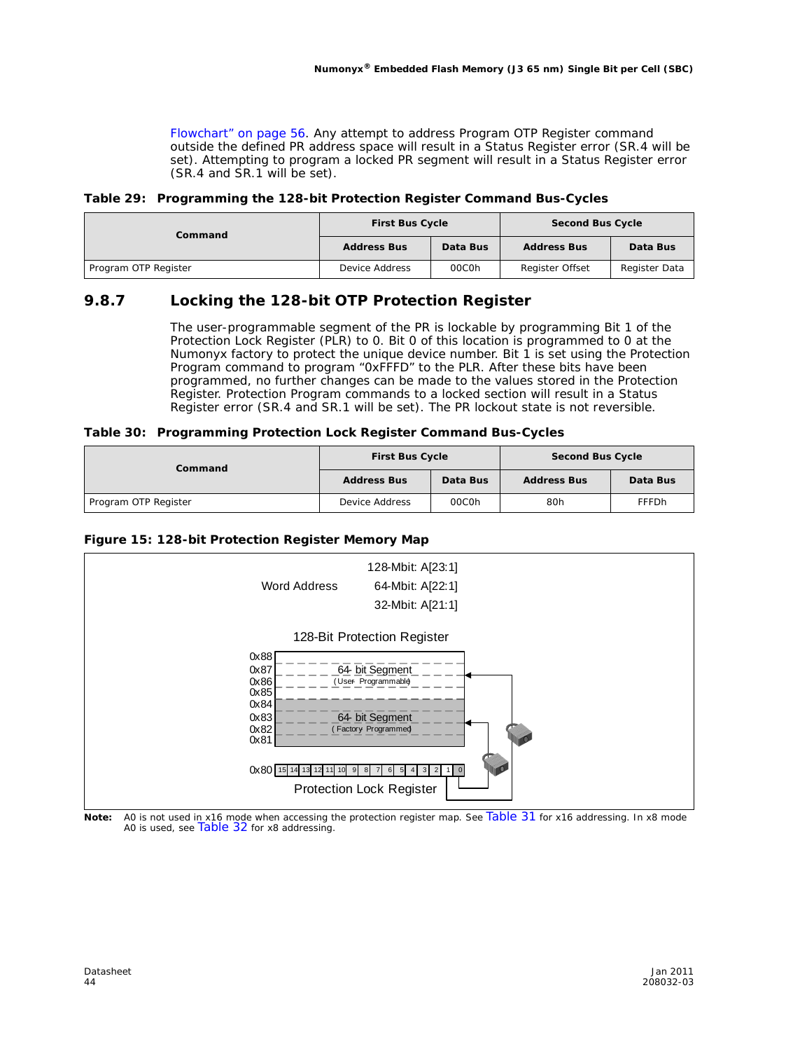Flowchart" on page 56. Any attempt to address Program OTP Register command outside the defined PR address space will result in a Status Register error (SR.4 will be set). Attempting to program a locked PR segment will result in a Status Register error (SR.4 and SR.1 will be set).

**Table 29: Programming the 128-bit Protection Register Command Bus-Cycles**

| Command | First Bus Cycle | | Second Bus Cycle | |
|---|---|---|---|---|
| | Address Bus | Data Bus | Address Bus | Data Bus |
| Program OTP Register | Device Address | 00C0h | Register Offset | Register Data |

## 9.8.7 Locking the 128-bit OTP Protection Register

The user-programmable segment of the PR is lockable by programming Bit 1 of the Protection Lock Register (PLR) to 0. Bit 0 of this location is programmed to 0 at the Numonyx factory to protect the unique device number. Bit 1 is set using the Protection Program command to program "0xFFFD" to the PLR. After these bits have been programmed, no further changes can be made to the values stored in the Protection Register. Protection Program commands to a locked section will result in a Status Register error (SR.4 and SR.1 will be set). The PR lockout state is not reversible.

**Table 30: Programming Protection Lock Register Command Bus-Cycles**

| Command | First Bus Cycle | | Second Bus Cycle | |
|---|---|---|---|---|
| | Address Bus | Data Bus | Address Bus | Data Bus |
| Program OTP Register | Device Address | 00C0h | 80h | FFFDh |

**Figure 15: 128-bit Protection Register Memory Map**

Word Address: 128-Mbit: A[23:1]; 64-Mbit: A[22:1]; 32-Mbit: A[21:1]

128-Bit Protection Register

- 0x88–0x85: 64- bit Segment (User- Programmable)
- 0x84–0x81: 64- bit Segment (Factory- Programmed)
- 0x80: Protection Lock Register (bits 15–0)

**Note:** A0 is not used in x16 mode when accessing the protection register map. See Table 31 for x16 addressing. In x8 mode A0 is used, see Table 32 for x8 addressing.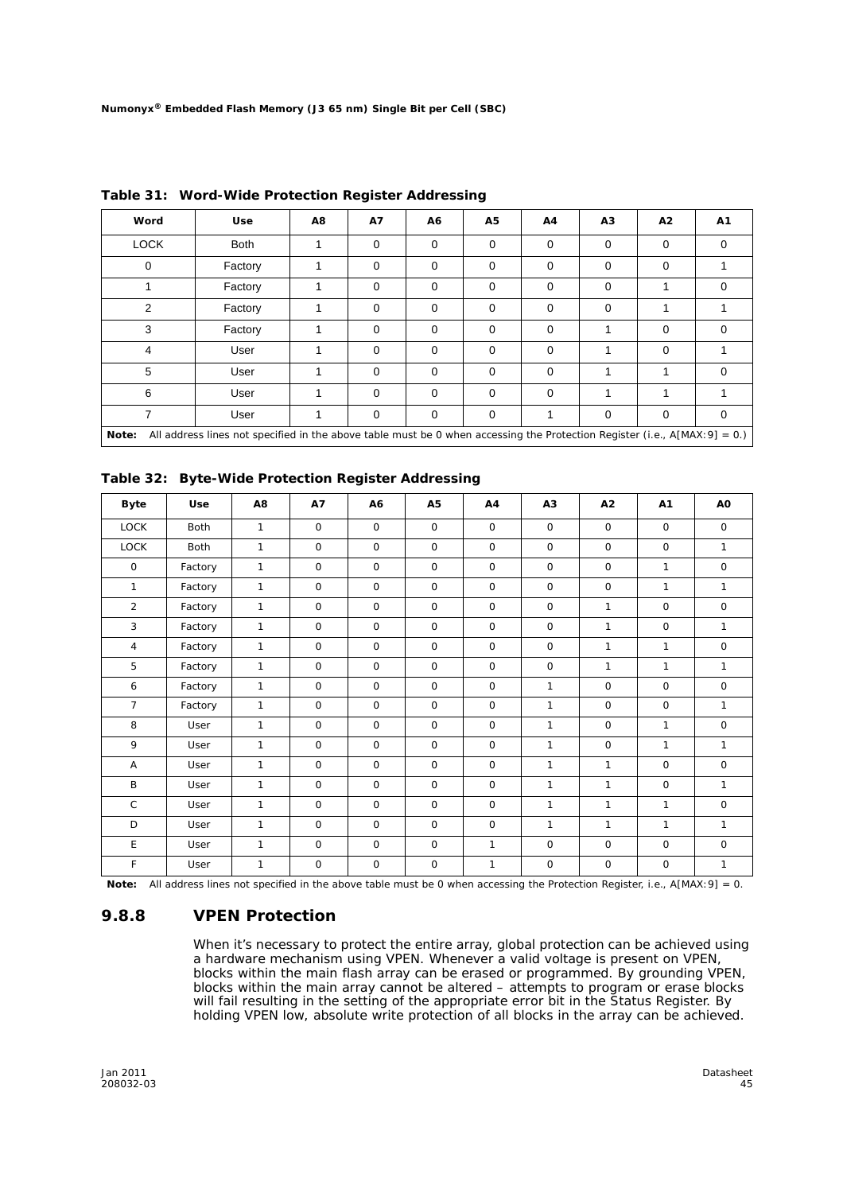**Table 31: Word-Wide Protection Register Addressing**

| Word | Use | A8 | A7 | A6 | A5 | A4 | A3 | A2 | A1 |
|---|---|---|---|---|---|---|---|---|---|
| LOCK | Both | 1 | 0 | 0 | 0 | 0 | 0 | 0 | 0 |
| 0 | Factory | 1 | 0 | 0 | 0 | 0 | 0 | 0 | 1 |
| 1 | Factory | 1 | 0 | 0 | 0 | 0 | 0 | 1 | 0 |
| 2 | Factory | 1 | 0 | 0 | 0 | 0 | 0 | 1 | 1 |
| 3 | Factory | 1 | 0 | 0 | 0 | 0 | 1 | 0 | 0 |
| 4 | User | 1 | 0 | 0 | 0 | 0 | 1 | 0 | 1 |
| 5 | User | 1 | 0 | 0 | 0 | 0 | 1 | 1 | 0 |
| 6 | User | 1 | 0 | 0 | 0 | 0 | 1 | 1 | 1 |
| 7 | User | 1 | 0 | 0 | 0 | 1 | 0 | 0 | 0 |

**Note:** All address lines not specified in the above table must be 0 when accessing the Protection Register (i.e., A[MAX:9] = 0.)

**Table 32: Byte-Wide Protection Register Addressing**

| Byte | Use | A8 | A7 | A6 | A5 | A4 | A3 | A2 | A1 | A0 |
|---|---|---|---|---|---|---|---|---|---|---|
| LOCK | Both | 1 | 0 | 0 | 0 | 0 | 0 | 0 | 0 | 0 |
| LOCK | Both | 1 | 0 | 0 | 0 | 0 | 0 | 0 | 0 | 1 |
| 0 | Factory | 1 | 0 | 0 | 0 | 0 | 0 | 0 | 1 | 0 |
| 1 | Factory | 1 | 0 | 0 | 0 | 0 | 0 | 0 | 1 | 1 |
| 2 | Factory | 1 | 0 | 0 | 0 | 0 | 0 | 1 | 0 | 0 |
| 3 | Factory | 1 | 0 | 0 | 0 | 0 | 0 | 1 | 0 | 1 |
| 4 | Factory | 1 | 0 | 0 | 0 | 0 | 0 | 1 | 1 | 0 |
| 5 | Factory | 1 | 0 | 0 | 0 | 0 | 0 | 1 | 1 | 1 |
| 6 | Factory | 1 | 0 | 0 | 0 | 0 | 1 | 0 | 0 | 0 |
| 7 | Factory | 1 | 0 | 0 | 0 | 0 | 1 | 0 | 0 | 1 |
| 8 | User | 1 | 0 | 0 | 0 | 0 | 1 | 0 | 1 | 0 |
| 9 | User | 1 | 0 | 0 | 0 | 0 | 1 | 0 | 1 | 1 |
| A | User | 1 | 0 | 0 | 0 | 0 | 1 | 1 | 0 | 0 |
| B | User | 1 | 0 | 0 | 0 | 0 | 1 | 1 | 0 | 1 |
| C | User | 1 | 0 | 0 | 0 | 0 | 1 | 1 | 1 | 0 |
| D | User | 1 | 0 | 0 | 0 | 0 | 1 | 1 | 1 | 1 |
| E | User | 1 | 0 | 0 | 0 | 1 | 0 | 0 | 0 | 0 |
| F | User | 1 | 0 | 0 | 0 | 1 | 0 | 0 | 0 | 1 |

**Note:** All address lines not specified in the above table must be 0 when accessing the Protection Register, i.e., A[MAX:9] = 0.

### 9.8.8 VPEN Protection

When it's necessary to protect the entire array, global protection can be achieved using a hardware mechanism using VPEN. Whenever a valid voltage is present on VPEN, blocks within the main flash array can be erased or programmed. By grounding VPEN, blocks within the main array cannot be altered – attempts to program or erase blocks will fail resulting in the setting of the appropriate error bit in the Status Register. By holding VPEN low, absolute write protection of all blocks in the array can be achieved.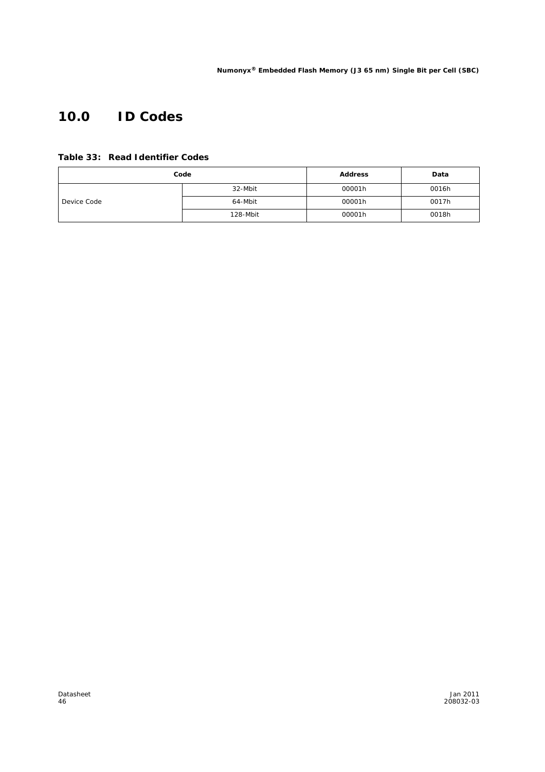# 10.0 ID Codes

**Table 33: Read Identifier Codes**

| Code | | Address | Data |
|---|---|---|---|
| Device Code | 32-Mbit | 00001h | 0016h |
| | 64-Mbit | 00001h | 0017h |
| | 128-Mbit | 00001h | 0018h |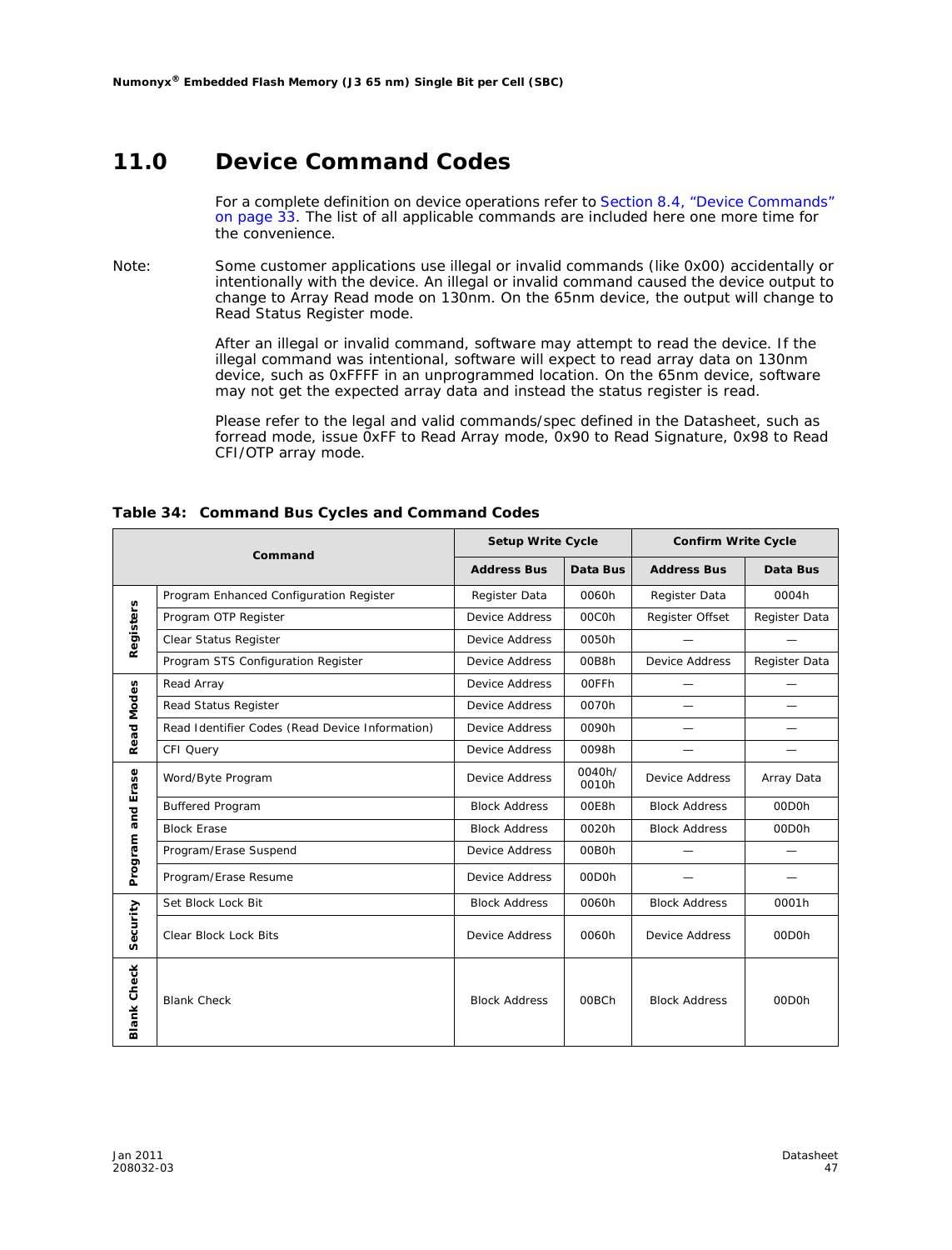# 11.0 Device Command Codes

For a complete definition on device operations refer to Section 8.4, "Device Commands" on page 33. The list of all applicable commands are included here one more time for the convenience.

Note: Some customer applications use illegal or invalid commands (like 0x00) accidentally or intentionally with the device. An illegal or invalid command caused the device output to change to Array Read mode on 130nm. On the 65nm device, the output will change to Read Status Register mode.

After an illegal or invalid command, software may attempt to read the device. If the illegal command was intentional, software will expect to read array data on 130nm device, such as 0xFFFF in an unprogrammed location. On the 65nm device, software may not get the expected array data and instead the status register is read.

Please refer to the legal and valid commands/spec defined in the Datasheet, such as forread mode, issue 0xFF to Read Array mode, 0x90 to Read Signature, 0x98 to Read CFI/OTP array mode.

**Table 34: Command Bus Cycles and Command Codes**

| Command | | Setup Write Cycle | | Confirm Write Cycle | |
|---|---|---|---|---|---|
| | | Address Bus | Data Bus | Address Bus | Data Bus |
| Registers | Program Enhanced Configuration Register | Register Data | 0060h | Register Data | 0004h |
| | Program OTP Register | Device Address | 00C0h | Register Offset | Register Data |
| | Clear Status Register | Device Address | 0050h | — | — |
| | Program STS Configuration Register | Device Address | 00B8h | Device Address | Register Data |
| Read Modes | Read Array | Device Address | 00FFh | — | — |
| | Read Status Register | Device Address | 0070h | — | — |
| | Read Identifier Codes (Read Device Information) | Device Address | 0090h | — | — |
| | CFI Query | Device Address | 0098h | — | — |
| Program and Erase | Word/Byte Program | Device Address | 0040h/ 0010h | Device Address | Array Data |
| | Buffered Program | Block Address | 00E8h | Block Address | 00D0h |
| | Block Erase | Block Address | 0020h | Block Address | 00D0h |
| | Program/Erase Suspend | Device Address | 00B0h | — | — |
| | Program/Erase Resume | Device Address | 00D0h | — | — |
| Security | Set Block Lock Bit | Block Address | 0060h | Block Address | 0001h |
| | Clear Block Lock Bits | Device Address | 0060h | Device Address | 00D0h |
| Blank Check | Blank Check | Block Address | 00BCh | Block Address | 00D0h |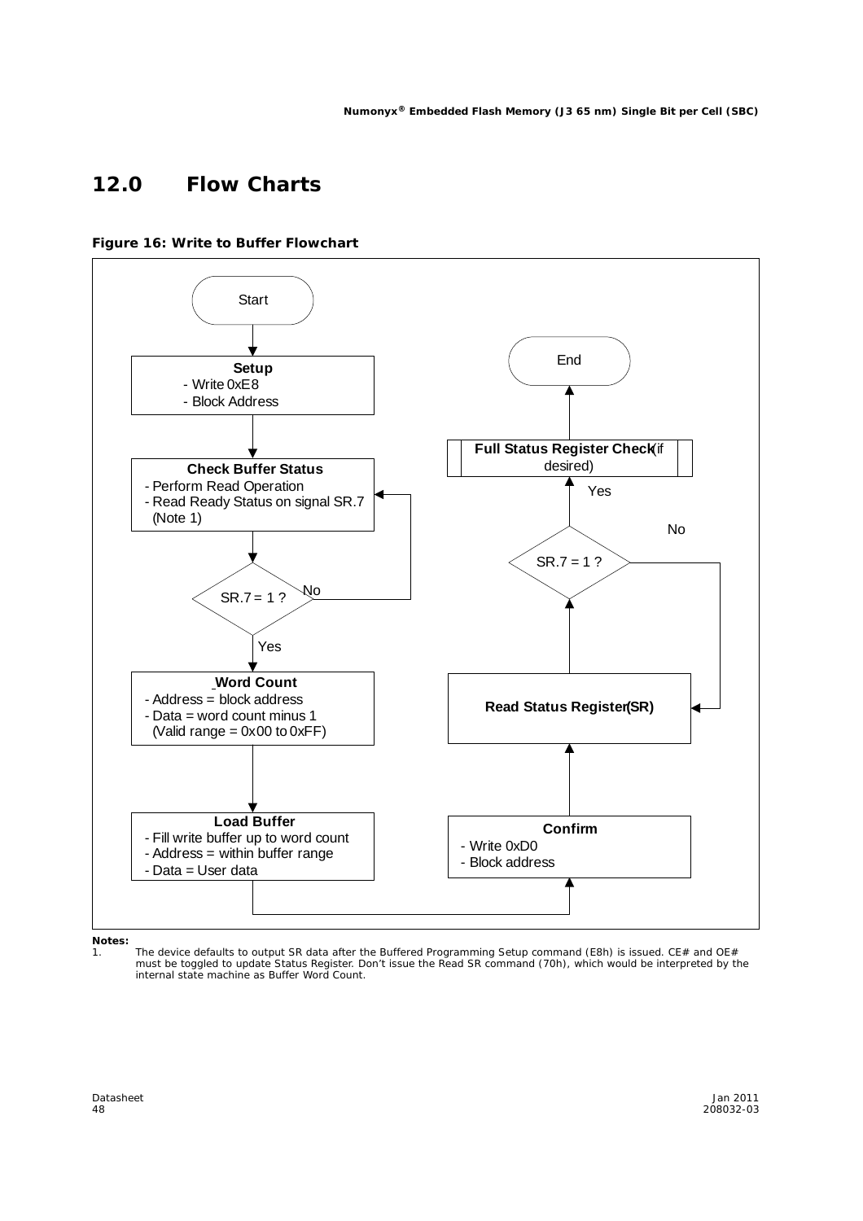# 12.0 Flow Charts

**Figure 16: Write to Buffer Flowchart**

Start

**Setup**
- Write 0xE8
- Block Address

**Check Buffer Status**
- Perform Read Operation
- Read Ready Status on signal SR.7 (Note 1)

SR.7 = 1 ? — No: return to Check Buffer Status; Yes: continue

**Word Count**
- Address = block address
- Data = word count minus 1 (Valid range = 0x00 to 0xFF)

**Load Buffer**
- Fill write buffer up to word count
- Address = within buffer range
- Data = User data

**Confirm**
- Write 0xD0
- Block address

**Read Status Register (SR)**

SR.7 = 1 ? — No: return to Read Status Register (SR); Yes: continue

**Full Status Register Check** (if desired)

End

**Notes:**

1. The device defaults to output SR data after the Buffered Programming Setup command (E8h) is issued. CE# and OE# must be toggled to update Status Register. Don't issue the Read SR command (70h), which would be interpreted by the internal state machine as Buffer Word Count.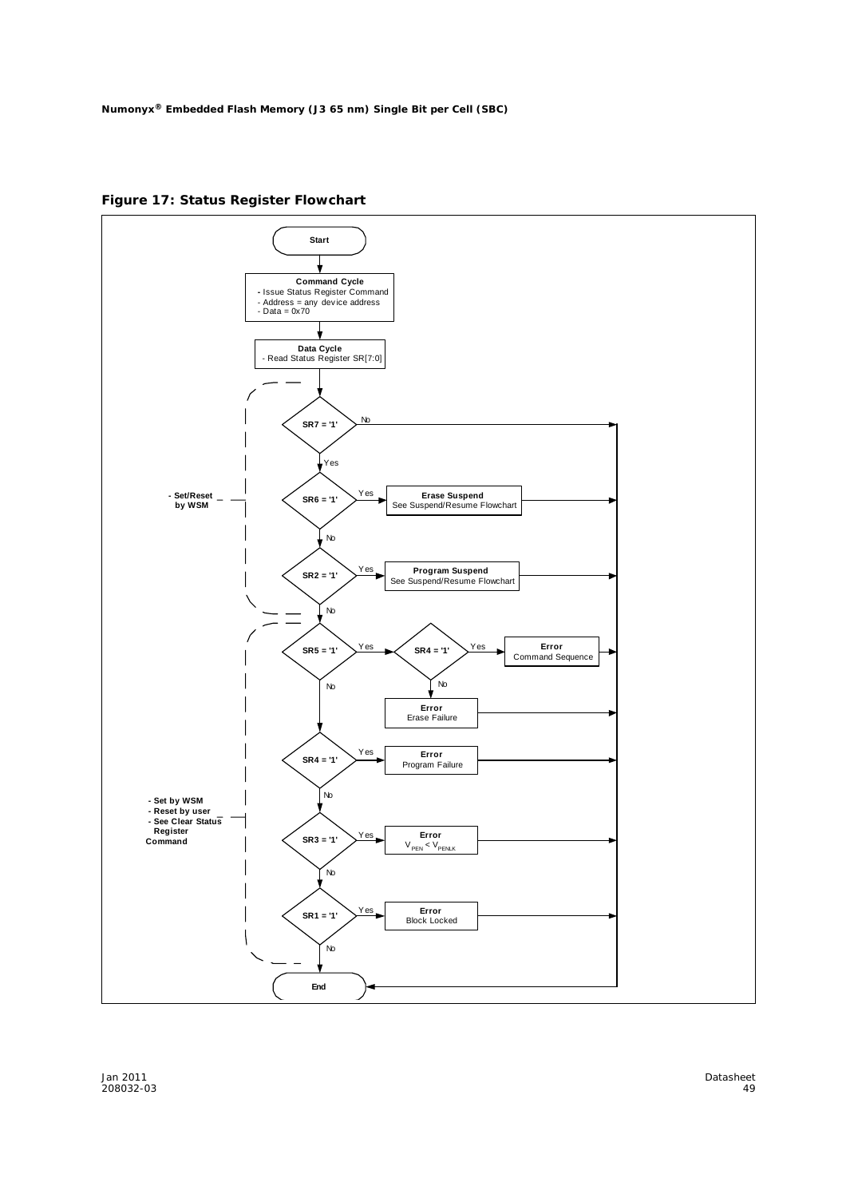## Figure 17: Status Register Flowchart

- Start
- **Command Cycle**
  - Issue Status Register Command
  - Address = any device address
  - Data = 0x70
- **Data Cycle**
  - Read Status Register SR[7:0]

**- Set/Reset by WSM**

- SR7 = '1'
  - No → End
  - Yes → SR6 = '1'
- SR6 = '1'
  - Yes → **Erase Suspend** See Suspend/Resume Flowchart → End
  - No → SR2 = '1'
- SR2 = '1'
  - Yes → **Program Suspend** See Suspend/Resume Flowchart → End
  - No → SR5 = '1'

**- Set by WSM**
**- Reset by user**
**- See Clear Status Register Command**

- SR5 = '1'
  - Yes → SR4 = '1'
    - Yes → **Error** Command Sequence → End
    - No → **Error** Erase Failure → End
  - No → SR4 = '1'
- SR4 = '1'
  - Yes → **Error** Program Failure → End
  - No → SR3 = '1'
- SR3 = '1'
  - Yes → **Error** $V_{PEN} < V_{PENLK}$ → End
  - No → SR1 = '1'
- SR1 = '1'
  - Yes → **Error** Block Locked → End
  - No → End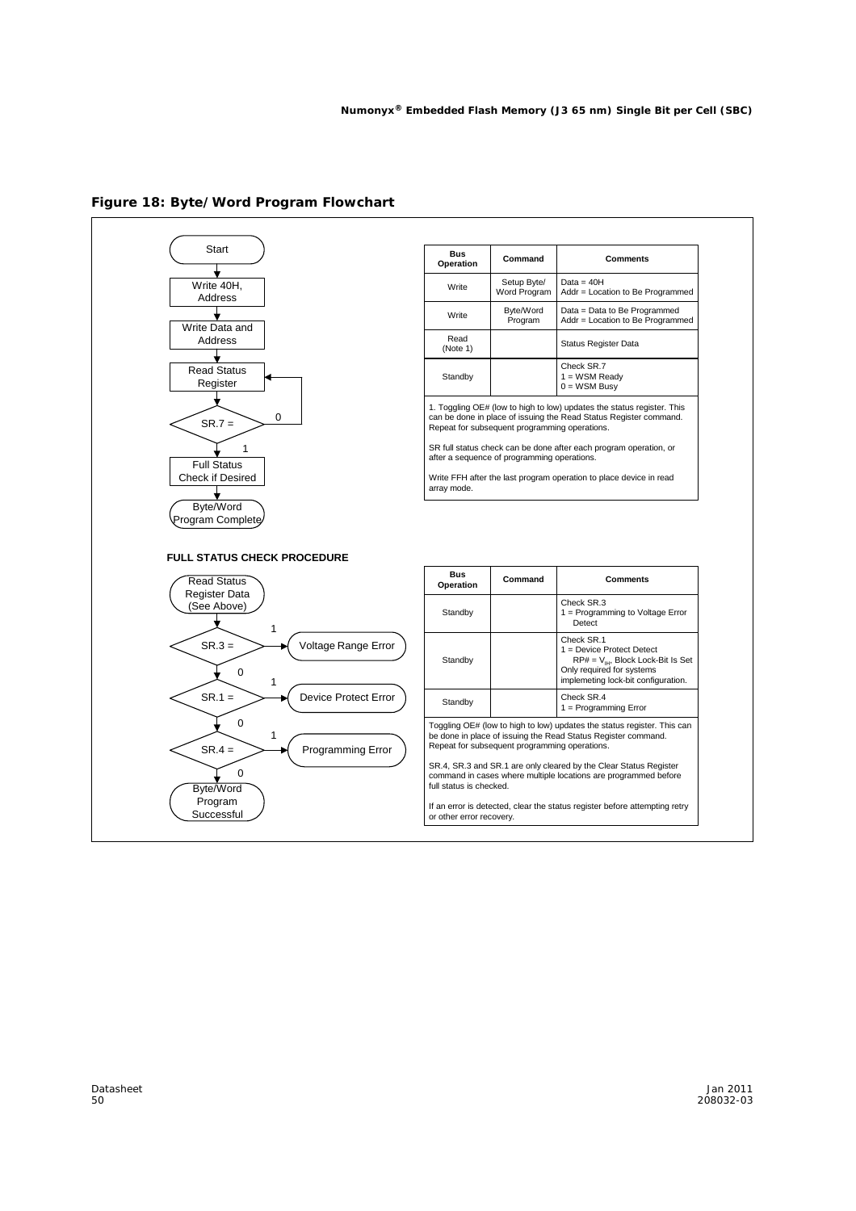**Figure 18: Byte/Word Program Flowchart**

Start → Write 40H, Address → Write Data and Address → Read Status Register → SR.7 = (0: back to Read Status Register; 1: continue) → Full Status Check if Desired → Byte/Word Program Complete

| Bus Operation | Command | Comments |
|---|---|---|
| Write | Setup Byte/ Word Program | Data = 40H<br>Addr = Location to Be Programmed |
| Write | Byte/Word Program | Data = Data to Be Programmed<br>Addr = Location to Be Programmed |
| Read (Note 1) | | Status Register Data |
| Standby | | Check SR.7<br>1 = WSM Ready<br>0 = WSM Busy |

1. Toggling OE# (low to high to low) updates the status register. This can be done in place of issuing the Read Status Register command. Repeat for subsequent programming operations.

SR full status check can be done after each program operation, or after a sequence of programming operations.

Write FFH after the last program operation to place device in read array mode.

**FULL STATUS CHECK PROCEDURE**

Read Status Register Data (See Above) → SR.3 = (1: Voltage Range Error; 0: continue) → SR.1 = (1: Device Protect Error; 0: continue) → SR.4 = (1: Programming Error; 0: continue) → Byte/Word Program Successful

| Bus Operation | Command | Comments |
|---|---|---|
| Standby | | Check SR.3<br>1 = Programming to Voltage Error Detect |
| Standby | | Check SR.1<br>1 = Device Protect Detect<br>RP# = $V_{IH}$, Block Lock-Bit Is Set<br>Only required for systems implemeting lock-bit configuration. |
| Standby | | Check SR.4<br>1 = Programming Error |

Toggling OE# (low to high to low) updates the status register. This can be done in place of issuing the Read Status Register command. Repeat for subsequent programming operations.

SR.4, SR.3 and SR.1 are only cleared by the Clear Status Register command in cases where multiple locations are programmed before full status is checked.

If an error is detected, clear the status register before attempting retry or other error recovery.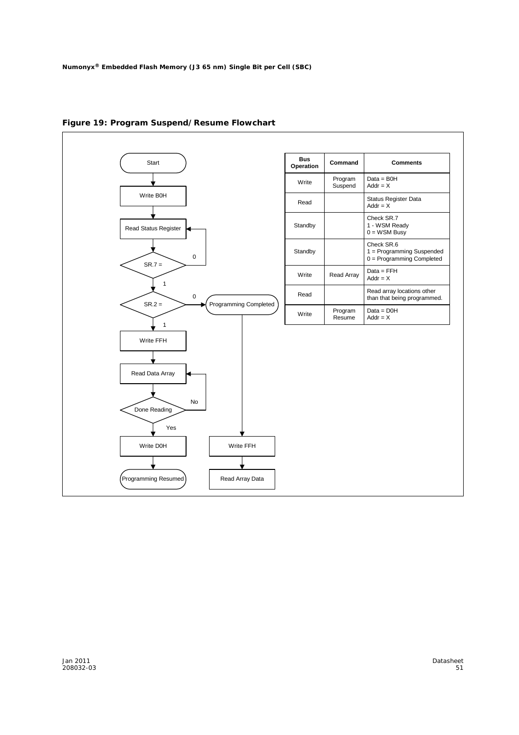## Figure 19: Program Suspend/Resume Flowchart

Start

Write B0H

Read Status Register

SR.7 = (0 → Read Status Register; 1 → continue)

SR.2 = (0 → Programming Completed; 1 → continue)

Write FFH

Read Data Array

Done Reading (No → Read Data Array; Yes → continue)

Write D0H

Programming Resumed

Programming Completed → Write FFH → Read Array Data

| Bus Operation | Command | Comments |
|---|---|---|
| Write | Program Suspend | Data = B0H<br>Addr = X |
| Read | | Status Register Data<br>Addr = X |
| Standby | | Check SR.7<br>1 - WSM Ready<br>0 = WSM Busy |
| Standby | | Check SR.6<br>1 = Programming Suspended<br>0 = Programming Completed |
| Write | Read Array | Data = FFH<br>Addr = X |
| Read | | Read array locations other than that being programmed. |
| Write | Program Resume | Data = D0H<br>Addr = X |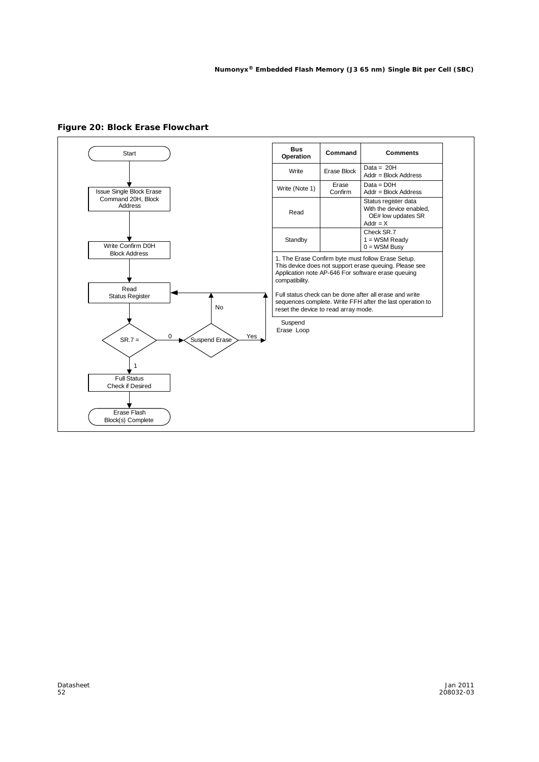**Figure 20: Block Erase Flowchart**

Start

Issue Single Block Erase Command 20H, Block Address

Write Confirm D0H Block Address

Read Status Register

SR.7 =

0 → Suspend Erase (Yes → Suspend Erase Loop; No → Read Status Register)

1 → Full Status Check if Desired

Erase Flash Block(s) Complete

| Bus Operation | Command | Comments |
|---|---|---|
| Write | Erase Block | Data = 20H<br>Addr = Block Address |
| Write (Note 1) | Erase Confirm | Data = D0H<br>Addr = Block Address |
| Read | | Status register data With the device enabled, OE# low updates SR<br>Addr = X |
| Standby | | Check SR.7<br>1 = WSM Ready<br>0 = WSM Busy |

1. The Erase Confirm byte must follow Erase Setup. This device does not support erase queuing. Please see Application note AP-646 For software erase queuing compatibility.

Full status check can be done after all erase and write sequences complete. Write FFH after the last operation to reset the device to read array mode.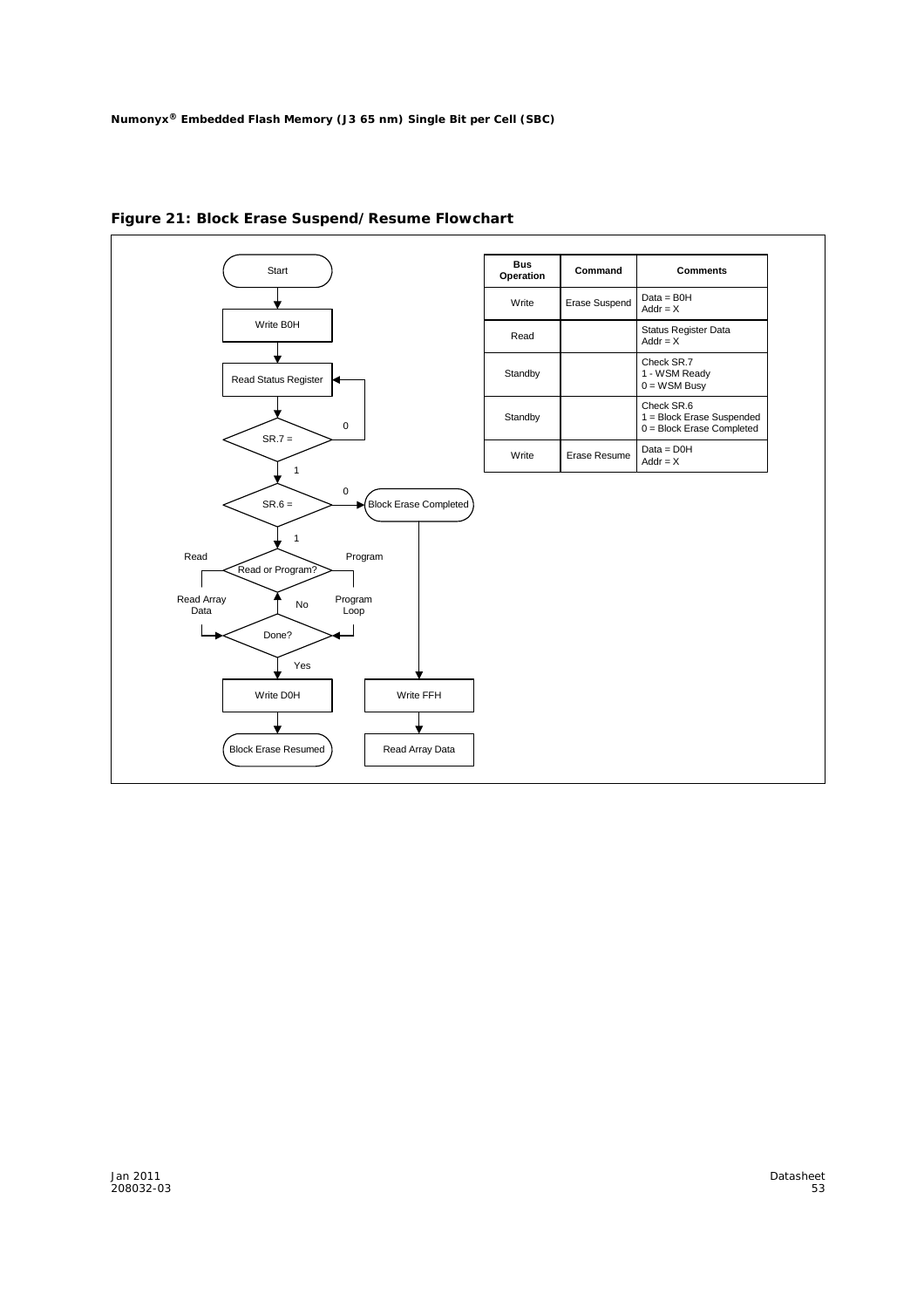**Figure 21: Block Erase Suspend/Resume Flowchart**

| Bus Operation | Command | Comments |
|---|---|---|
| Write | Erase Suspend | Data = B0H<br>Addr = X |
| Read | | Status Register Data<br>Addr = X |
| Standby | | Check SR.7<br>1 - WSM Ready<br>0 = WSM Busy |
| Standby | | Check SR.6<br>1 = Block Erase Suspended<br>0 = Block Erase Completed |
| Write | Erase Resume | Data = D0H<br>Addr = X |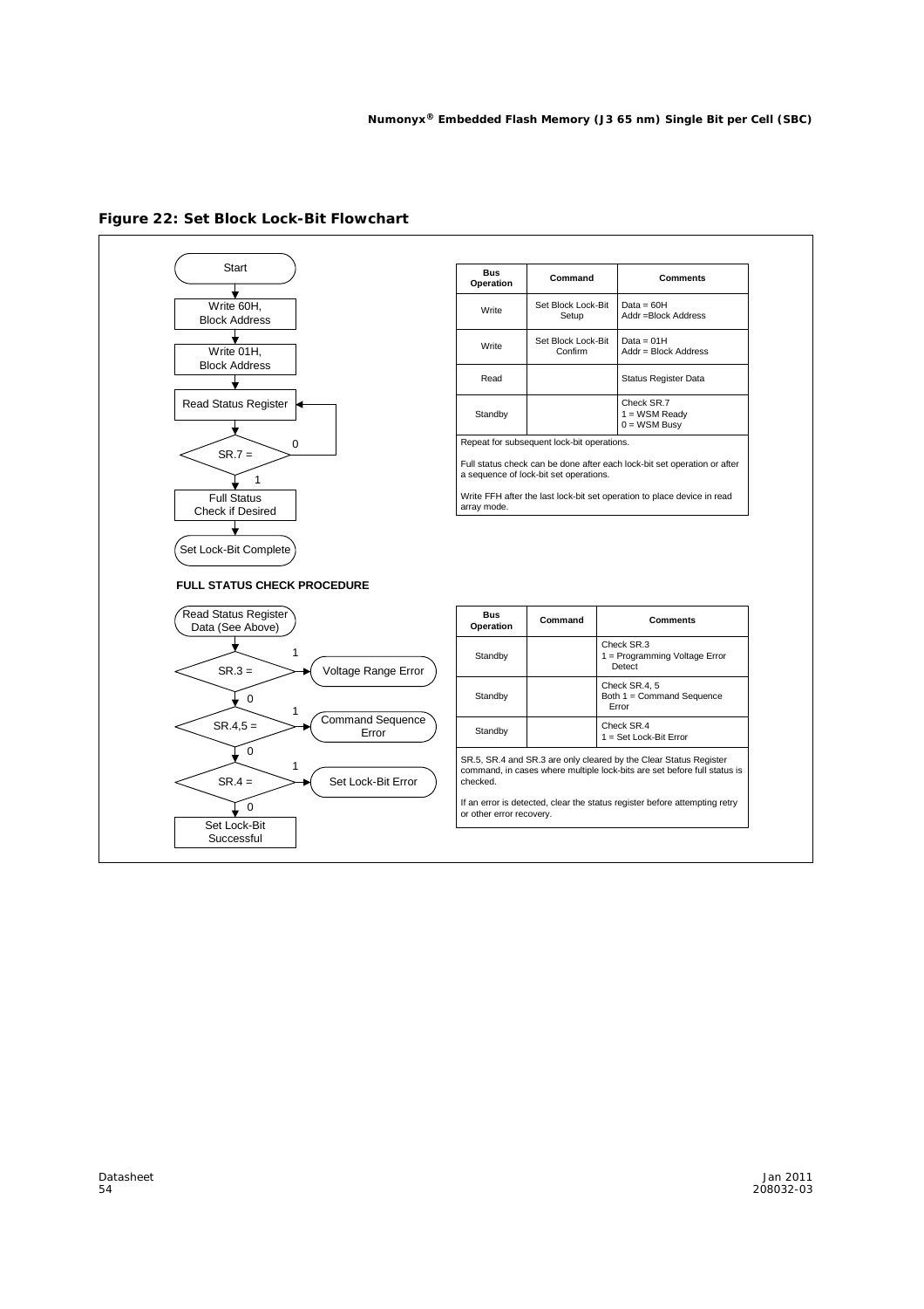**Figure 22: Set Block Lock-Bit Flowchart**

Start → Write 60H, Block Address → Write 01H, Block Address → Read Status Register → SR.7 = (0: back to Read Status Register; 1: continue) → Full Status Check if Desired → Set Lock-Bit Complete

| Bus Operation | Command | Comments |
|---|---|---|
| Write | Set Block Lock-Bit Setup | Data = 60H<br>Addr =Block Address |
| Write | Set Block Lock-Bit Confirm | Data = 01H<br>Addr = Block Address |
| Read | | Status Register Data |
| Standby | | Check SR.7<br>1 = WSM Ready<br>0 = WSM Busy |

Repeat for subsequent lock-bit operations.

Full status check can be done after each lock-bit set operation or after a sequence of lock-bit set operations.

Write FFH after the last lock-bit set operation to place device in read array mode.

**FULL STATUS CHECK PROCEDURE**

Read Status Register Data (See Above) → SR.3 = (1: Voltage Range Error; 0: continue) → SR.4,5 = (1: Command Sequence Error; 0: continue) → SR.4 = (1: Set Lock-Bit Error; 0: continue) → Set Lock-Bit Successful

| Bus Operation | Command | Comments |
|---|---|---|
| Standby | | Check SR.3<br>1 = Programming Voltage Error Detect |
| Standby | | Check SR.4, 5<br>Both 1 = Command Sequence Error |
| Standby | | Check SR.4<br>1 = Set Lock-Bit Error |

SR.5, SR.4 and SR.3 are only cleared by the Clear Status Register command, in cases where multiple lock-bits are set before full status is checked.

If an error is detected, clear the status register before attempting retry or other error recovery.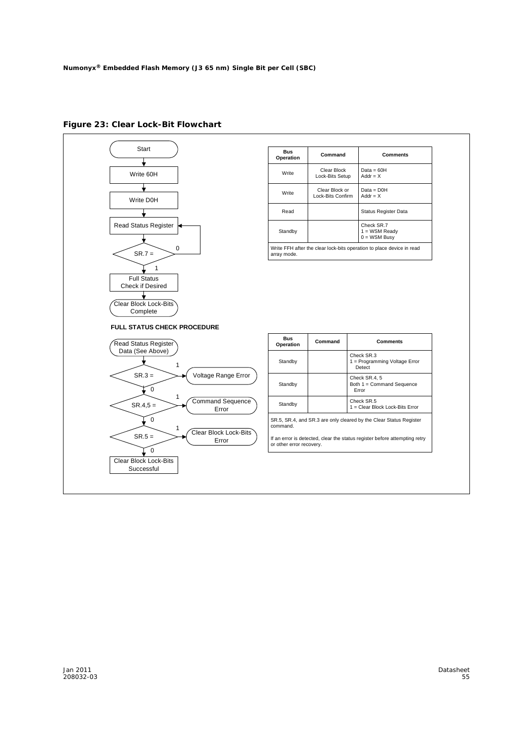## Figure 23: Clear Lock-Bit Flowchart

Start

Write 60H

Write D0H

Read Status Register

SR.7 = (0: return to Read Status Register; 1: continue)

Full Status Check if Desired

Clear Block Lock-Bits Complete

| Bus Operation | Command | Comments |
|---|---|---|
| Write | Clear Block Lock-Bits Setup | Data = 60H<br>Addr = X |
| Write | Clear Block or Lock-Bits Confirm | Data = D0H<br>Addr = X |
| Read | | Status Register Data |
| Standby | | Check SR.7<br>1 = WSM Ready<br>0 = WSM Busy |

Write FFH after the clear lock-bits operation to place device in read array mode.

**FULL STATUS CHECK PROCEDURE**

Read Status Register Data (See Above)

SR.3 = (1: Voltage Range Error; 0: continue)

SR.4,5 = (1: Command Sequence Error; 0: continue)

SR.5 = (1: Clear Block Lock-Bits Error; 0: continue)

Clear Block Lock-Bits Successful

| Bus Operation | Command | Comments |
|---|---|---|
| Standby | | Check SR.3<br>1 = Programming Voltage Error Detect |
| Standby | | Check SR.4, 5<br>Both 1 = Command Sequence Error |
| Standby | | Check SR.5<br>1 = Clear Block Lock-Bits Error |

SR.5, SR.4, and SR.3 are only cleared by the Clear Status Register command.

If an error is detected, clear the status register before attempting retry or other error recovery.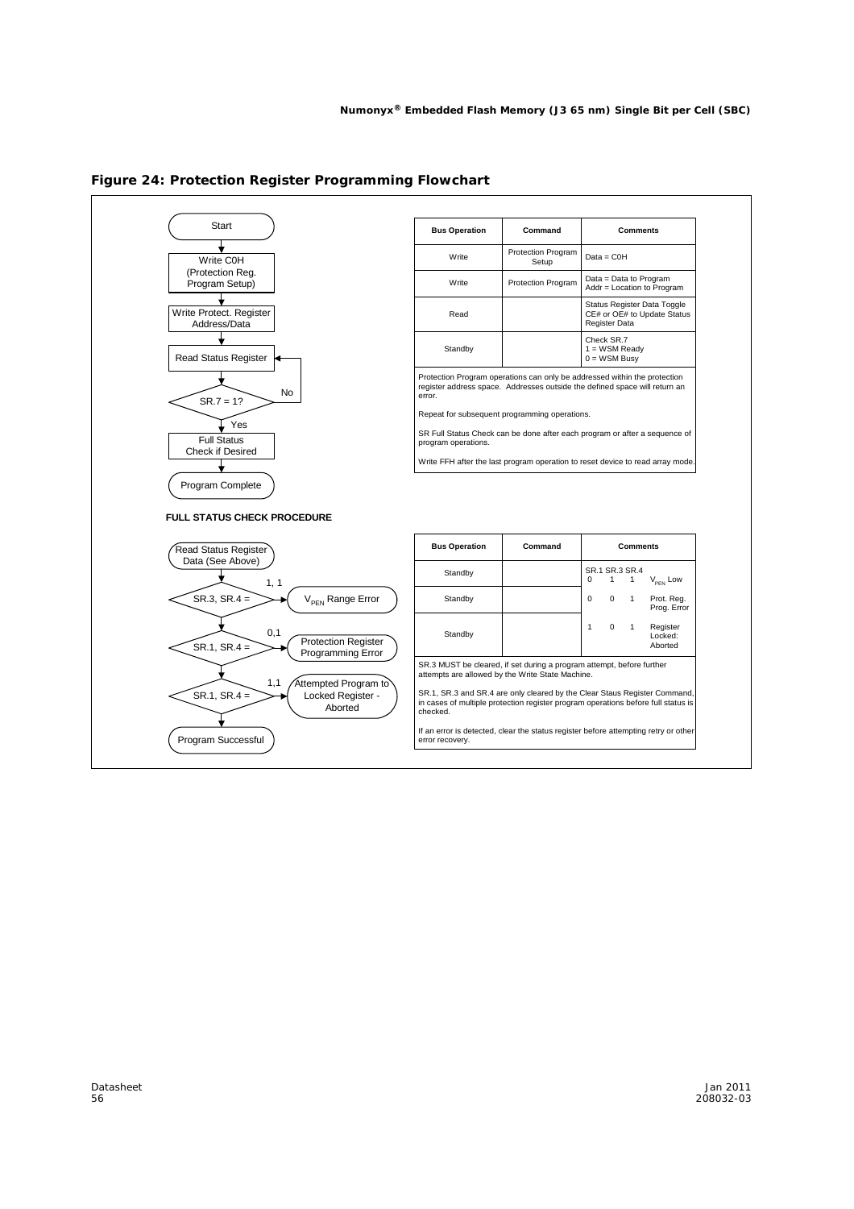## Figure 24: Protection Register Programming Flowchart

Start
↓
Write C0H (Protection Reg. Program Setup)
↓
Write Protect. Register Address/Data
↓
Read Status Register
↓
SR.7 = 1? — No → (back to Read Status Register)
↓ Yes
Full Status Check if Desired
↓
Program Complete

| Bus Operation | Command | Comments |
|---|---|---|
| Write | Protection Program Setup | Data = C0H |
| Write | Protection Program | Data = Data to Program<br>Addr = Location to Program |
| Read | | Status Register Data Toggle CE# or OE# to Update Status Register Data |
| Standby | | Check SR.7<br>1 = WSM Ready<br>0 = WSM Busy |

Protection Program operations can only be addressed within the protection register address space. Addresses outside the defined space will return an error.

Repeat for subsequent programming operations.

SR Full Status Check can be done after each program or after a sequence of program operations.

Write FFH after the last program operation to reset device to read array mode.

**FULL STATUS CHECK PROCEDURE**

Read Status Register Data (See Above)
↓
SR.3, SR.4 = — 1, 1 → $V_{PEN}$ Range Error
↓
SR.1, SR.4 = — 0,1 → Protection Register Programming Error
↓
SR.1, SR.4 = — 1,1 → Attempted Program to Locked Register - Aborted
↓
Program Successful

| Bus Operation | Command | SR.1 | SR.3 | SR.4 | Comments |
|---|---|---|---|---|---|
| Standby | | 0 | 1 | 1 | $V_{PEN}$ Low |
| Standby | | 0 | 0 | 1 | Prot. Reg. Prog. Error |
| Standby | | 1 | 0 | 1 | Register Locked: Aborted |

SR.3 MUST be cleared, if set during a program attempt, before further attempts are allowed by the Write State Machine.

SR.1, SR.3 and SR.4 are only cleared by the Clear Staus Register Command, in cases of multiple protection register program operations before full status is checked.

If an error is detected, clear the status register before attempting retry or other error recovery.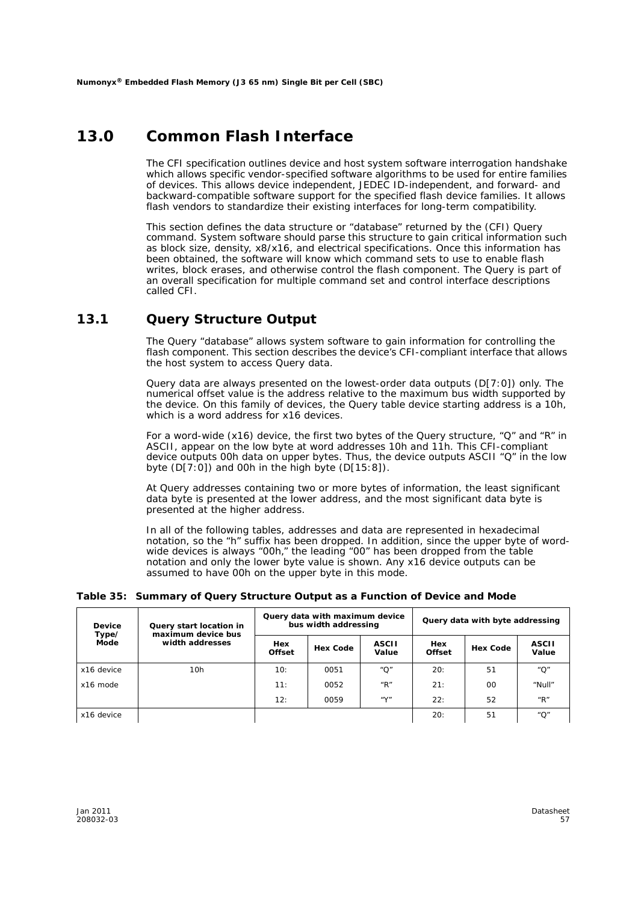# 13.0 Common Flash Interface

The CFI specification outlines device and host system software interrogation handshake which allows specific vendor-specified software algorithms to be used for entire families of devices. This allows device independent, JEDEC ID-independent, and forward- and backward-compatible software support for the specified flash device families. It allows flash vendors to standardize their existing interfaces for long-term compatibility.

This section defines the data structure or "database" returned by the (CFI) Query command. System software should parse this structure to gain critical information such as block size, density, x8/x16, and electrical specifications. Once this information has been obtained, the software will know which command sets to use to enable flash writes, block erases, and otherwise control the flash component. The Query is part of an overall specification for multiple command set and control interface descriptions called CFI.

## 13.1 Query Structure Output

The Query "database" allows system software to gain information for controlling the flash component. This section describes the device's CFI-compliant interface that allows the host system to access Query data.

Query data are always presented on the lowest-order data outputs (D[7:0]) only. The numerical offset value is the address relative to the maximum bus width supported by the device. On this family of devices, the Query table device starting address is a 10h, which is a word address for x16 devices.

For a word-wide (x16) device, the first two bytes of the Query structure, "Q" and "R" in ASCII, appear on the low byte at word addresses 10h and 11h. This CFI-compliant device outputs 00h data on upper bytes. Thus, the device outputs ASCII "Q" in the low byte (D[7:0]) and 00h in the high byte (D[15:8]).

At Query addresses containing two or more bytes of information, the least significant data byte is presented at the lower address, and the most significant data byte is presented at the higher address.

In all of the following tables, addresses and data are represented in hexadecimal notation, so the "h" suffix has been dropped. In addition, since the upper byte of word-wide devices is always "00h," the leading "00" has been dropped from the table notation and only the lower byte value is shown. Any x16 device outputs can be assumed to have 00h on the upper byte in this mode.

**Table 35: Summary of Query Structure Output as a Function of Device and Mode**

| Device Type/ Mode | Query start location in maximum device bus width addresses | Query data with maximum device bus width addressing | | | Query data with byte addressing | | |
|---|---|---|---|---|---|---|---|
| | | Hex Offset | Hex Code | ASCII Value | Hex Offset | Hex Code | ASCII Value |
| x16 device | 10h | 10: | 0051 | "Q" | 20: | 51 | "Q" |
| x16 mode | | 11: | 0052 | "R" | 21: | 00 | "Null" |
| | | 12: | 0059 | "Y" | 22: | 52 | "R" |
| x16 device | | | | | 20: | 51 | "Q" |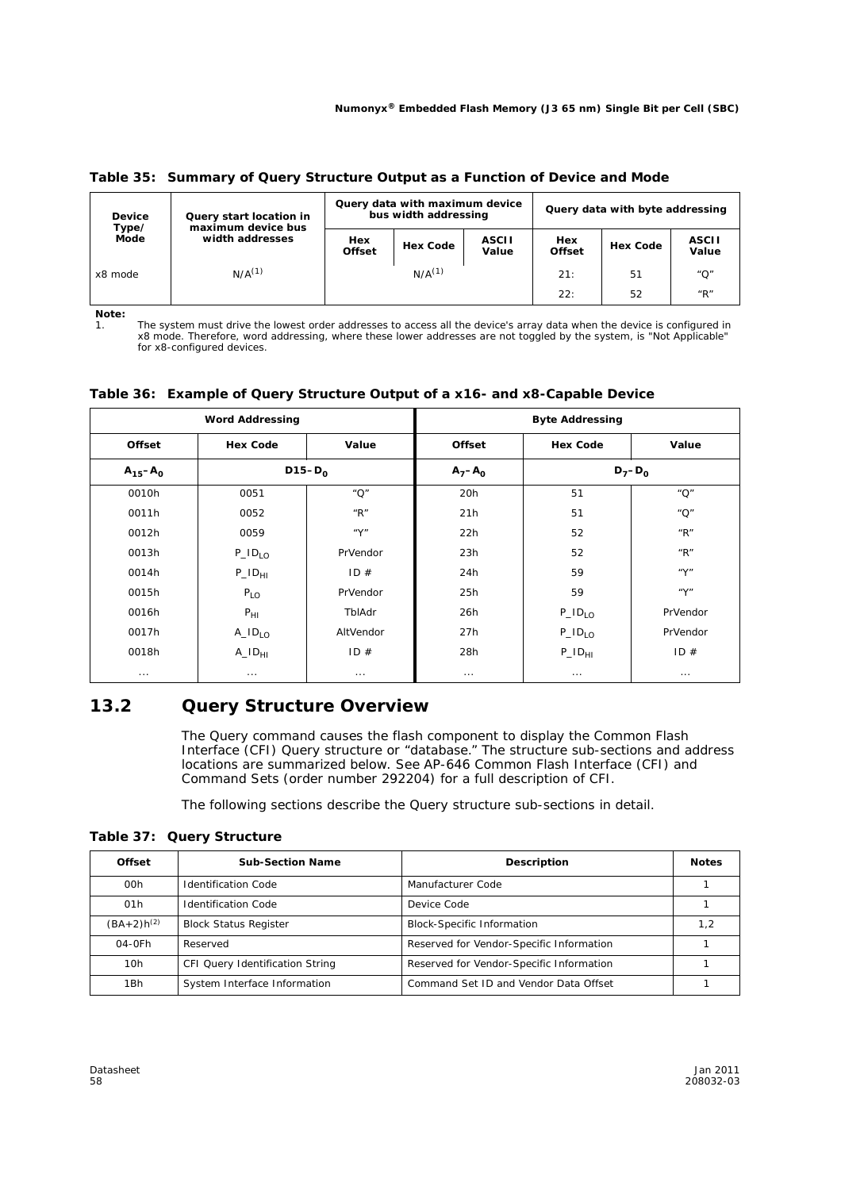**Table 35: Summary of Query Structure Output as a Function of Device and Mode**

| Device Type/ Mode | Query start location in maximum device bus width addresses | Query data with maximum device bus width addressing | | | Query data with byte addressing | | |
|---|---|---|---|---|---|---|---|
| | | Hex Offset | Hex Code | ASCII Value | Hex Offset | Hex Code | ASCII Value |
| x8 mode | N/A[1] | N/A[1] | | | 21: | 51 | "Q" |
| | | | | | 22: | 52 | "R" |

**Note:**
1. The system must drive the lowest order addresses to access all the device's array data when the device is configured in x8 mode. Therefore, word addressing, where these lower addresses are not toggled by the system, is "Not Applicable" for x8-configured devices.

**Table 36: Example of Query Structure Output of a x16- and x8-Capable Device**

| Word Addressing | | | Byte Addressing | | |
|---|---|---|---|---|---|
| Offset | Hex Code | Value | Offset | Hex Code | Value |
| $A_{15}$–$A_0$ | $D15$–$D_0$ | | $A_7$–$A_0$ | $D_7$–$D_0$ | |
| 0010h | 0051 | "Q" | 20h | 51 | "Q" |
| 0011h | 0052 | "R" | 21h | 51 | "Q" |
| 0012h | 0059 | "Y" | 22h | 52 | "R" |
| 0013h | $P\_ID_{LO}$ | PrVendor | 23h | 52 | "R" |
| 0014h | $P\_ID_{HI}$ | ID # | 24h | 59 | "Y" |
| 0015h | $P_{LO}$ | PrVendor | 25h | 59 | "Y" |
| 0016h | $P_{HI}$ | TblAdr | 26h | $P\_ID_{LO}$ | PrVendor |
| 0017h | $A\_ID_{LO}$ | AltVendor | 27h | $P\_ID_{LO}$ | PrVendor |
| 0018h | $A\_ID_{HI}$ | ID # | 28h | $P\_ID_{HI}$ | ID # |
| ... | ... | ... | ... | ... | ... |

## 13.2 Query Structure Overview

The Query command causes the flash component to display the Common Flash Interface (CFI) Query structure or "database." The structure sub-sections and address locations are summarized below. See AP-646 Common Flash Interface (CFI) and Command Sets (order number 292204) for a full description of CFI.

The following sections describe the Query structure sub-sections in detail.

**Table 37: Query Structure**

| Offset | Sub-Section Name | Description | Notes |
|---|---|---|---|
| 00h | Identification Code | Manufacturer Code | 1 |
| 01h | Identification Code | Device Code | 1 |
| (BA+2)h[2] | Block Status Register | Block-Specific Information | 1,2 |
| 04-0Fh | Reserved | Reserved for Vendor-Specific Information | 1 |
| 10h | CFI Query Identification String | Reserved for Vendor-Specific Information | 1 |
| 1Bh | System Interface Information | Command Set ID and Vendor Data Offset | 1 |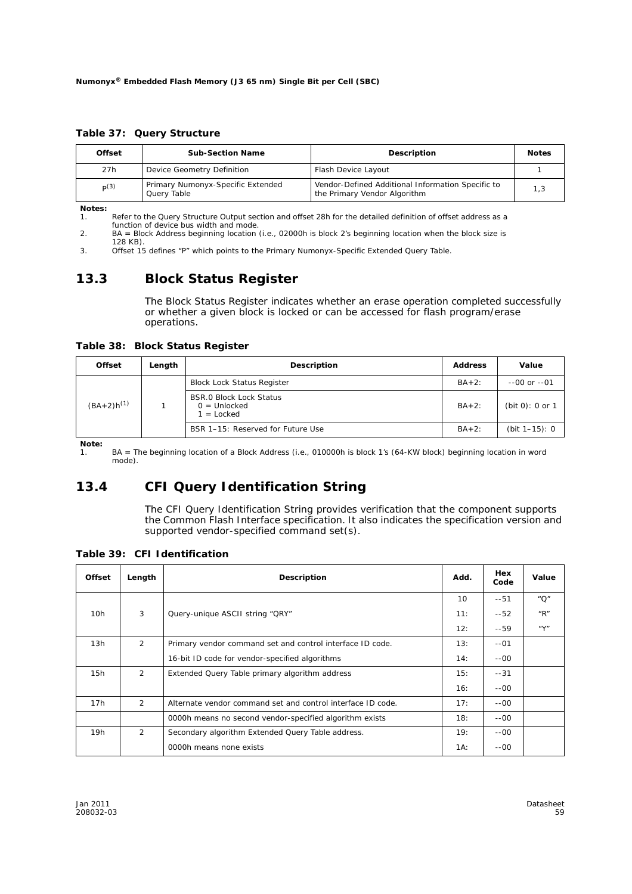**Table 37: Query Structure**

| Offset | Sub-Section Name | Description | Notes |
|---|---|---|---|
| 27h | Device Geometry Definition | Flash Device Layout | 1 |
| P[3] | Primary Numonyx-Specific Extended Query Table | Vendor-Defined Additional Information Specific to the Primary Vendor Algorithm | 1,3 |

**Notes:**
1. Refer to the Query Structure Output section and offset 28h for the detailed definition of offset address as a function of device bus width and mode.
2. BA = Block Address beginning location (i.e., 02000h is block 2's beginning location when the block size is 128 KB).
3. Offset 15 defines "P" which points to the Primary Numonyx-Specific Extended Query Table.

## 13.3 Block Status Register

The Block Status Register indicates whether an erase operation completed successfully or whether a given block is locked or can be accessed for flash program/erase operations.

**Table 38: Block Status Register**

| Offset | Length | Description | Address | Value |
|---|---|---|---|---|
| (BA+2)h[1] | 1 | Block Lock Status Register | BA+2: | --00 or --01 |
| | | BSR.0 Block Lock Status<br>0 = Unlocked<br>1 = Locked | BA+2: | (bit 0): 0 or 1 |
| | | BSR 1–15: Reserved for Future Use | BA+2: | (bit 1–15): 0 |

**Note:**
1. BA = The beginning location of a Block Address (i.e., 010000h is block 1's (64-KW block) beginning location in word mode).

## 13.4 CFI Query Identification String

The CFI Query Identification String provides verification that the component supports the Common Flash Interface specification. It also indicates the specification version and supported vendor-specified command set(s).

**Table 39: CFI Identification**

| Offset | Length | Description | Add. | Hex Code | Value |
|---|---|---|---|---|---|
| 10h | 3 | Query-unique ASCII string "QRY" | 10 | --51 | "Q" |
| | | | 11: | --52 | "R" |
| | | | 12: | --59 | "Y" |
| 13h | 2 | Primary vendor command set and control interface ID code. | 13: | --01 | |
| | | 16-bit ID code for vendor-specified algorithms | 14: | --00 | |
| 15h | 2 | Extended Query Table primary algorithm address | 15: | --31 | |
| | | | 16: | --00 | |
| 17h | 2 | Alternate vendor command set and control interface ID code. | 17: | --00 | |
| | | 0000h means no second vendor-specified algorithm exists | 18: | --00 | |
| 19h | 2 | Secondary algorithm Extended Query Table address. | 19: | --00 | |
| | | 0000h means none exists | 1A: | --00 | |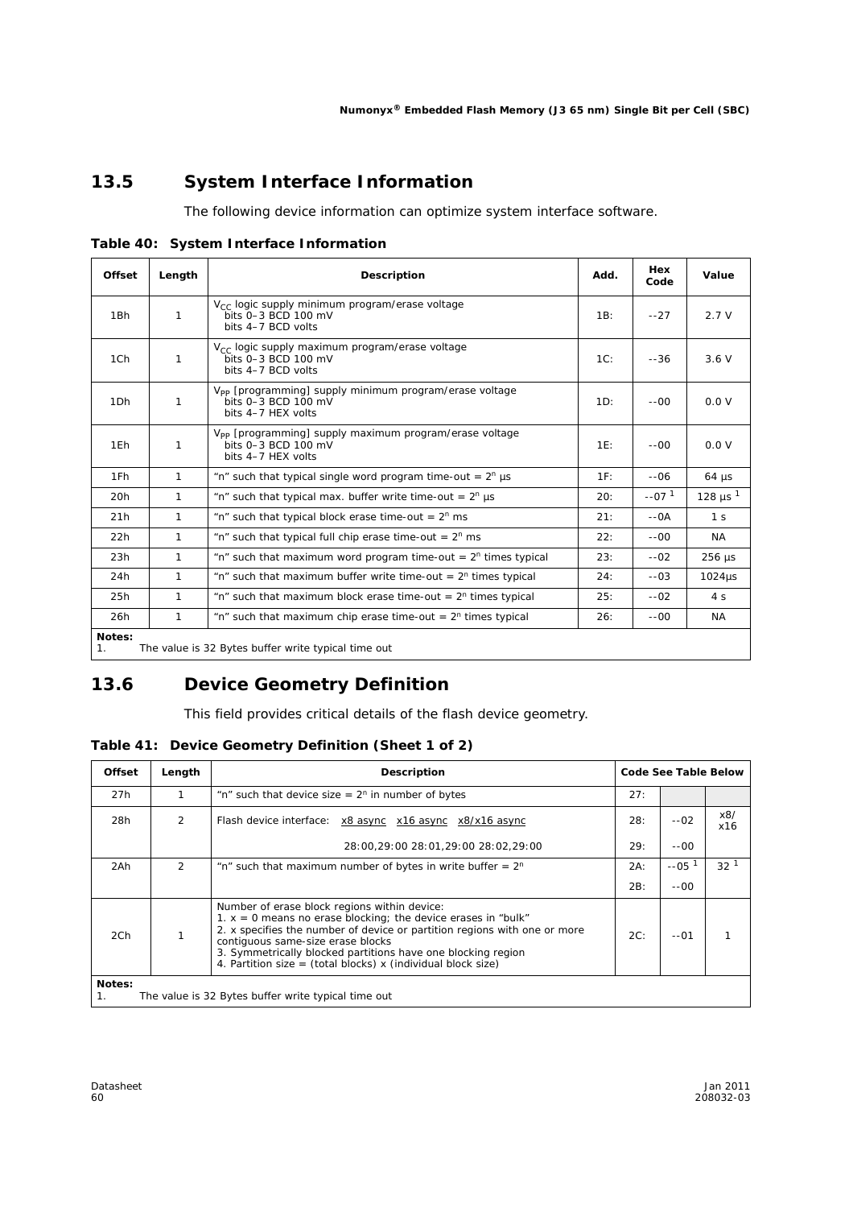## 13.5 System Interface Information

The following device information can optimize system interface software.

**Table 40: System Interface Information**

| Offset | Length | Description | Add. | Hex Code | Value |
|---|---|---|---|---|---|
| 1Bh | 1 | $V_{CC}$ logic supply minimum program/erase voltage<br>bits 0–3 BCD 100 mV<br>bits 4–7 BCD volts | 1B: | --27 | 2.7 V |
| 1Ch | 1 | $V_{CC}$ logic supply maximum program/erase voltage<br>bits 0–3 BCD 100 mV<br>bits 4–7 BCD volts | 1C: | --36 | 3.6 V |
| 1Dh | 1 | $V_{PP}$ [programming] supply minimum program/erase voltage<br>bits 0–3 BCD 100 mV<br>bits 4–7 HEX volts | 1D: | --00 | 0.0 V |
| 1Eh | 1 | $V_{PP}$ [programming] supply maximum program/erase voltage<br>bits 0–3 BCD 100 mV<br>bits 4–7 HEX volts | 1E: | --00 | 0.0 V |
| 1Fh | 1 | "n" such that typical single word program time-out = $2^n$ µs | 1F: | --06 | 64 µs |
| 20h | 1 | "n" such that typical max. buffer write time-out = $2^n$ µs | 20: | --07 [1] | 128 µs [1] |
| 21h | 1 | "n" such that typical block erase time-out = $2^n$ ms | 21: | --0A | 1 s |
| 22h | 1 | "n" such that typical full chip erase time-out = $2^n$ ms | 22: | --00 | NA |
| 23h | 1 | "n" such that maximum word program time-out = $2^n$ times typical | 23: | --02 | 256 µs |
| 24h | 1 | "n" such that maximum buffer write time-out = $2^n$ times typical | 24: | --03 | 1024µs |
| 25h | 1 | "n" such that maximum block erase time-out = $2^n$ times typical | 25: | --02 | 4 s |
| 26h | 1 | "n" such that maximum chip erase time-out = $2^n$ times typical | 26: | --00 | NA |

**Notes:**
1. The value is 32 Bytes buffer write typical time out

## 13.6 Device Geometry Definition

This field provides critical details of the flash device geometry.

**Table 41: Device Geometry Definition (Sheet 1 of 2)**

| Offset | Length | Description | Code See Table Below | | |
|---|---|---|---|---|---|
| 27h | 1 | "n" such that device size = $2^n$ in number of bytes | 27: | | |
| 28h | 2 | Flash device interface: x8 async x16 async x8/x16 async | 28: | --02 | x8/ x16 |
| | | 28:00,29:00 28:01,29:00 28:02,29:00 | 29: | --00 | |
| 2Ah | 2 | "n" such that maximum number of bytes in write buffer = $2^n$ | 2A: | --05 [1] | 32 [1] |
| | | | 2B: | --00 | |
| 2Ch | 1 | Number of erase block regions within device:<br>1. x = 0 means no erase blocking; the device erases in "bulk"<br>2. x specifies the number of device or partition regions with one or more contiguous same-size erase blocks<br>3. Symmetrically blocked partitions have one blocking region<br>4. Partition size = (total blocks) x (individual block size) | 2C: | --01 | 1 |

**Notes:**
1. The value is 32 Bytes buffer write typical time out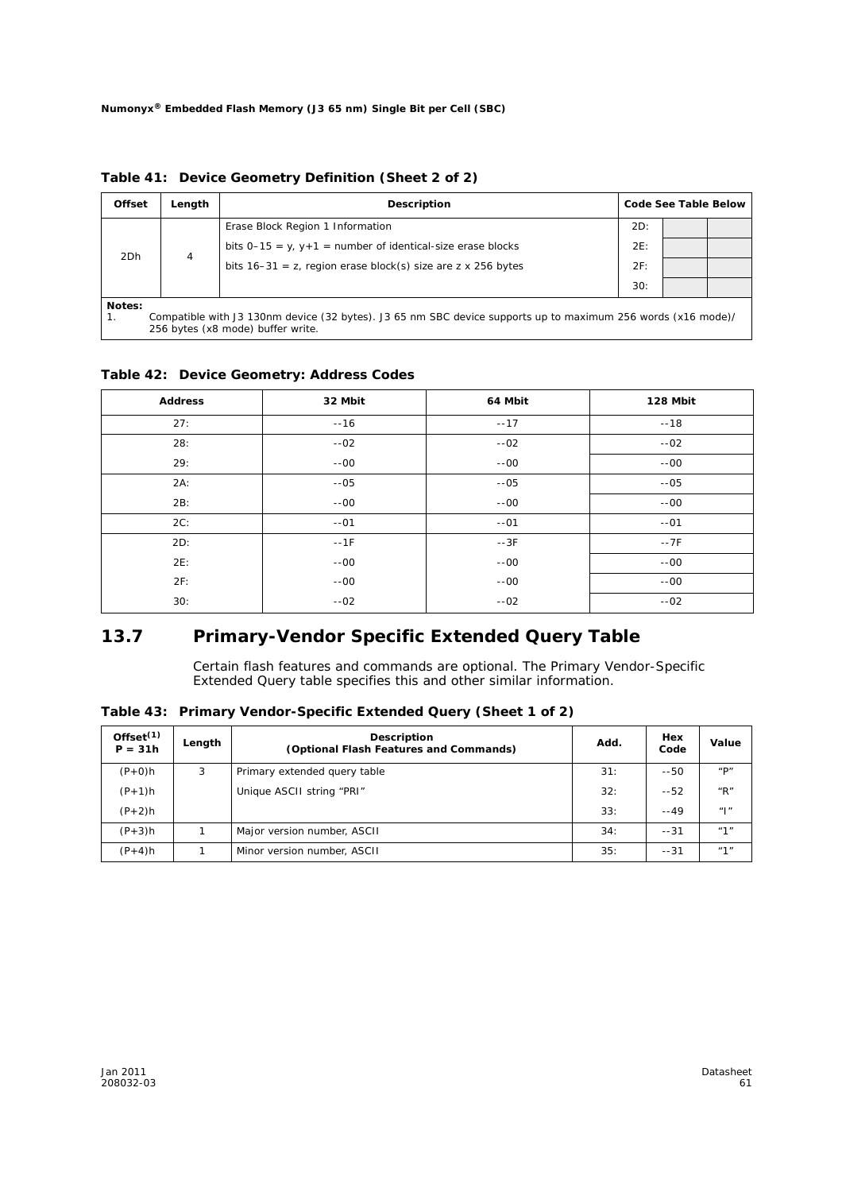**Table 41: Device Geometry Definition (Sheet 2 of 2)**

| Offset | Length | Description | Code See Table Below | | |
|---|---|---|---|---|---|
| 2Dh | 4 | Erase Block Region 1 Information | 2D: | | |
| | | bits 0–15 = y, y+1 = number of identical-size erase blocks | 2E: | | |
| | | bits 16–31 = z, region erase block(s) size are z x 256 bytes | 2F: | | |
| | | | 30: | | |

**Notes:**
1. Compatible with J3 130nm device (32 bytes). J3 65 nm SBC device supports up to maximum 256 words (x16 mode)/ 256 bytes (x8 mode) buffer write.

**Table 42: Device Geometry: Address Codes**

| Address | 32 Mbit | 64 Mbit | 128 Mbit |
|---|---|---|---|
| 27: | --16 | --17 | --18 |
| 28: | --02 | --02 | --02 |
| 29: | --00 | --00 | --00 |
| 2A: | --05 | --05 | --05 |
| 2B: | --00 | --00 | --00 |
| 2C: | --01 | --01 | --01 |
| 2D: | --1F | --3F | --7F |
| 2E: | --00 | --00 | --00 |
| 2F: | --00 | --00 | --00 |
| 30: | --02 | --02 | --02 |

## 13.7 Primary-Vendor Specific Extended Query Table

Certain flash features and commands are optional. The Primary Vendor-Specific Extended Query table specifies this and other similar information.

**Table 43: Primary Vendor-Specific Extended Query (Sheet 1 of 2)**

| Offset[(1)] P = 31h | Length | Description (Optional Flash Features and Commands) | Add. | Hex Code | Value |
|---|---|---|---|---|---|
| (P+0)h | 3 | Primary extended query table | 31: | --50 | "P" |
| (P+1)h | | Unique ASCII string "PRI" | 32: | --52 | "R" |
| (P+2)h | | | 33: | --49 | "I" |
| (P+3)h | 1 | Major version number, ASCII | 34: | --31 | "1" |
| (P+4)h | 1 | Minor version number, ASCII | 35: | --31 | "1" |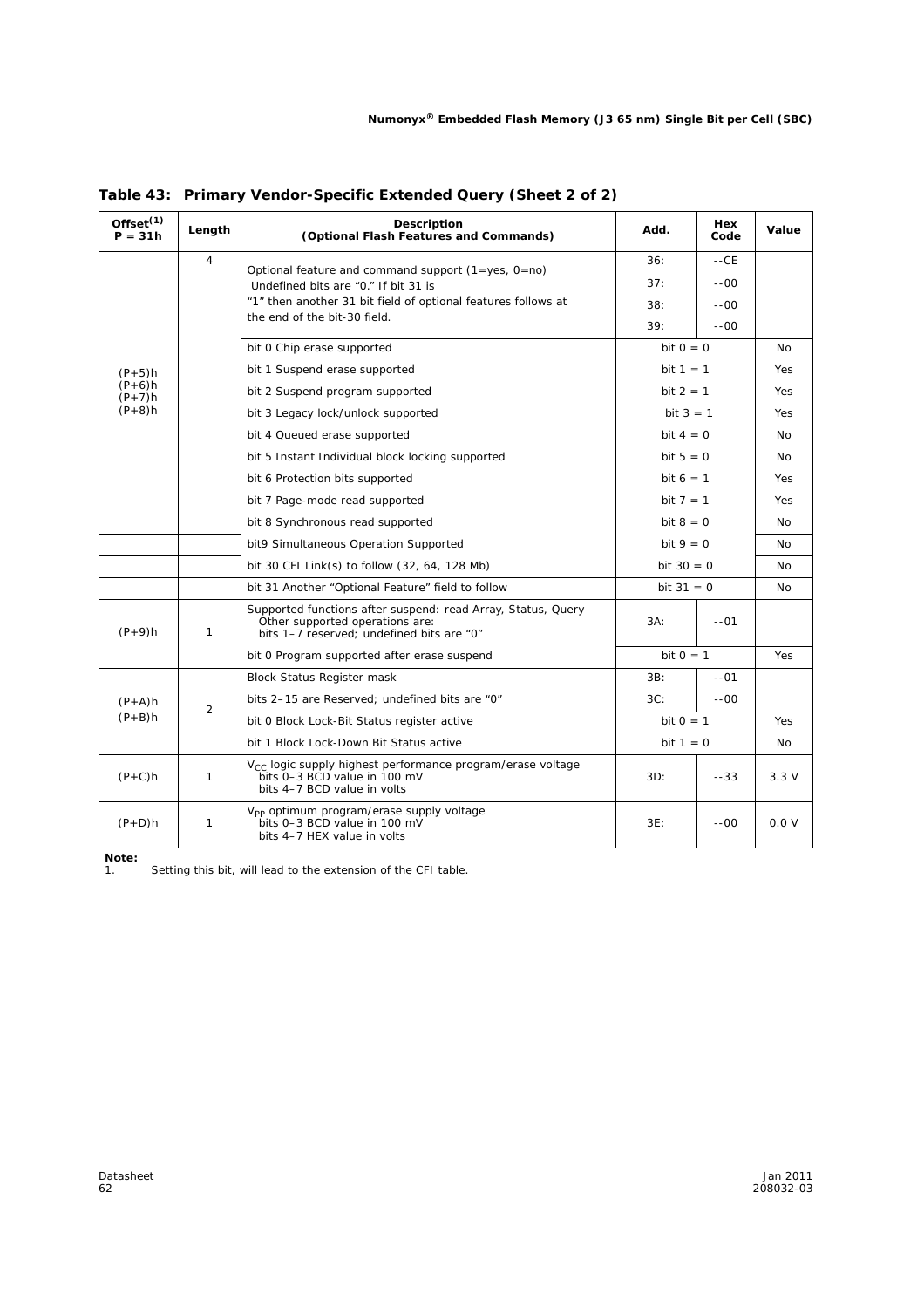**Table 43: Primary Vendor-Specific Extended Query (Sheet 2 of 2)**

| Offset[(1)] P = 31h | Length | Description (Optional Flash Features and Commands) | Add. | Hex Code | Value |
|---|---|---|---|---|---|
| (P+5)h (P+6)h (P+7)h (P+8)h | 4 | Optional feature and command support (1=yes, 0=no) Undefined bits are "0." If bit 31 is "1" then another 31 bit field of optional features follows at the end of the bit-30 field. | 36: | --CE | |
| | | | 37: | --00 | |
| | | | 38: | --00 | |
| | | | 39: | --00 | |
| | | bit 0 Chip erase supported | bit 0 = 0 | | No |
| | | bit 1 Suspend erase supported | bit 1 = 1 | | Yes |
| | | bit 2 Suspend program supported | bit 2 = 1 | | Yes |
| | | bit 3 Legacy lock/unlock supported | bit 3 = 1 | | Yes |
| | | bit 4 Queued erase supported | bit 4 = 0 | | No |
| | | bit 5 Instant Individual block locking supported | bit 5 = 0 | | No |
| | | bit 6 Protection bits supported | bit 6 = 1 | | Yes |
| | | bit 7 Page-mode read supported | bit 7 = 1 | | Yes |
| | | bit 8 Synchronous read supported | bit 8 = 0 | | No |
| | | bit9 Simultaneous Operation Supported | bit 9 = 0 | | No |
| | | bit 30 CFI Link(s) to follow (32, 64, 128 Mb) | bit 30 = 0 | | No |
| | | bit 31 Another "Optional Feature" field to follow | bit 31 = 0 | | No |
| (P+9)h | 1 | Supported functions after suspend: read Array, Status, Query Other supported operations are: bits 1–7 reserved; undefined bits are "0" | 3A: | --01 | |
| | | bit 0 Program supported after erase suspend | bit 0 = 1 | | Yes |
| (P+A)h (P+B)h | 2 | Block Status Register mask | 3B: | --01 | |
| | | bits 2–15 are Reserved; undefined bits are "0" | 3C: | --00 | |
| | | bit 0 Block Lock-Bit Status register active | bit 0 = 1 | | Yes |
| | | bit 1 Block Lock-Down Bit Status active | bit 1 = 0 | | No |
| (P+C)h | 1 | $V_{CC}$ logic supply highest performance program/erase voltage bits 0–3 BCD value in 100 mV bits 4–7 BCD value in volts | 3D: | --33 | 3.3 V |
| (P+D)h | 1 | $V_{PP}$ optimum program/erase supply voltage bits 0–3 BCD value in 100 mV bits 4–7 HEX value in volts | 3E: | --00 | 0.0 V |

**Note:**
1. Setting this bit, will lead to the extension of the CFI table.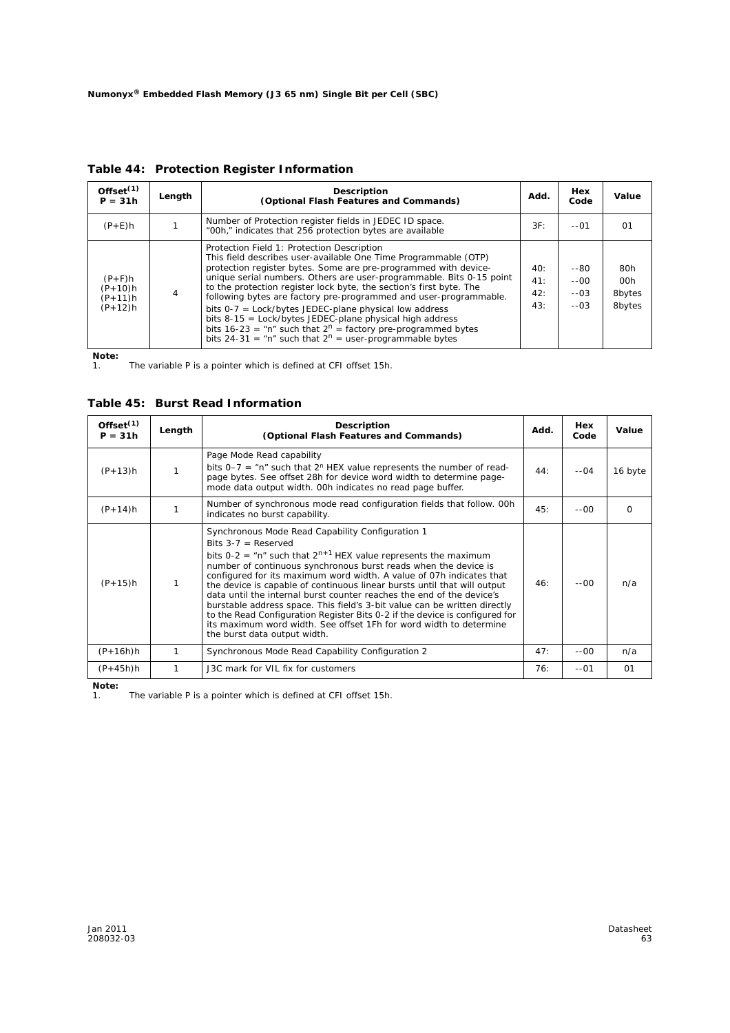## Table 44: Protection Register Information

| Offset[(1)] P = 31h | Length | Description (Optional Flash Features and Commands) | Add. | Hex Code | Value |
|---|---|---|---|---|---|
| (P+E)h | 1 | Number of Protection register fields in JEDEC ID space. "00h," indicates that 256 protection bytes are available | 3F: | --01 | 01 |
| (P+F)h<br>(P+10)h<br>(P+11)h<br>(P+12)h | 4 | Protection Field 1: Protection Description<br>This field describes user-available One Time Programmable (OTP) protection register bytes. Some are pre-programmed with device-unique serial numbers. Others are user-programmable. Bits 0-15 point to the protection register lock byte, the section's first byte. The following bytes are factory pre-programmed and user-programmable.<br>bits 0-7 = Lock/bytes JEDEC-plane physical low address<br>bits 8-15 = Lock/bytes JEDEC-plane physical high address<br>bits 16-23 = "n" such that $2^n$ = factory pre-programmed bytes<br>bits 24-31 = "n" such that $2^n$ = user-programmable bytes | 40:<br>41:<br>42:<br>43: | --80<br>--00<br>--03<br>--03 | 80h<br>00h<br>8bytes<br>8bytes |

**Note:**
1. The variable P is a pointer which is defined at CFI offset 15h.

## Table 45: Burst Read Information

| Offset[(1)] P = 31h | Length | Description (Optional Flash Features and Commands) | Add. | Hex Code | Value |
|---|---|---|---|---|---|
| (P+13)h | 1 | Page Mode Read capability<br>bits 0–7 = "n" such that $2^n$ HEX value represents the number of read-page bytes. See offset 28h for device word width to determine page-mode data output width. 00h indicates no read page buffer. | 44: | --04 | 16 byte |
| (P+14)h | 1 | Number of synchronous mode read configuration fields that follow. 00h indicates no burst capability. | 45: | --00 | 0 |
| (P+15)h | 1 | Synchronous Mode Read Capability Configuration 1<br>Bits 3-7 = Reserved<br>bits 0-2 = "n" such that $2^{n+1}$ HEX value represents the maximum number of continuous synchronous burst reads when the device is configured for its maximum word width. A value of 07h indicates that the device is capable of continuous linear bursts until that will output data until the internal burst counter reaches the end of the device's burstable address space. This field's 3-bit value can be written directly to the Read Configuration Register Bits 0-2 if the device is configured for its maximum word width. See offset 1Fh for word width to determine the burst data output width. | 46: | --00 | n/a |
| (P+16h)h | 1 | Synchronous Mode Read Capability Configuration 2 | 47: | --00 | n/a |
| (P+45h)h | 1 | J3C mark for VIL fix for customers | 76: | --01 | 01 |

**Note:**
1. The variable P is a pointer which is defined at CFI offset 15h.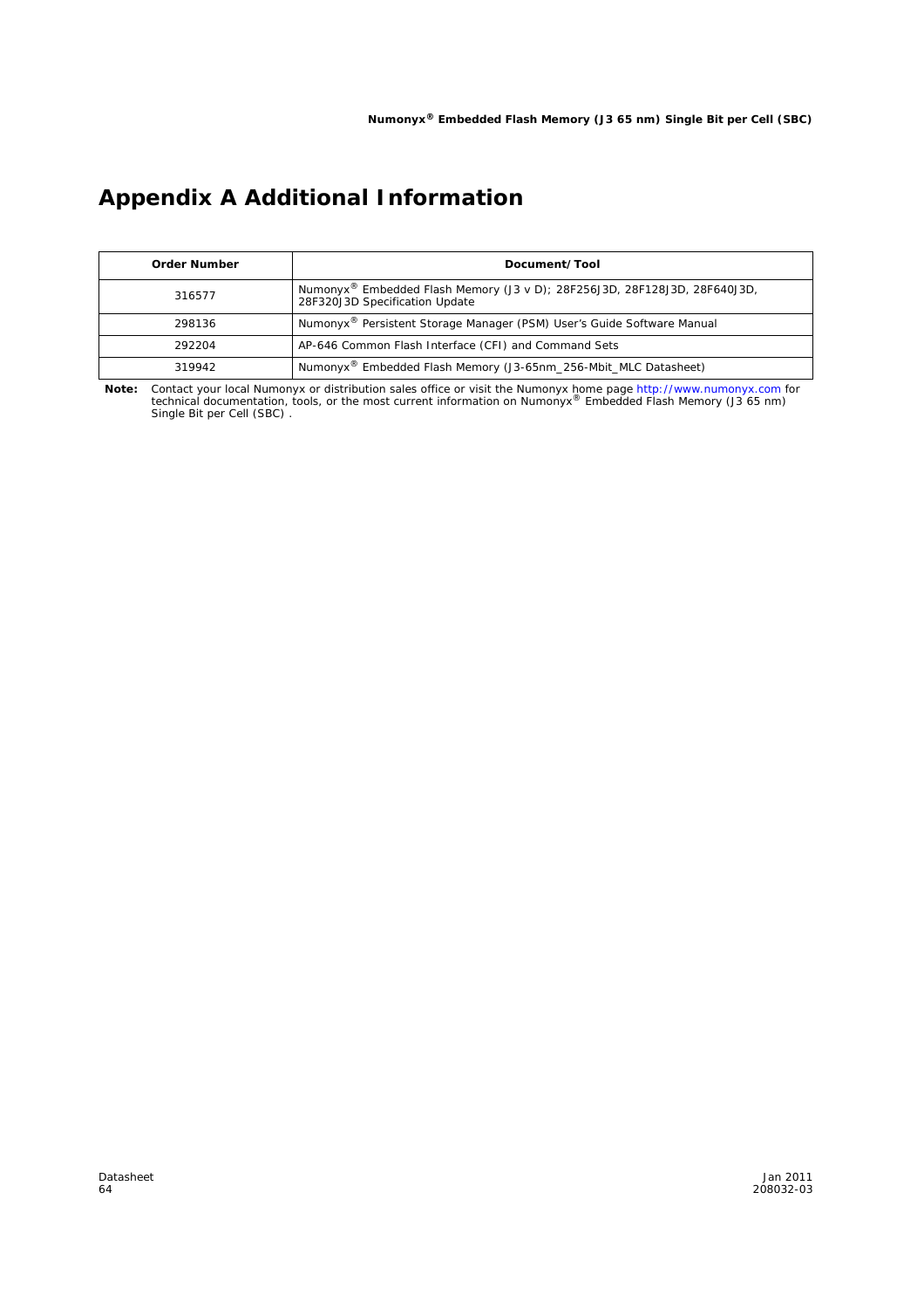# Appendix A Additional Information

| Order Number | Document/Tool |
|---|---|
| 316577 | Numonyx® Embedded Flash Memory (J3 v D); 28F256J3D, 28F128J3D, 28F640J3D, 28F320J3D Specification Update |
| 298136 | Numonyx® Persistent Storage Manager (PSM) User's Guide Software Manual |
| 292204 | AP-646 Common Flash Interface (CFI) and Command Sets |
| 319942 | Numonyx® Embedded Flash Memory (J3-65nm_256-Mbit_MLC Datasheet) |

**Note:** Contact your local Numonyx or distribution sales office or visit the Numonyx home page http://www.numonyx.com for technical documentation, tools, or the most current information on Numonyx® Embedded Flash Memory (J3 65 nm) Single Bit per Cell (SBC) .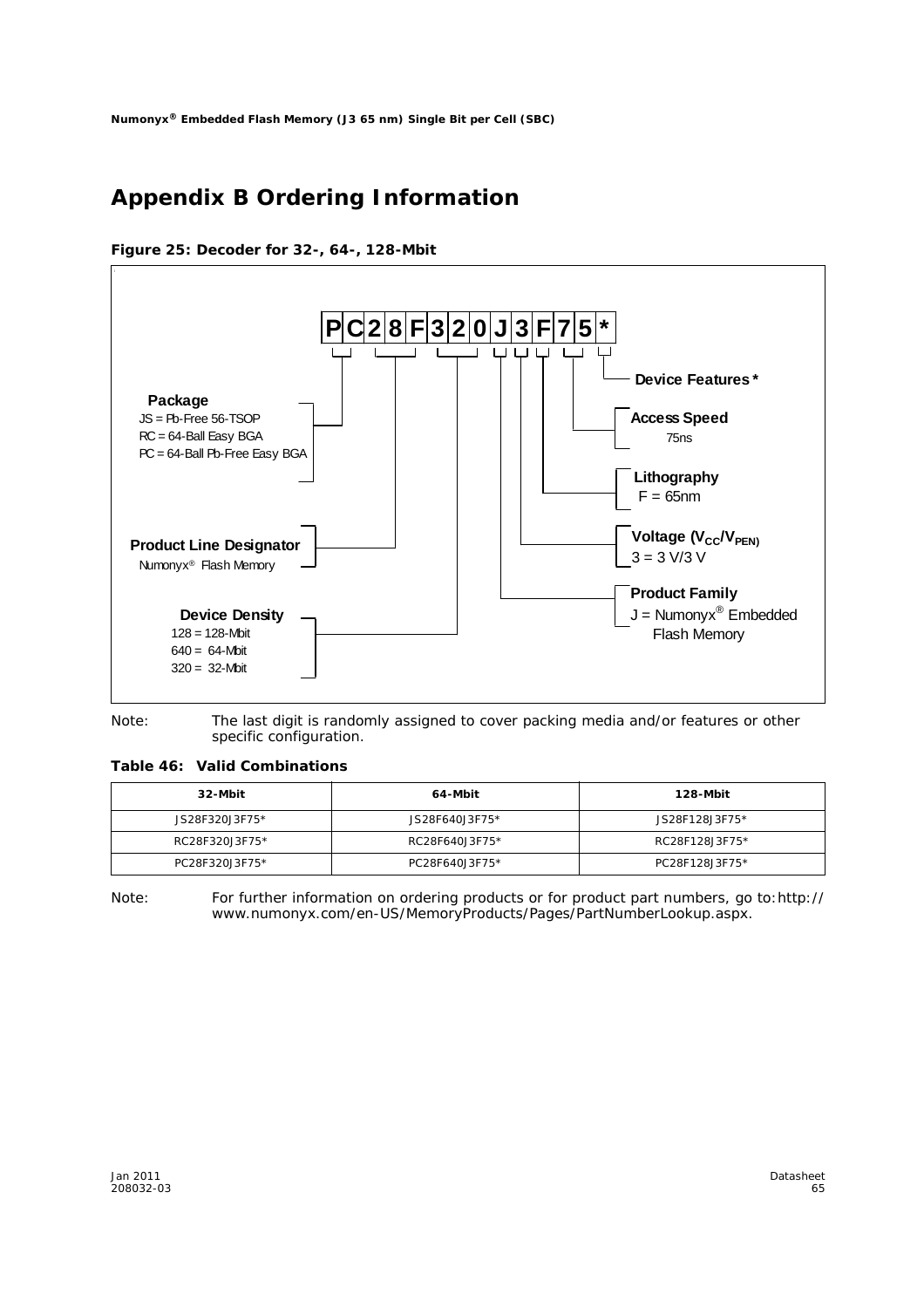# Appendix B Ordering Information

**Figure 25: Decoder for 32-, 64-, 128-Mbit**

**P C 2 8 F 3 2 0 J 3 F 7 5 \***

**Package**
JS = Pb-Free 56-TSOP
RC = 64-Ball Easy BGA
PC = 64-Ball Pb-Free Easy BGA

**Product Line Designator**
Numonyx® Flash Memory

**Device Density**
128 = 128-Mbit
640 = 64-Mbit
320 = 32-Mbit

**Device Features \***

**Access Speed**
75ns

**Lithography**
F = 65nm

**Voltage ($V_{CC}$/$V_{PEN}$)**
3 = 3 V/3 V

**Product Family**
J = Numonyx® Embedded Flash Memory

Note: The last digit is randomly assigned to cover packing media and/or features or other specific configuration.

**Table 46: Valid Combinations**

| 32-Mbit | 64-Mbit | 128-Mbit |
|---|---|---|
| JS28F320J3F75* | JS28F640J3F75* | JS28F128J3F75* |
| RC28F320J3F75* | RC28F640J3F75* | RC28F128J3F75* |
| PC28F320J3F75* | PC28F640J3F75* | PC28F128J3F75* |

Note: For further information on ordering products or for product part numbers, go to: http://www.numonyx.com/en-US/MemoryProducts/Pages/PartNumberLookup.aspx.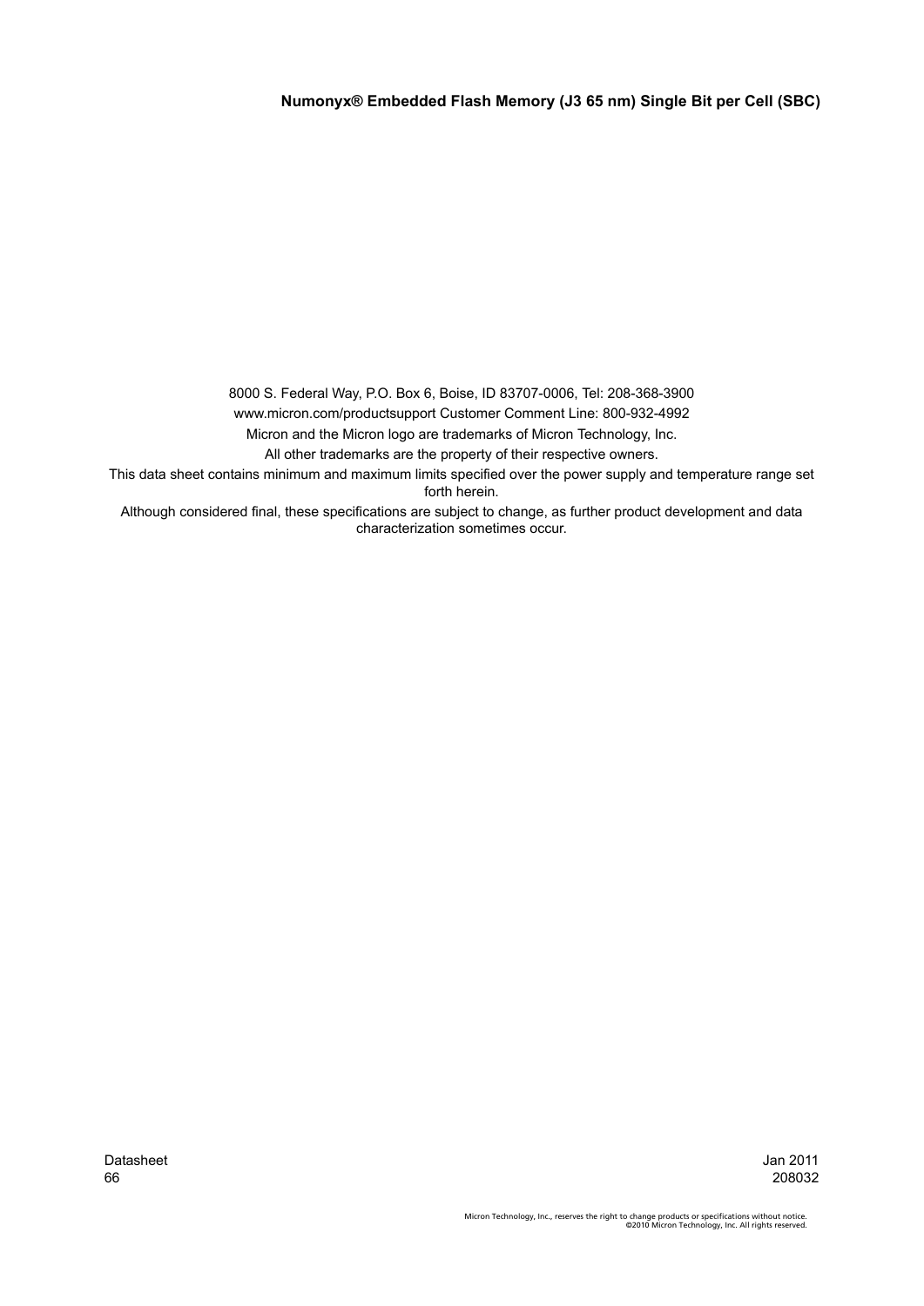8000 S. Federal Way, P.O. Box 6, Boise, ID 83707-0006, Tel: 208-368-3900

www.micron.com/productsupport Customer Comment Line: 800-932-4992

Micron and the Micron logo are trademarks of Micron Technology, Inc.

All other trademarks are the property of their respective owners.

This data sheet contains minimum and maximum limits specified over the power supply and temperature range set forth herein.

Although considered final, these specifications are subject to change, as further product development and data characterization sometimes occur.

Micron Technology, Inc., reserves the right to change products or specifications without notice.
©2010 Micron Technology, Inc. All rights reserved.